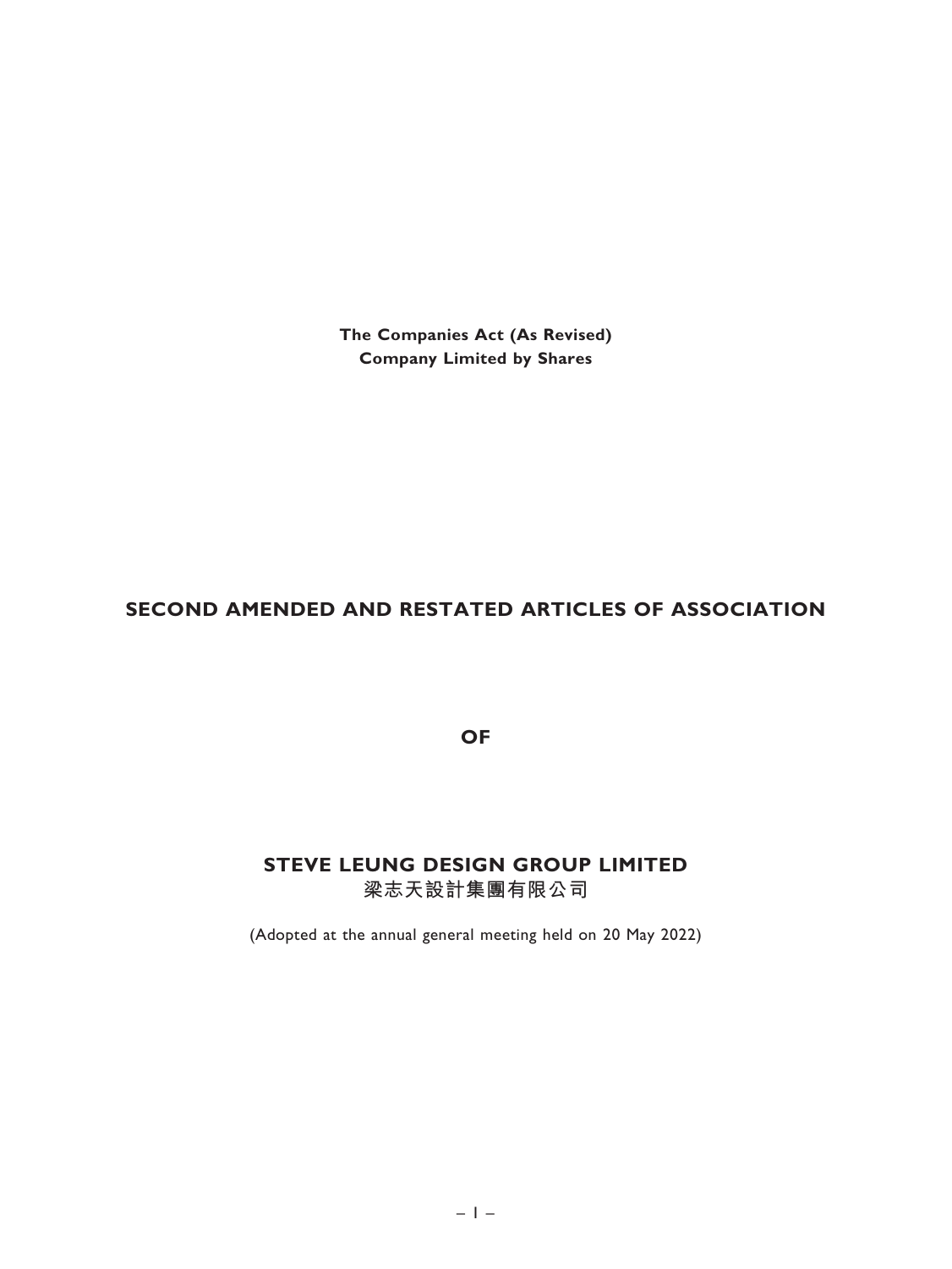**The Companies Act (As Revised)**
**Company Limited by Shares**

# SECOND AMENDED AND RESTATED ARTICLES OF ASSOCIATION

**OF**

# STEVE LEUNG DESIGN GROUP LIMITED
# 梁志天設計集團有限公司

(Adopted at the annual general meeting held on 20 May 2022)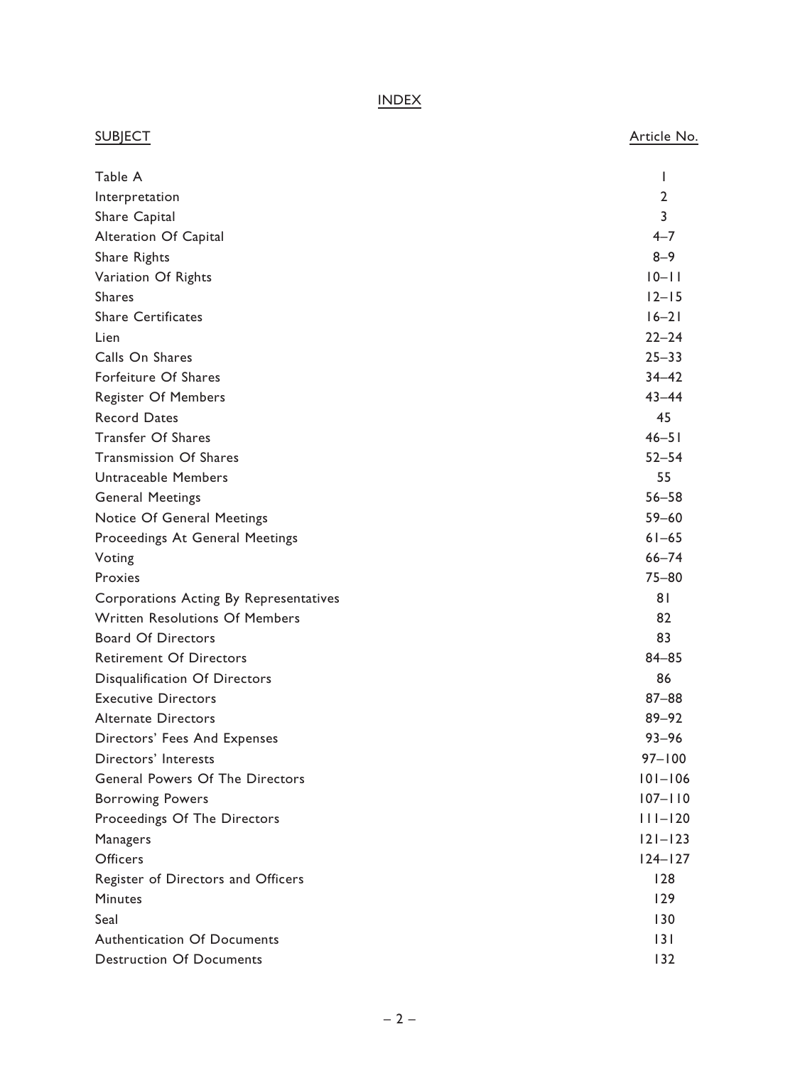# INDEX

| SUBJECT | Article No. |
|---|---|
| Table A | 1 |
| Interpretation | 2 |
| Share Capital | 3 |
| Alteration Of Capital | 4–7 |
| Share Rights | 8–9 |
| Variation Of Rights | 10–11 |
| Shares | 12–15 |
| Share Certificates | 16–21 |
| Lien | 22–24 |
| Calls On Shares | 25–33 |
| Forfeiture Of Shares | 34–42 |
| Register Of Members | 43–44 |
| Record Dates | 45 |
| Transfer Of Shares | 46–51 |
| Transmission Of Shares | 52–54 |
| Untraceable Members | 55 |
| General Meetings | 56–58 |
| Notice Of General Meetings | 59–60 |
| Proceedings At General Meetings | 61–65 |
| Voting | 66–74 |
| Proxies | 75–80 |
| Corporations Acting By Representatives | 81 |
| Written Resolutions Of Members | 82 |
| Board Of Directors | 83 |
| Retirement Of Directors | 84–85 |
| Disqualification Of Directors | 86 |
| Executive Directors | 87–88 |
| Alternate Directors | 89–92 |
| Directors' Fees And Expenses | 93–96 |
| Directors' Interests | 97–100 |
| General Powers Of The Directors | 101–106 |
| Borrowing Powers | 107–110 |
| Proceedings Of The Directors | 111–120 |
| Managers | 121–123 |
| Officers | 124–127 |
| Register of Directors and Officers | 128 |
| Minutes | 129 |
| Seal | 130 |
| Authentication Of Documents | 131 |
| Destruction Of Documents | 132 |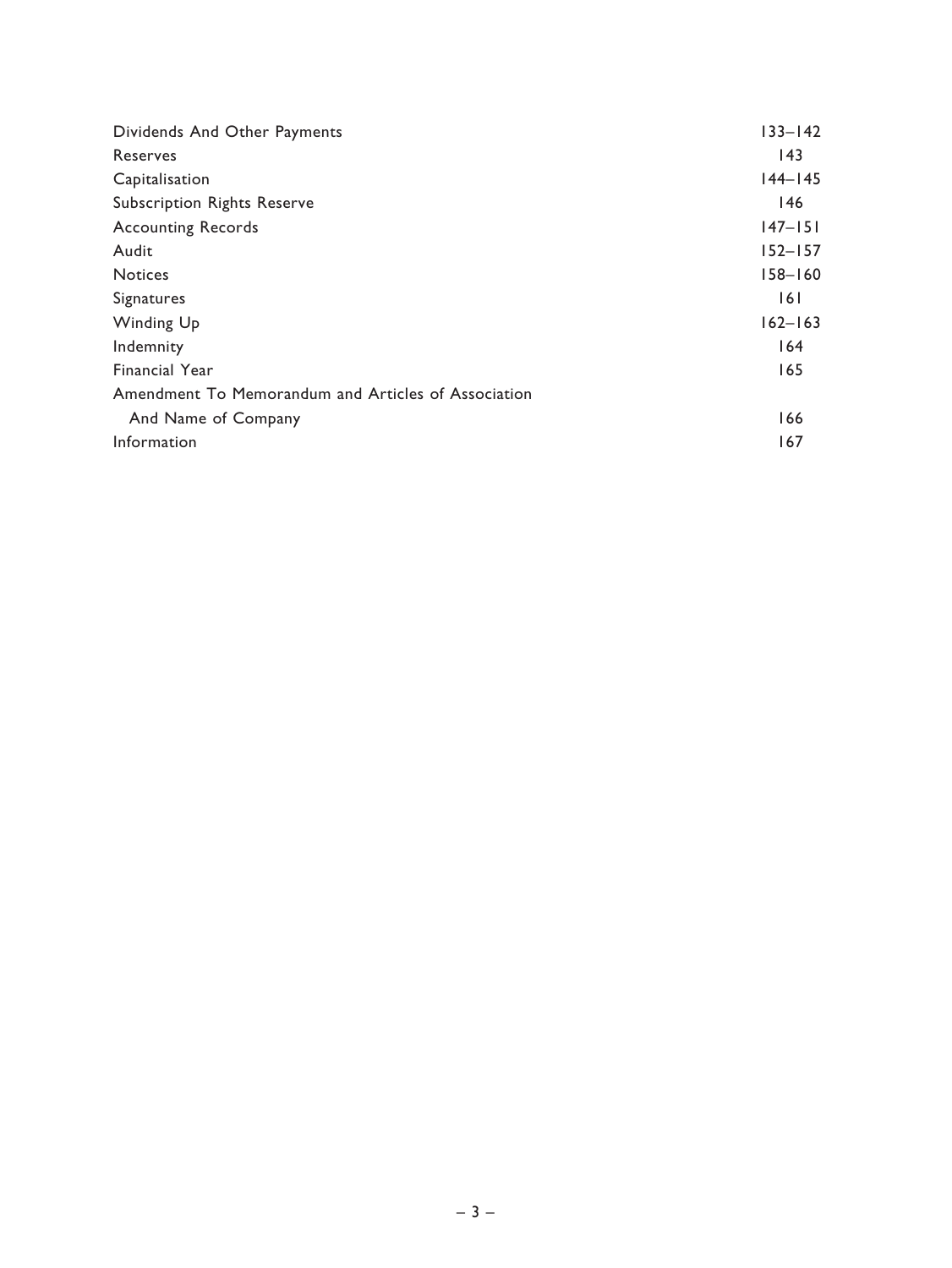| | |
|---|---|
| Dividends And Other Payments | 133–142 |
| Reserves | 143 |
| Capitalisation | 144–145 |
| Subscription Rights Reserve | 146 |
| Accounting Records | 147–151 |
| Audit | 152–157 |
| Notices | 158–160 |
| Signatures | 161 |
| Winding Up | 162–163 |
| Indemnity | 164 |
| Financial Year | 165 |
| Amendment To Memorandum and Articles of Association And Name of Company | 166 |
| Information | 167 |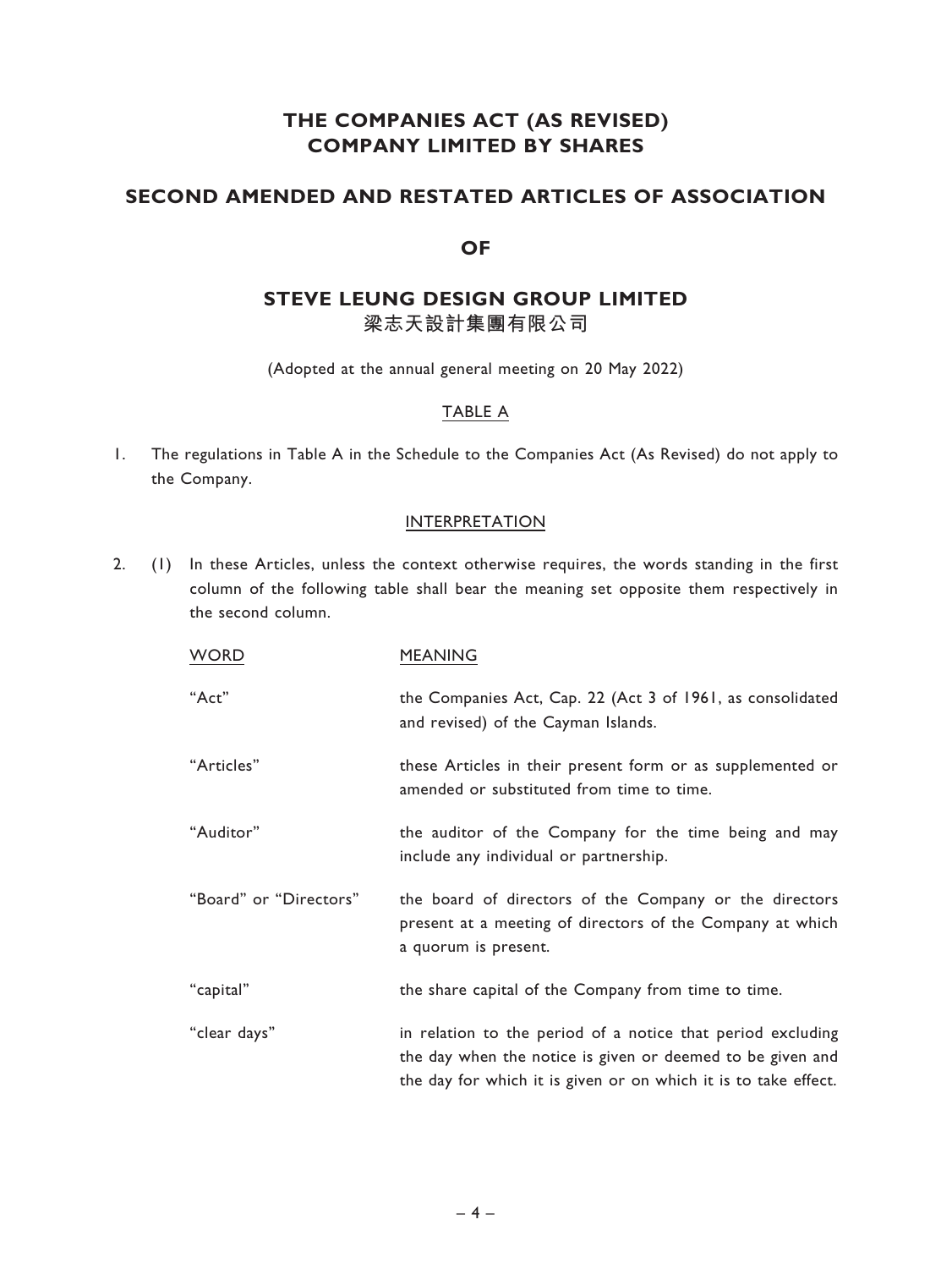# THE COMPANIES ACT (AS REVISED)
# COMPANY LIMITED BY SHARES

## SECOND AMENDED AND RESTATED ARTICLES OF ASSOCIATION

## OF

## STEVE LEUNG DESIGN GROUP LIMITED
## 梁志天設計集團有限公司

(Adopted at the annual general meeting on 20 May 2022)

### TABLE A

1. The regulations in Table A in the Schedule to the Companies Act (As Revised) do not apply to the Company.

### INTERPRETATION

2. (1) In these Articles, unless the context otherwise requires, the words standing in the first column of the following table shall bear the meaning set opposite them respectively in the second column.

| WORD | MEANING |
|---|---|
| "Act" | the Companies Act, Cap. 22 (Act 3 of 1961, as consolidated and revised) of the Cayman Islands. |
| "Articles" | these Articles in their present form or as supplemented or amended or substituted from time to time. |
| "Auditor" | the auditor of the Company for the time being and may include any individual or partnership. |
| "Board" or "Directors" | the board of directors of the Company or the directors present at a meeting of directors of the Company at which a quorum is present. |
| "capital" | the share capital of the Company from time to time. |
| "clear days" | in relation to the period of a notice that period excluding the day when the notice is given or deemed to be given and the day for which it is given or on which it is to take effect. |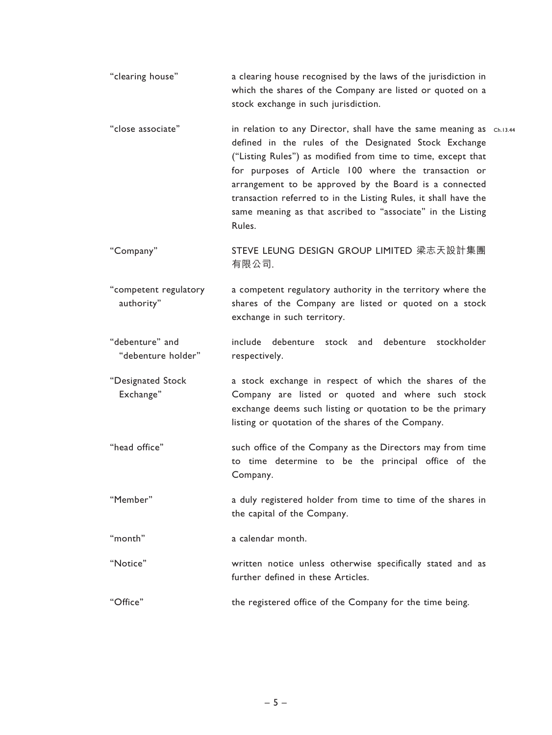| | |
|---|---|
| "clearing house" | a clearing house recognised by the laws of the jurisdiction in which the shares of the Company are listed or quoted on a stock exchange in such jurisdiction. |
| "close associate" | in relation to any Director, shall have the same meaning as defined in the rules of the Designated Stock Exchange ("Listing Rules") as modified from time to time, except that for purposes of Article 100 where the transaction or arrangement to be approved by the Board is a connected transaction referred to in the Listing Rules, it shall have the same meaning as that ascribed to "associate" in the Listing Rules. |
| "Company" | STEVE LEUNG DESIGN GROUP LIMITED 梁志天設計集團有限公司. |
| "competent regulatory authority" | a competent regulatory authority in the territory where the shares of the Company are listed or quoted on a stock exchange in such territory. |
| "debenture" and "debenture holder" | include debenture stock and debenture stockholder respectively. |
| "Designated Stock Exchange" | a stock exchange in respect of which the shares of the Company are listed or quoted and where such stock exchange deems such listing or quotation to be the primary listing or quotation of the shares of the Company. |
| "head office" | such office of the Company as the Directors may from time to time determine to be the principal office of the Company. |
| "Member" | a duly registered holder from time to time of the shares in the capital of the Company. |
| "month" | a calendar month. |
| "Notice" | written notice unless otherwise specifically stated and as further defined in these Articles. |
| "Office" | the registered office of the Company for the time being. |

Ch.13.44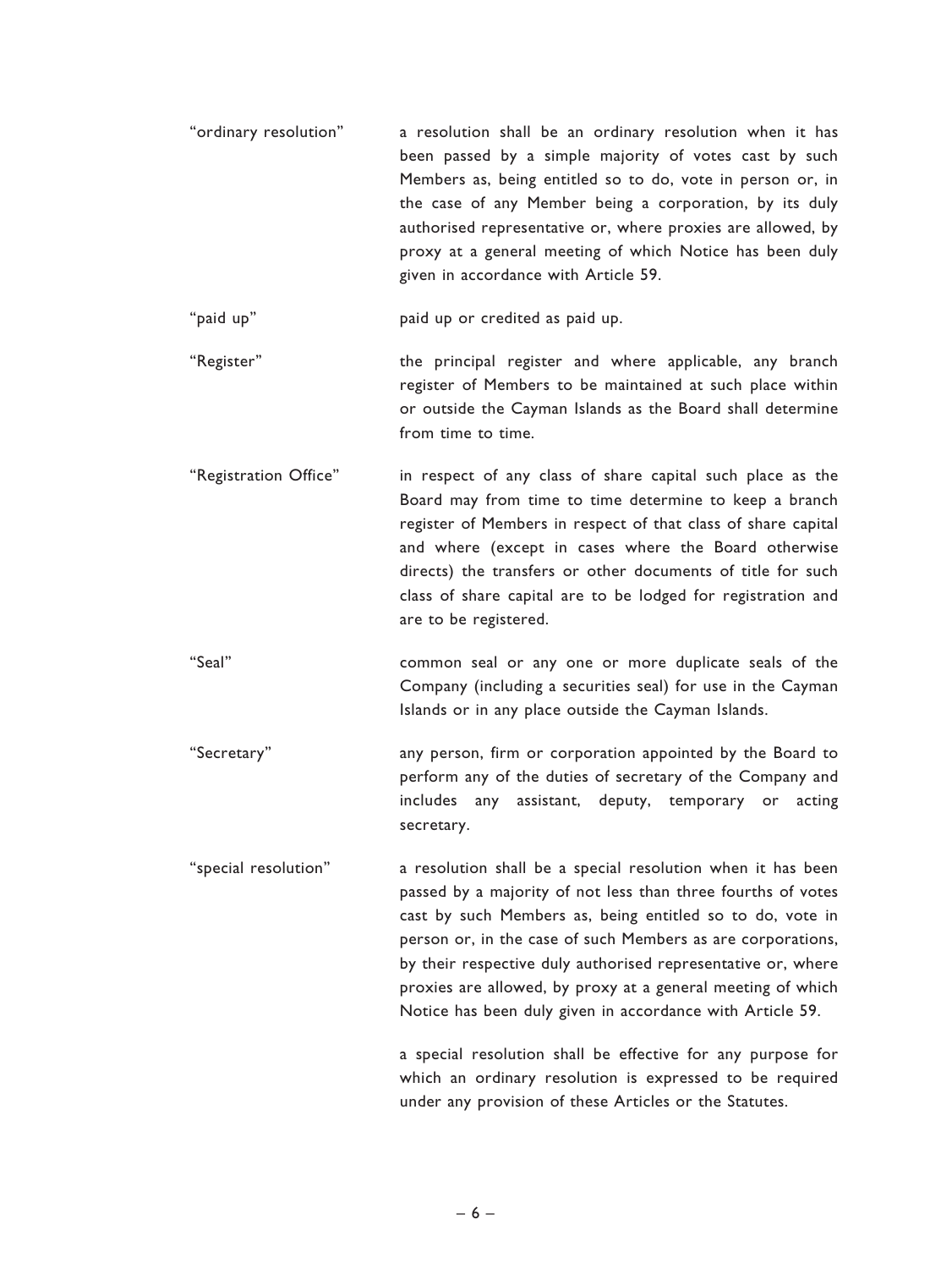| | |
|---|---|
| "ordinary resolution" | a resolution shall be an ordinary resolution when it has been passed by a simple majority of votes cast by such Members as, being entitled so to do, vote in person or, in the case of any Member being a corporation, by its duly authorised representative or, where proxies are allowed, by proxy at a general meeting of which Notice has been duly given in accordance with Article 59. |
| "paid up" | paid up or credited as paid up. |
| "Register" | the principal register and where applicable, any branch register of Members to be maintained at such place within or outside the Cayman Islands as the Board shall determine from time to time. |
| "Registration Office" | in respect of any class of share capital such place as the Board may from time to time determine to keep a branch register of Members in respect of that class of share capital and where (except in cases where the Board otherwise directs) the transfers or other documents of title for such class of share capital are to be lodged for registration and are to be registered. |
| "Seal" | common seal or any one or more duplicate seals of the Company (including a securities seal) for use in the Cayman Islands or in any place outside the Cayman Islands. |
| "Secretary" | any person, firm or corporation appointed by the Board to perform any of the duties of secretary of the Company and includes any assistant, deputy, temporary or acting secretary. |
| "special resolution" | a resolution shall be a special resolution when it has been passed by a majority of not less than three fourths of votes cast by such Members as, being entitled so to do, vote in person or, in the case of such Members as are corporations, by their respective duly authorised representative or, where proxies are allowed, by proxy at a general meeting of which Notice has been duly given in accordance with Article 59.<br><br>a special resolution shall be effective for any purpose for which an ordinary resolution is expressed to be required under any provision of these Articles or the Statutes. |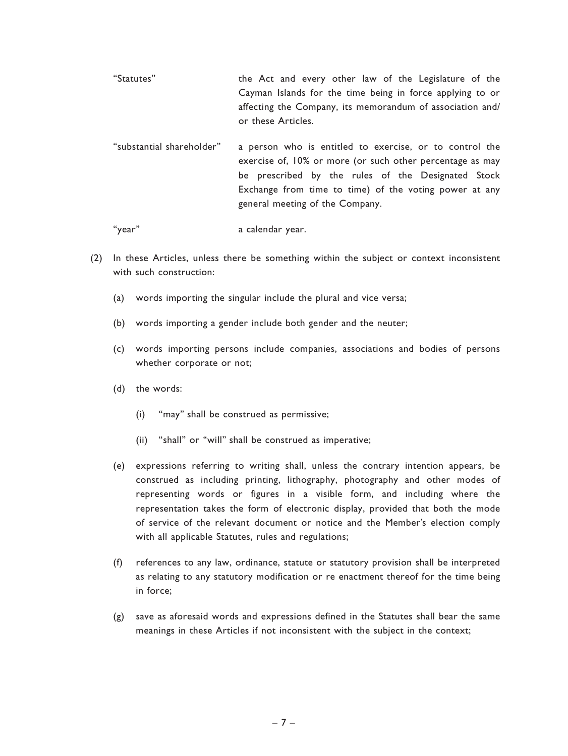| | |
|---|---|
| "Statutes" | the Act and every other law of the Legislature of the Cayman Islands for the time being in force applying to or affecting the Company, its memorandum of association and/or these Articles. |
| "substantial shareholder" | a person who is entitled to exercise, or to control the exercise of, 10% or more (or such other percentage as may be prescribed by the rules of the Designated Stock Exchange from time to time) of the voting power at any general meeting of the Company. |
| "year" | a calendar year. |

(2) In these Articles, unless there be something within the subject or context inconsistent with such construction:

(a) words importing the singular include the plural and vice versa;

(b) words importing a gender include both gender and the neuter;

(c) words importing persons include companies, associations and bodies of persons whether corporate or not;

(d) the words:

(i) "may" shall be construed as permissive;

(ii) "shall" or "will" shall be construed as imperative;

(e) expressions referring to writing shall, unless the contrary intention appears, be construed as including printing, lithography, photography and other modes of representing words or figures in a visible form, and including where the representation takes the form of electronic display, provided that both the mode of service of the relevant document or notice and the Member's election comply with all applicable Statutes, rules and regulations;

(f) references to any law, ordinance, statute or statutory provision shall be interpreted as relating to any statutory modification or re enactment thereof for the time being in force;

(g) save as aforesaid words and expressions defined in the Statutes shall bear the same meanings in these Articles if not inconsistent with the subject in the context;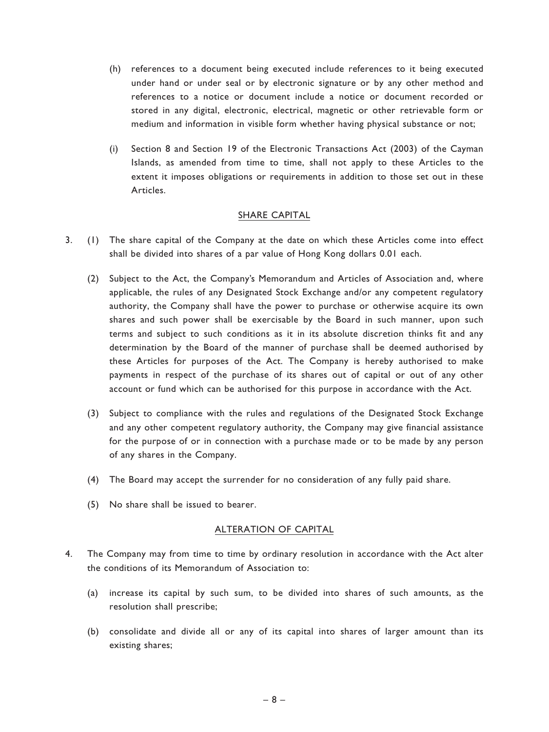(h) references to a document being executed include references to it being executed under hand or under seal or by electronic signature or by any other method and references to a notice or document include a notice or document recorded or stored in any digital, electronic, electrical, magnetic or other retrievable form or medium and information in visible form whether having physical substance or not;

(i) Section 8 and Section 19 of the Electronic Transactions Act (2003) of the Cayman Islands, as amended from time to time, shall not apply to these Articles to the extent it imposes obligations or requirements in addition to those set out in these Articles.

## SHARE CAPITAL

3. (1) The share capital of the Company at the date on which these Articles come into effect shall be divided into shares of a par value of Hong Kong dollars 0.01 each.

(2) Subject to the Act, the Company's Memorandum and Articles of Association and, where applicable, the rules of any Designated Stock Exchange and/or any competent regulatory authority, the Company shall have the power to purchase or otherwise acquire its own shares and such power shall be exercisable by the Board in such manner, upon such terms and subject to such conditions as it in its absolute discretion thinks fit and any determination by the Board of the manner of purchase shall be deemed authorised by these Articles for purposes of the Act. The Company is hereby authorised to make payments in respect of the purchase of its shares out of capital or out of any other account or fund which can be authorised for this purpose in accordance with the Act.

(3) Subject to compliance with the rules and regulations of the Designated Stock Exchange and any other competent regulatory authority, the Company may give financial assistance for the purpose of or in connection with a purchase made or to be made by any person of any shares in the Company.

(4) The Board may accept the surrender for no consideration of any fully paid share.

(5) No share shall be issued to bearer.

## ALTERATION OF CAPITAL

4. The Company may from time to time by ordinary resolution in accordance with the Act alter the conditions of its Memorandum of Association to:

(a) increase its capital by such sum, to be divided into shares of such amounts, as the resolution shall prescribe;

(b) consolidate and divide all or any of its capital into shares of larger amount than its existing shares;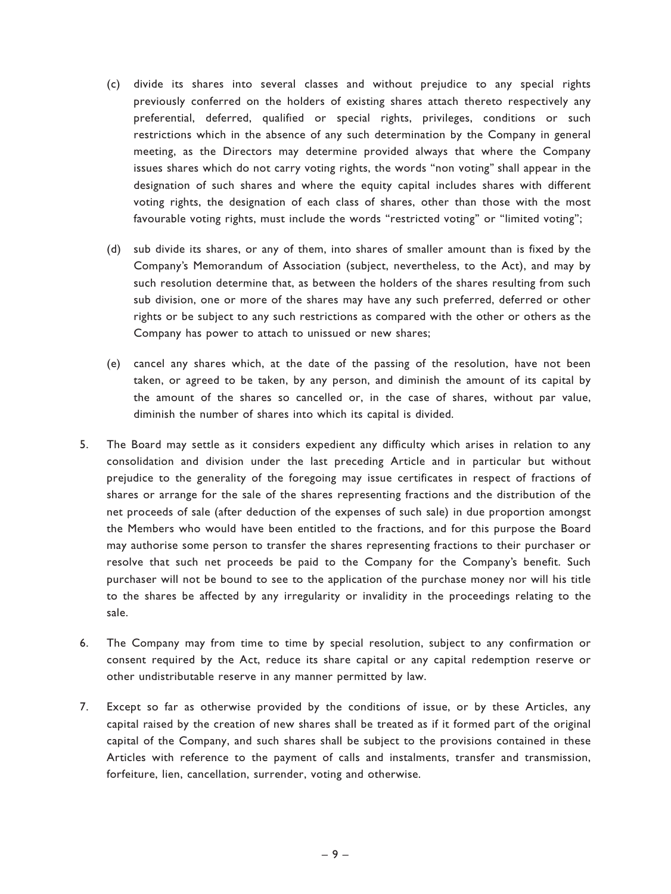(c) divide its shares into several classes and without prejudice to any special rights previously conferred on the holders of existing shares attach thereto respectively any preferential, deferred, qualified or special rights, privileges, conditions or such restrictions which in the absence of any such determination by the Company in general meeting, as the Directors may determine provided always that where the Company issues shares which do not carry voting rights, the words "non voting" shall appear in the designation of such shares and where the equity capital includes shares with different voting rights, the designation of each class of shares, other than those with the most favourable voting rights, must include the words "restricted voting" or "limited voting";

(d) sub divide its shares, or any of them, into shares of smaller amount than is fixed by the Company's Memorandum of Association (subject, nevertheless, to the Act), and may by such resolution determine that, as between the holders of the shares resulting from such sub division, one or more of the shares may have any such preferred, deferred or other rights or be subject to any such restrictions as compared with the other or others as the Company has power to attach to unissued or new shares;

(e) cancel any shares which, at the date of the passing of the resolution, have not been taken, or agreed to be taken, by any person, and diminish the amount of its capital by the amount of the shares so cancelled or, in the case of shares, without par value, diminish the number of shares into which its capital is divided.

5. The Board may settle as it considers expedient any difficulty which arises in relation to any consolidation and division under the last preceding Article and in particular but without prejudice to the generality of the foregoing may issue certificates in respect of fractions of shares or arrange for the sale of the shares representing fractions and the distribution of the net proceeds of sale (after deduction of the expenses of such sale) in due proportion amongst the Members who would have been entitled to the fractions, and for this purpose the Board may authorise some person to transfer the shares representing fractions to their purchaser or resolve that such net proceeds be paid to the Company for the Company's benefit. Such purchaser will not be bound to see to the application of the purchase money nor will his title to the shares be affected by any irregularity or invalidity in the proceedings relating to the sale.

6. The Company may from time to time by special resolution, subject to any confirmation or consent required by the Act, reduce its share capital or any capital redemption reserve or other undistributable reserve in any manner permitted by law.

7. Except so far as otherwise provided by the conditions of issue, or by these Articles, any capital raised by the creation of new shares shall be treated as if it formed part of the original capital of the Company, and such shares shall be subject to the provisions contained in these Articles with reference to the payment of calls and instalments, transfer and transmission, forfeiture, lien, cancellation, surrender, voting and otherwise.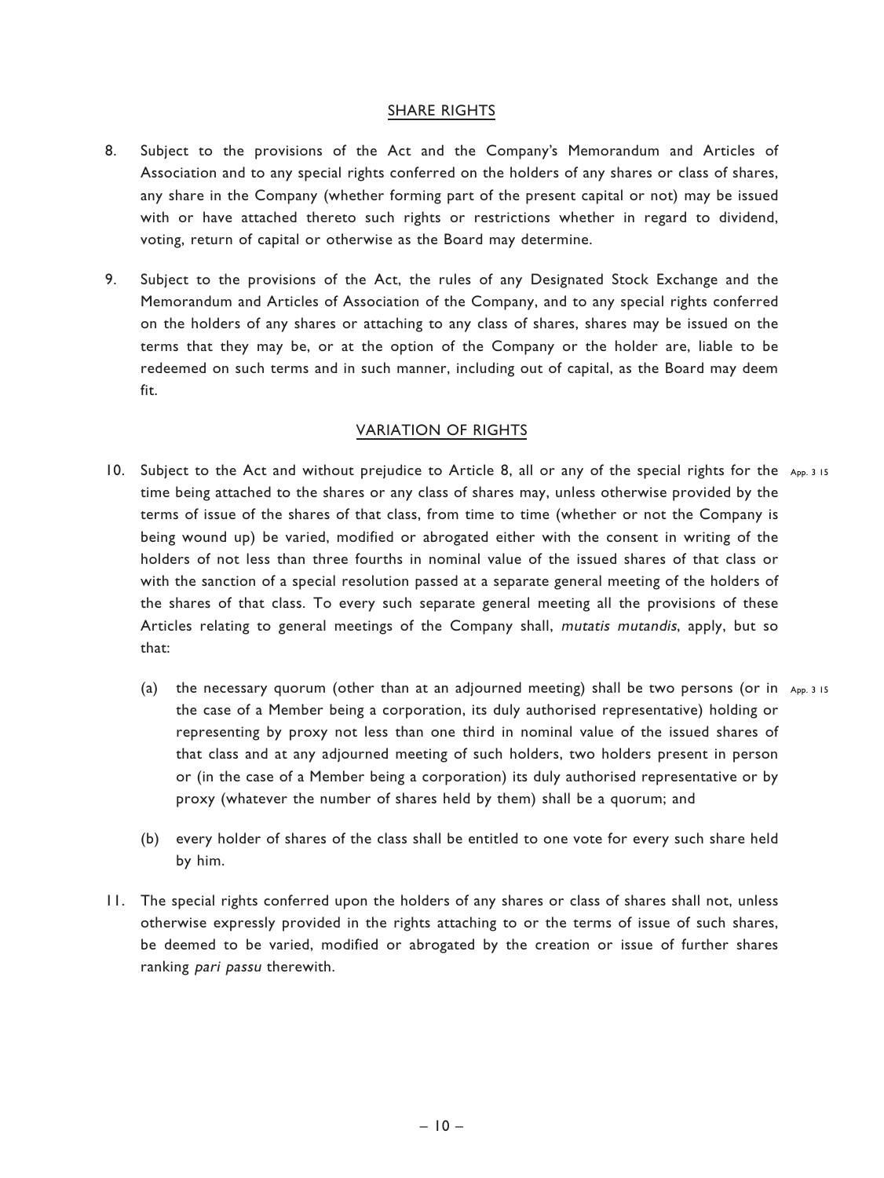## SHARE RIGHTS

8. Subject to the provisions of the Act and the Company's Memorandum and Articles of Association and to any special rights conferred on the holders of any shares or class of shares, any share in the Company (whether forming part of the present capital or not) may be issued with or have attached thereto such rights or restrictions whether in regard to dividend, voting, return of capital or otherwise as the Board may determine.

9. Subject to the provisions of the Act, the rules of any Designated Stock Exchange and the Memorandum and Articles of Association of the Company, and to any special rights conferred on the holders of any shares or attaching to any class of shares, shares may be issued on the terms that they may be, or at the option of the Company or the holder are, liable to be redeemed on such terms and in such manner, including out of capital, as the Board may deem fit.

## VARIATION OF RIGHTS

10. Subject to the Act and without prejudice to Article 8, all or any of the special rights for the time being attached to the shares or any class of shares may, unless otherwise provided by the terms of issue of the shares of that class, from time to time (whether or not the Company is being wound up) be varied, modified or abrogated either with the consent in writing of the holders of not less than three fourths in nominal value of the issued shares of that class or with the sanction of a special resolution passed at a separate general meeting of the holders of the shares of that class. To every such separate general meeting all the provisions of these Articles relating to general meetings of the Company shall, *mutatis mutandis*, apply, but so that: App. 3 15

    (a) the necessary quorum (other than at an adjourned meeting) shall be two persons (or in the case of a Member being a corporation, its duly authorised representative) holding or representing by proxy not less than one third in nominal value of the issued shares of that class and at any adjourned meeting of such holders, two holders present in person or (in the case of a Member being a corporation) its duly authorised representative or by proxy (whatever the number of shares held by them) shall be a quorum; and App. 3 15

    (b) every holder of shares of the class shall be entitled to one vote for every such share held by him.

11. The special rights conferred upon the holders of any shares or class of shares shall not, unless otherwise expressly provided in the rights attaching to or the terms of issue of such shares, be deemed to be varied, modified or abrogated by the creation or issue of further shares ranking *pari passu* therewith.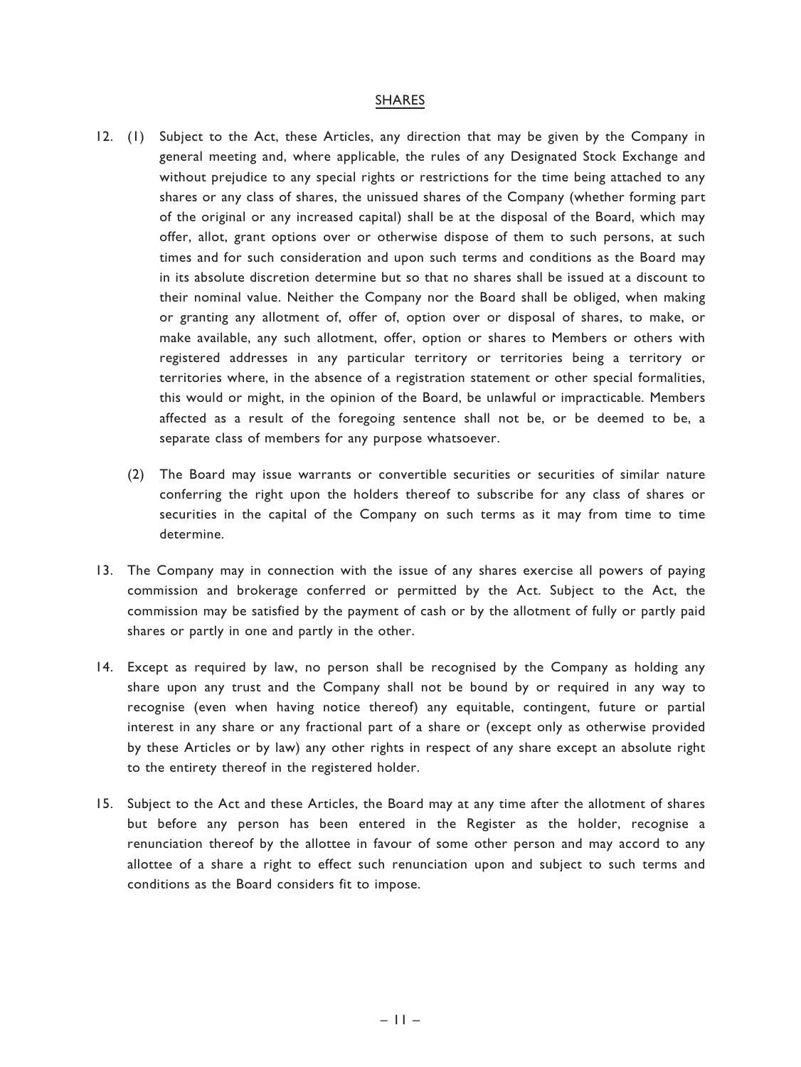## SHARES

12. (1) Subject to the Act, these Articles, any direction that may be given by the Company in general meeting and, where applicable, the rules of any Designated Stock Exchange and without prejudice to any special rights or restrictions for the time being attached to any shares or any class of shares, the unissued shares of the Company (whether forming part of the original or any increased capital) shall be at the disposal of the Board, which may offer, allot, grant options over or otherwise dispose of them to such persons, at such times and for such consideration and upon such terms and conditions as the Board may in its absolute discretion determine but so that no shares shall be issued at a discount to their nominal value. Neither the Company nor the Board shall be obliged, when making or granting any allotment of, offer of, option over or disposal of shares, to make, or make available, any such allotment, offer, option or shares to Members or others with registered addresses in any particular territory or territories being a territory or territories where, in the absence of a registration statement or other special formalities, this would or might, in the opinion of the Board, be unlawful or impracticable. Members affected as a result of the foregoing sentence shall not be, or be deemed to be, a separate class of members for any purpose whatsoever.

    (2) The Board may issue warrants or convertible securities or securities of similar nature conferring the right upon the holders thereof to subscribe for any class of shares or securities in the capital of the Company on such terms as it may from time to time determine.

13. The Company may in connection with the issue of any shares exercise all powers of paying commission and brokerage conferred or permitted by the Act. Subject to the Act, the commission may be satisfied by the payment of cash or by the allotment of fully or partly paid shares or partly in one and partly in the other.

14. Except as required by law, no person shall be recognised by the Company as holding any share upon any trust and the Company shall not be bound by or required in any way to recognise (even when having notice thereof) any equitable, contingent, future or partial interest in any share or any fractional part of a share or (except only as otherwise provided by these Articles or by law) any other rights in respect of any share except an absolute right to the entirety thereof in the registered holder.

15. Subject to the Act and these Articles, the Board may at any time after the allotment of shares but before any person has been entered in the Register as the holder, recognise a renunciation thereof by the allottee in favour of some other person and may accord to any allottee of a share a right to effect such renunciation upon and subject to such terms and conditions as the Board considers fit to impose.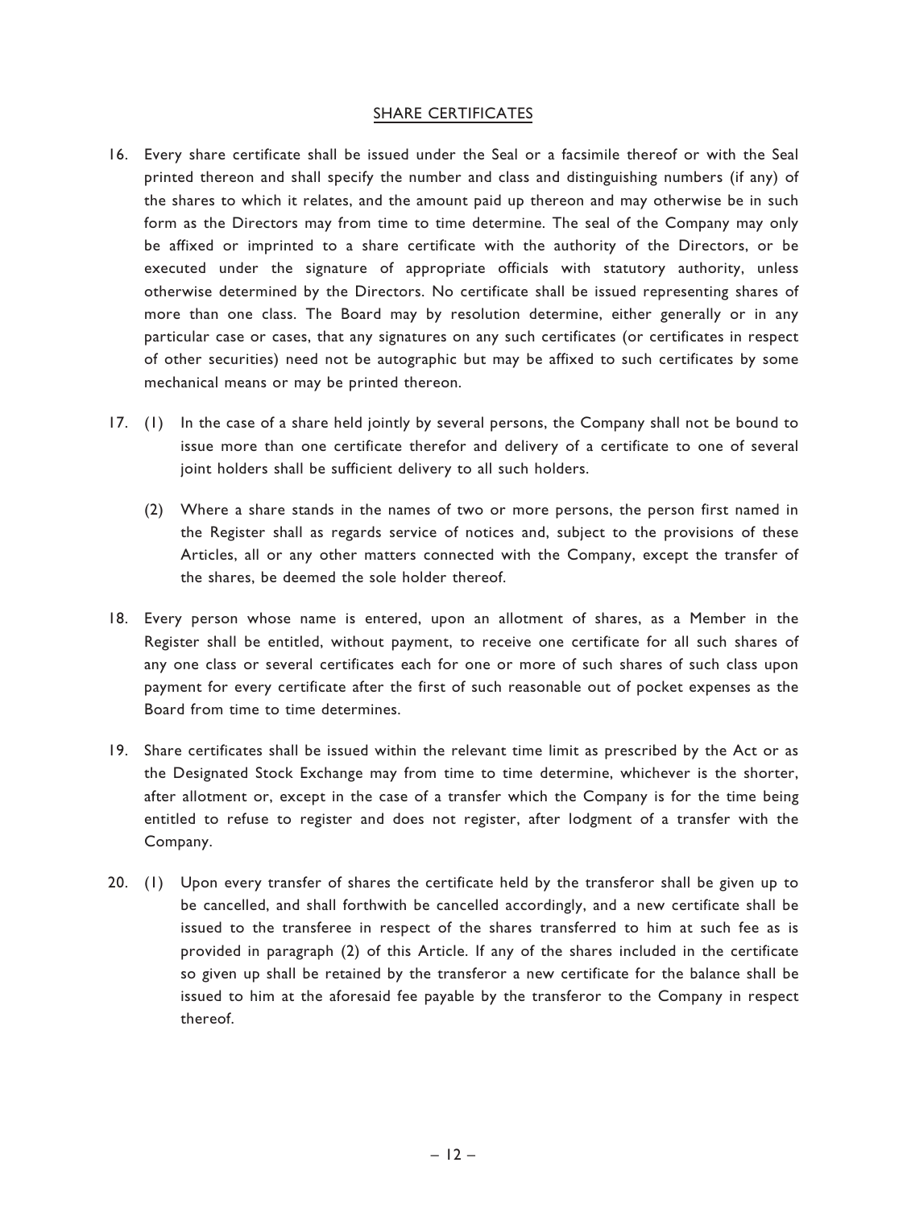## SHARE CERTIFICATES

16. Every share certificate shall be issued under the Seal or a facsimile thereof or with the Seal printed thereon and shall specify the number and class and distinguishing numbers (if any) of the shares to which it relates, and the amount paid up thereon and may otherwise be in such form as the Directors may from time to time determine. The seal of the Company may only be affixed or imprinted to a share certificate with the authority of the Directors, or be executed under the signature of appropriate officials with statutory authority, unless otherwise determined by the Directors. No certificate shall be issued representing shares of more than one class. The Board may by resolution determine, either generally or in any particular case or cases, that any signatures on any such certificates (or certificates in respect of other securities) need not be autographic but may be affixed to such certificates by some mechanical means or may be printed thereon.

17. (1) In the case of a share held jointly by several persons, the Company shall not be bound to issue more than one certificate therefor and delivery of a certificate to one of several joint holders shall be sufficient delivery to all such holders.

    (2) Where a share stands in the names of two or more persons, the person first named in the Register shall as regards service of notices and, subject to the provisions of these Articles, all or any other matters connected with the Company, except the transfer of the shares, be deemed the sole holder thereof.

18. Every person whose name is entered, upon an allotment of shares, as a Member in the Register shall be entitled, without payment, to receive one certificate for all such shares of any one class or several certificates each for one or more of such shares of such class upon payment for every certificate after the first of such reasonable out of pocket expenses as the Board from time to time determines.

19. Share certificates shall be issued within the relevant time limit as prescribed by the Act or as the Designated Stock Exchange may from time to time determine, whichever is the shorter, after allotment or, except in the case of a transfer which the Company is for the time being entitled to refuse to register and does not register, after lodgment of a transfer with the Company.

20. (1) Upon every transfer of shares the certificate held by the transferor shall be given up to be cancelled, and shall forthwith be cancelled accordingly, and a new certificate shall be issued to the transferee in respect of the shares transferred to him at such fee as is provided in paragraph (2) of this Article. If any of the shares included in the certificate so given up shall be retained by the transferor a new certificate for the balance shall be issued to him at the aforesaid fee payable by the transferor to the Company in respect thereof.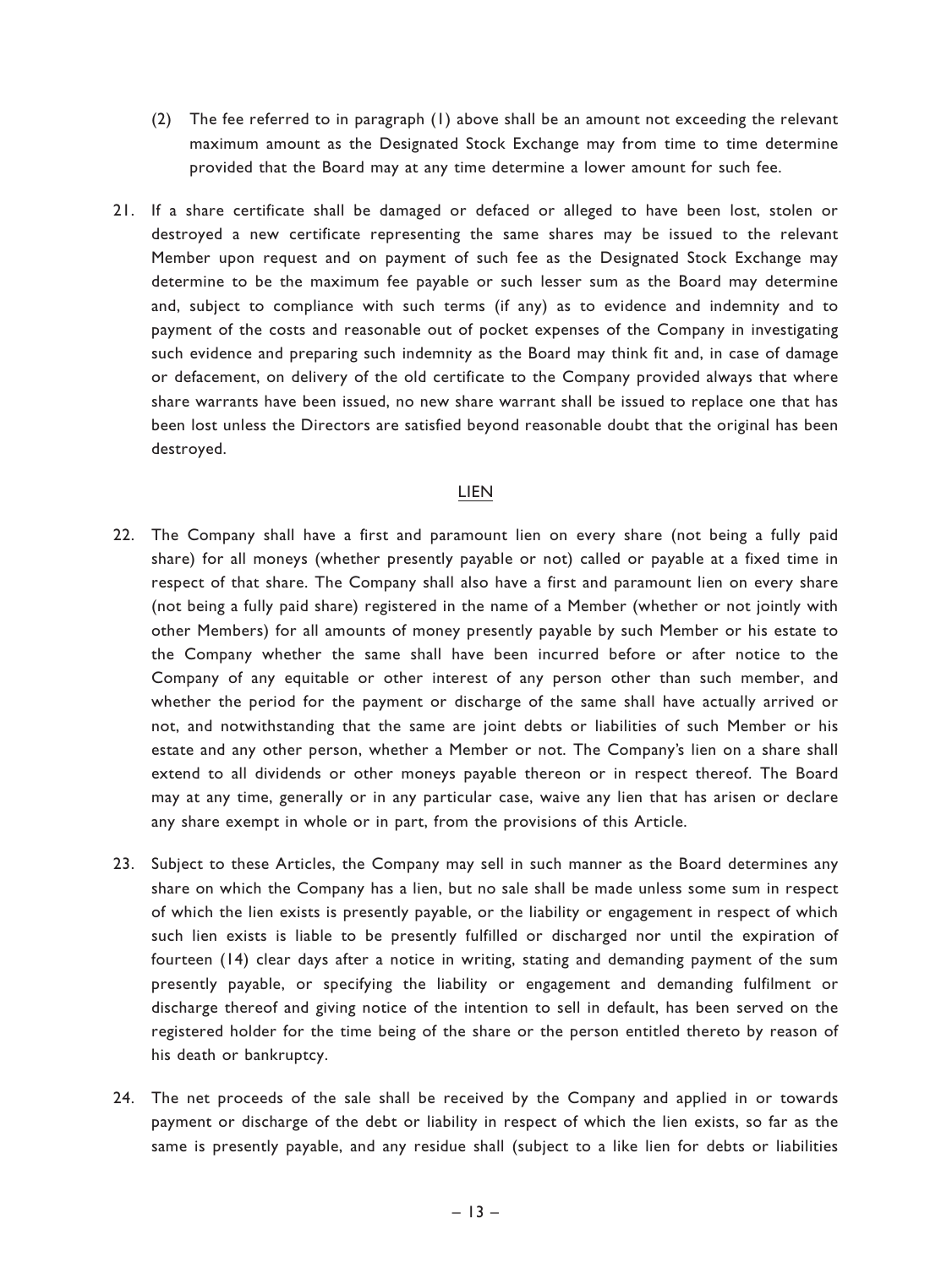(2) The fee referred to in paragraph (1) above shall be an amount not exceeding the relevant maximum amount as the Designated Stock Exchange may from time to time determine provided that the Board may at any time determine a lower amount for such fee.

21. If a share certificate shall be damaged or defaced or alleged to have been lost, stolen or destroyed a new certificate representing the same shares may be issued to the relevant Member upon request and on payment of such fee as the Designated Stock Exchange may determine to be the maximum fee payable or such lesser sum as the Board may determine and, subject to compliance with such terms (if any) as to evidence and indemnity and to payment of the costs and reasonable out of pocket expenses of the Company in investigating such evidence and preparing such indemnity as the Board may think fit and, in case of damage or defacement, on delivery of the old certificate to the Company provided always that where share warrants have been issued, no new share warrant shall be issued to replace one that has been lost unless the Directors are satisfied beyond reasonable doubt that the original has been destroyed.

## LIEN

22. The Company shall have a first and paramount lien on every share (not being a fully paid share) for all moneys (whether presently payable or not) called or payable at a fixed time in respect of that share. The Company shall also have a first and paramount lien on every share (not being a fully paid share) registered in the name of a Member (whether or not jointly with other Members) for all amounts of money presently payable by such Member or his estate to the Company whether the same shall have been incurred before or after notice to the Company of any equitable or other interest of any person other than such member, and whether the period for the payment or discharge of the same shall have actually arrived or not, and notwithstanding that the same are joint debts or liabilities of such Member or his estate and any other person, whether a Member or not. The Company's lien on a share shall extend to all dividends or other moneys payable thereon or in respect thereof. The Board may at any time, generally or in any particular case, waive any lien that has arisen or declare any share exempt in whole or in part, from the provisions of this Article.

23. Subject to these Articles, the Company may sell in such manner as the Board determines any share on which the Company has a lien, but no sale shall be made unless some sum in respect of which the lien exists is presently payable, or the liability or engagement in respect of which such lien exists is liable to be presently fulfilled or discharged nor until the expiration of fourteen (14) clear days after a notice in writing, stating and demanding payment of the sum presently payable, or specifying the liability or engagement and demanding fulfilment or discharge thereof and giving notice of the intention to sell in default, has been served on the registered holder for the time being of the share or the person entitled thereto by reason of his death or bankruptcy.

24. The net proceeds of the sale shall be received by the Company and applied in or towards payment or discharge of the debt or liability in respect of which the lien exists, so far as the same is presently payable, and any residue shall (subject to a like lien for debts or liabilities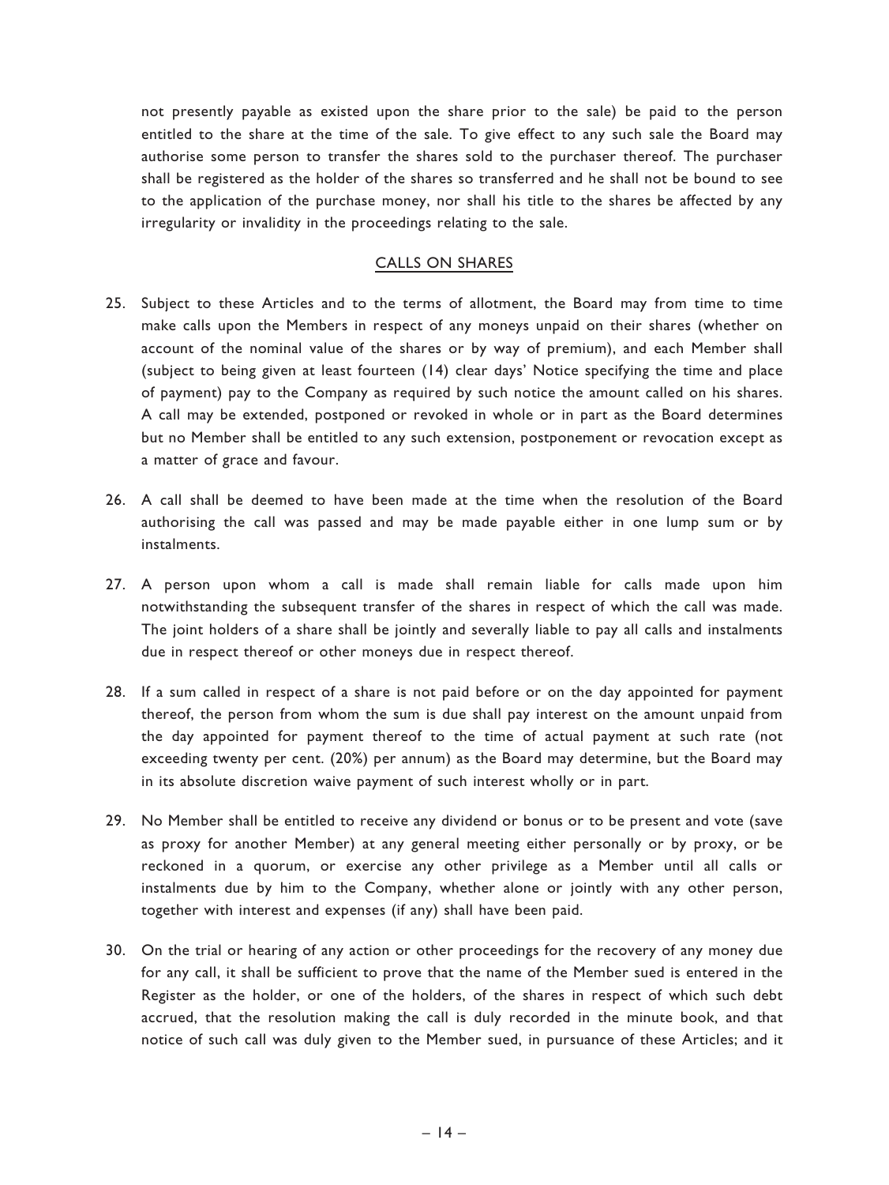not presently payable as existed upon the share prior to the sale) be paid to the person entitled to the share at the time of the sale. To give effect to any such sale the Board may authorise some person to transfer the shares sold to the purchaser thereof. The purchaser shall be registered as the holder of the shares so transferred and he shall not be bound to see to the application of the purchase money, nor shall his title to the shares be affected by any irregularity or invalidity in the proceedings relating to the sale.

## CALLS ON SHARES

25. Subject to these Articles and to the terms of allotment, the Board may from time to time make calls upon the Members in respect of any moneys unpaid on their shares (whether on account of the nominal value of the shares or by way of premium), and each Member shall (subject to being given at least fourteen (14) clear days' Notice specifying the time and place of payment) pay to the Company as required by such notice the amount called on his shares. A call may be extended, postponed or revoked in whole or in part as the Board determines but no Member shall be entitled to any such extension, postponement or revocation except as a matter of grace and favour.

26. A call shall be deemed to have been made at the time when the resolution of the Board authorising the call was passed and may be made payable either in one lump sum or by instalments.

27. A person upon whom a call is made shall remain liable for calls made upon him notwithstanding the subsequent transfer of the shares in respect of which the call was made. The joint holders of a share shall be jointly and severally liable to pay all calls and instalments due in respect thereof or other moneys due in respect thereof.

28. If a sum called in respect of a share is not paid before or on the day appointed for payment thereof, the person from whom the sum is due shall pay interest on the amount unpaid from the day appointed for payment thereof to the time of actual payment at such rate (not exceeding twenty per cent. (20%) per annum) as the Board may determine, but the Board may in its absolute discretion waive payment of such interest wholly or in part.

29. No Member shall be entitled to receive any dividend or bonus or to be present and vote (save as proxy for another Member) at any general meeting either personally or by proxy, or be reckoned in a quorum, or exercise any other privilege as a Member until all calls or instalments due by him to the Company, whether alone or jointly with any other person, together with interest and expenses (if any) shall have been paid.

30. On the trial or hearing of any action or other proceedings for the recovery of any money due for any call, it shall be sufficient to prove that the name of the Member sued is entered in the Register as the holder, or one of the holders, of the shares in respect of which such debt accrued, that the resolution making the call is duly recorded in the minute book, and that notice of such call was duly given to the Member sued, in pursuance of these Articles; and it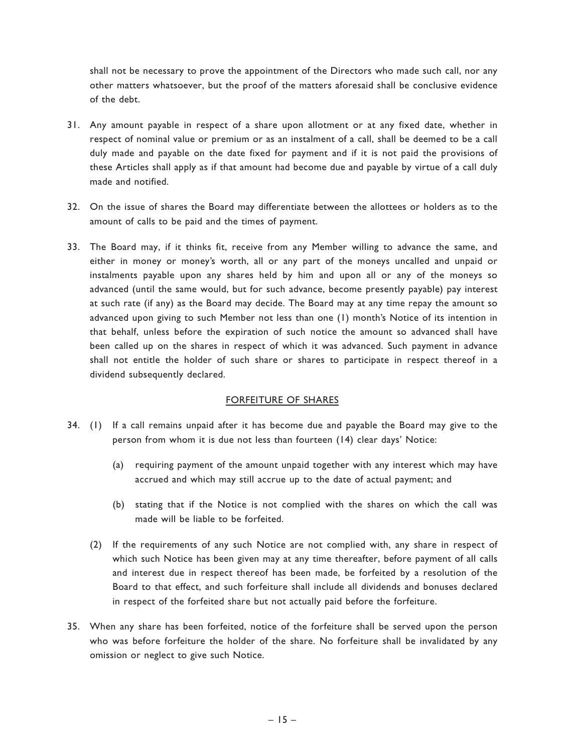shall not be necessary to prove the appointment of the Directors who made such call, nor any other matters whatsoever, but the proof of the matters aforesaid shall be conclusive evidence of the debt.

31. Any amount payable in respect of a share upon allotment or at any fixed date, whether in respect of nominal value or premium or as an instalment of a call, shall be deemed to be a call duly made and payable on the date fixed for payment and if it is not paid the provisions of these Articles shall apply as if that amount had become due and payable by virtue of a call duly made and notified.

32. On the issue of shares the Board may differentiate between the allottees or holders as to the amount of calls to be paid and the times of payment.

33. The Board may, if it thinks fit, receive from any Member willing to advance the same, and either in money or money's worth, all or any part of the moneys uncalled and unpaid or instalments payable upon any shares held by him and upon all or any of the moneys so advanced (until the same would, but for such advance, become presently payable) pay interest at such rate (if any) as the Board may decide. The Board may at any time repay the amount so advanced upon giving to such Member not less than one (1) month's Notice of its intention in that behalf, unless before the expiration of such notice the amount so advanced shall have been called up on the shares in respect of which it was advanced. Such payment in advance shall not entitle the holder of such share or shares to participate in respect thereof in a dividend subsequently declared.

## FORFEITURE OF SHARES

34. (1) If a call remains unpaid after it has become due and payable the Board may give to the person from whom it is due not less than fourteen (14) clear days' Notice:

    (a) requiring payment of the amount unpaid together with any interest which may have accrued and which may still accrue up to the date of actual payment; and

    (b) stating that if the Notice is not complied with the shares on which the call was made will be liable to be forfeited.

    (2) If the requirements of any such Notice are not complied with, any share in respect of which such Notice has been given may at any time thereafter, before payment of all calls and interest due in respect thereof has been made, be forfeited by a resolution of the Board to that effect, and such forfeiture shall include all dividends and bonuses declared in respect of the forfeited share but not actually paid before the forfeiture.

35. When any share has been forfeited, notice of the forfeiture shall be served upon the person who was before forfeiture the holder of the share. No forfeiture shall be invalidated by any omission or neglect to give such Notice.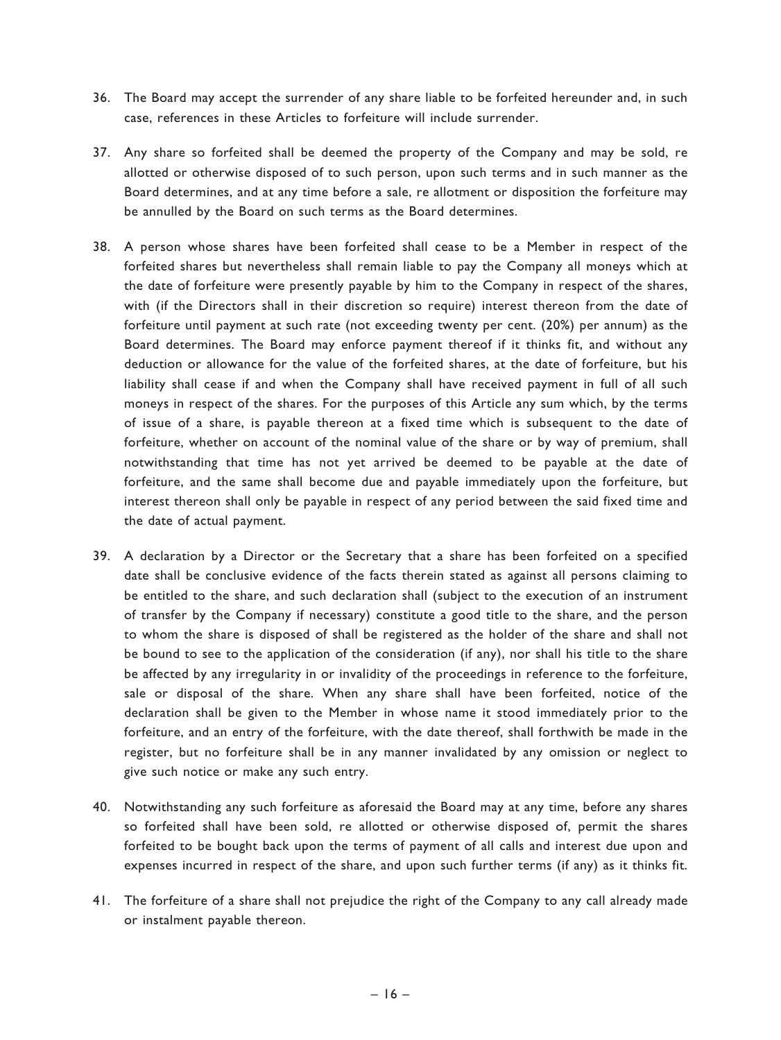36. The Board may accept the surrender of any share liable to be forfeited hereunder and, in such case, references in these Articles to forfeiture will include surrender.

37. Any share so forfeited shall be deemed the property of the Company and may be sold, re allotted or otherwise disposed of to such person, upon such terms and in such manner as the Board determines, and at any time before a sale, re allotment or disposition the forfeiture may be annulled by the Board on such terms as the Board determines.

38. A person whose shares have been forfeited shall cease to be a Member in respect of the forfeited shares but nevertheless shall remain liable to pay the Company all moneys which at the date of forfeiture were presently payable by him to the Company in respect of the shares, with (if the Directors shall in their discretion so require) interest thereon from the date of forfeiture until payment at such rate (not exceeding twenty per cent. (20%) per annum) as the Board determines. The Board may enforce payment thereof if it thinks fit, and without any deduction or allowance for the value of the forfeited shares, at the date of forfeiture, but his liability shall cease if and when the Company shall have received payment in full of all such moneys in respect of the shares. For the purposes of this Article any sum which, by the terms of issue of a share, is payable thereon at a fixed time which is subsequent to the date of forfeiture, whether on account of the nominal value of the share or by way of premium, shall notwithstanding that time has not yet arrived be deemed to be payable at the date of forfeiture, and the same shall become due and payable immediately upon the forfeiture, but interest thereon shall only be payable in respect of any period between the said fixed time and the date of actual payment.

39. A declaration by a Director or the Secretary that a share has been forfeited on a specified date shall be conclusive evidence of the facts therein stated as against all persons claiming to be entitled to the share, and such declaration shall (subject to the execution of an instrument of transfer by the Company if necessary) constitute a good title to the share, and the person to whom the share is disposed of shall be registered as the holder of the share and shall not be bound to see to the application of the consideration (if any), nor shall his title to the share be affected by any irregularity in or invalidity of the proceedings in reference to the forfeiture, sale or disposal of the share. When any share shall have been forfeited, notice of the declaration shall be given to the Member in whose name it stood immediately prior to the forfeiture, and an entry of the forfeiture, with the date thereof, shall forthwith be made in the register, but no forfeiture shall be in any manner invalidated by any omission or neglect to give such notice or make any such entry.

40. Notwithstanding any such forfeiture as aforesaid the Board may at any time, before any shares so forfeited shall have been sold, re allotted or otherwise disposed of, permit the shares forfeited to be bought back upon the terms of payment of all calls and interest due upon and expenses incurred in respect of the share, and upon such further terms (if any) as it thinks fit.

41. The forfeiture of a share shall not prejudice the right of the Company to any call already made or instalment payable thereon.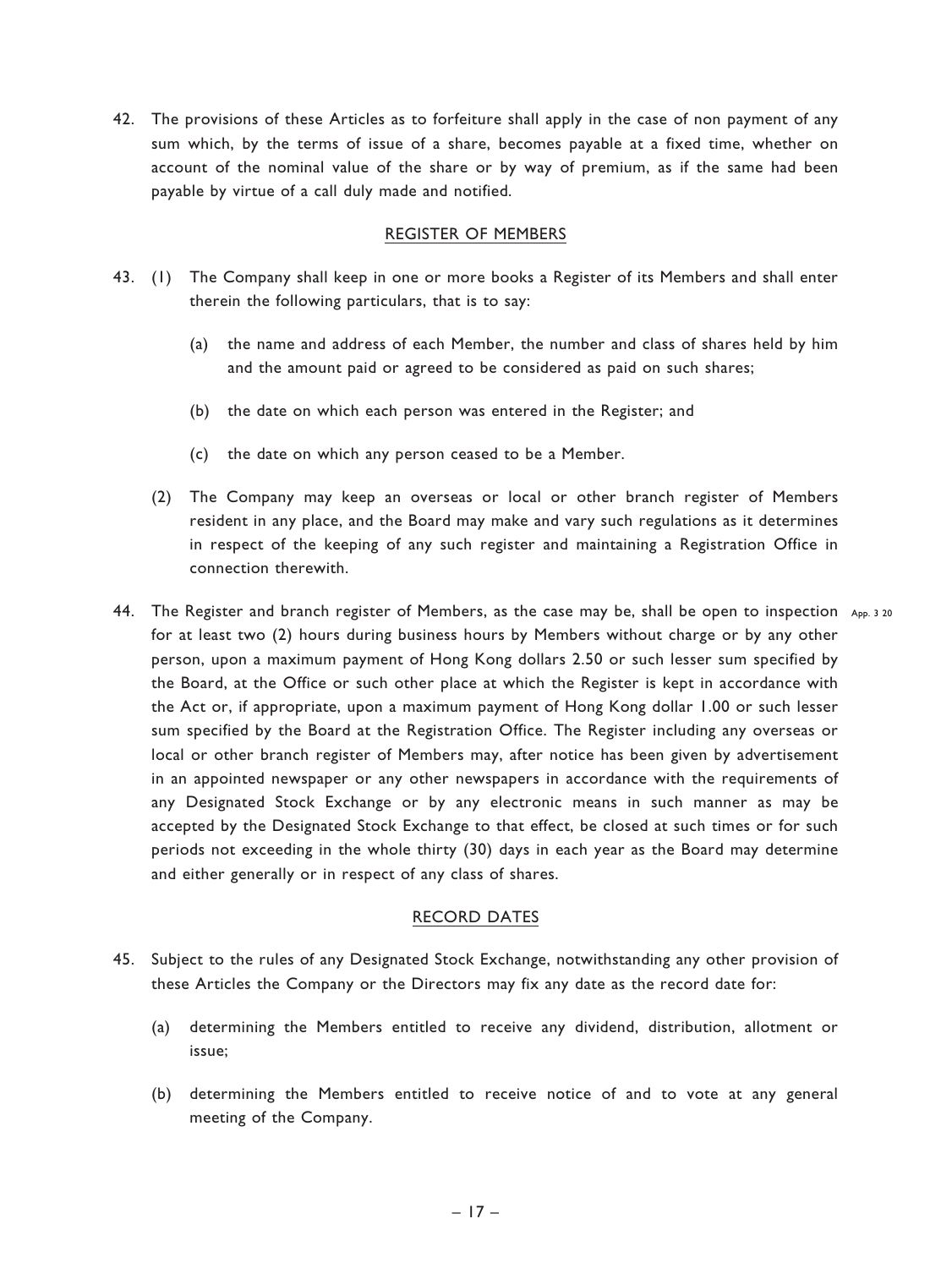42. The provisions of these Articles as to forfeiture shall apply in the case of non payment of any sum which, by the terms of issue of a share, becomes payable at a fixed time, whether on account of the nominal value of the share or by way of premium, as if the same had been payable by virtue of a call duly made and notified.

## REGISTER OF MEMBERS

43. (1) The Company shall keep in one or more books a Register of its Members and shall enter therein the following particulars, that is to say:

    (a) the name and address of each Member, the number and class of shares held by him and the amount paid or agreed to be considered as paid on such shares;

    (b) the date on which each person was entered in the Register; and

    (c) the date on which any person ceased to be a Member.

    (2) The Company may keep an overseas or local or other branch register of Members resident in any place, and the Board may make and vary such regulations as it determines in respect of the keeping of any such register and maintaining a Registration Office in connection therewith.

44. The Register and branch register of Members, as the case may be, shall be open to inspection for at least two (2) hours during business hours by Members without charge or by any other person, upon a maximum payment of Hong Kong dollars 2.50 or such lesser sum specified by the Board, at the Office or such other place at which the Register is kept in accordance with the Act or, if appropriate, upon a maximum payment of Hong Kong dollar 1.00 or such lesser sum specified by the Board at the Registration Office. The Register including any overseas or local or other branch register of Members may, after notice has been given by advertisement in an appointed newspaper or any other newspapers in accordance with the requirements of any Designated Stock Exchange or by any electronic means in such manner as may be accepted by the Designated Stock Exchange to that effect, be closed at such times or for such periods not exceeding in the whole thirty (30) days in each year as the Board may determine and either generally or in respect of any class of shares. App. 3 20

## RECORD DATES

45. Subject to the rules of any Designated Stock Exchange, notwithstanding any other provision of these Articles the Company or the Directors may fix any date as the record date for:

    (a) determining the Members entitled to receive any dividend, distribution, allotment or issue;

    (b) determining the Members entitled to receive notice of and to vote at any general meeting of the Company.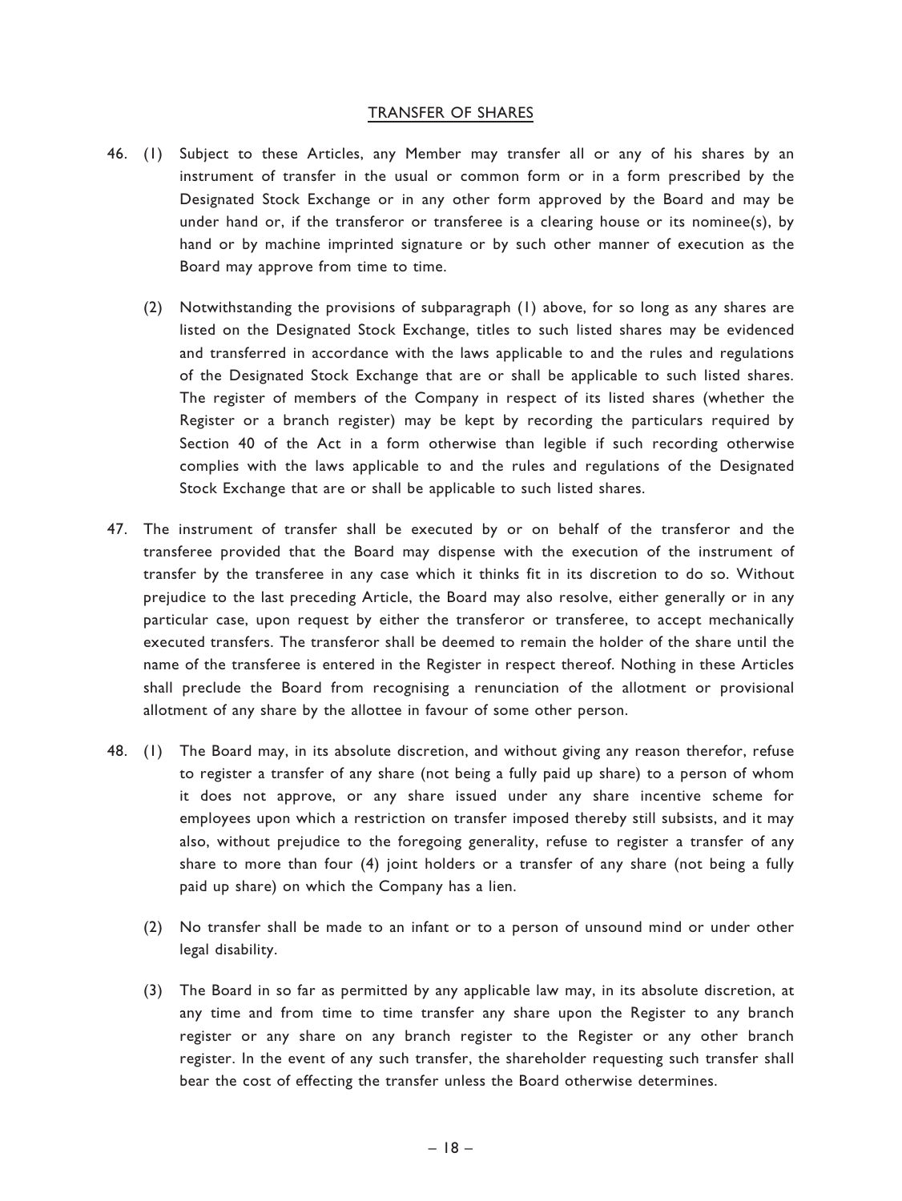## TRANSFER OF SHARES

46. (1) Subject to these Articles, any Member may transfer all or any of his shares by an instrument of transfer in the usual or common form or in a form prescribed by the Designated Stock Exchange or in any other form approved by the Board and may be under hand or, if the transferor or transferee is a clearing house or its nominee(s), by hand or by machine imprinted signature or by such other manner of execution as the Board may approve from time to time.

    (2) Notwithstanding the provisions of subparagraph (1) above, for so long as any shares are listed on the Designated Stock Exchange, titles to such listed shares may be evidenced and transferred in accordance with the laws applicable to and the rules and regulations of the Designated Stock Exchange that are or shall be applicable to such listed shares. The register of members of the Company in respect of its listed shares (whether the Register or a branch register) may be kept by recording the particulars required by Section 40 of the Act in a form otherwise than legible if such recording otherwise complies with the laws applicable to and the rules and regulations of the Designated Stock Exchange that are or shall be applicable to such listed shares.

47. The instrument of transfer shall be executed by or on behalf of the transferor and the transferee provided that the Board may dispense with the execution of the instrument of transfer by the transferee in any case which it thinks fit in its discretion to do so. Without prejudice to the last preceding Article, the Board may also resolve, either generally or in any particular case, upon request by either the transferor or transferee, to accept mechanically executed transfers. The transferor shall be deemed to remain the holder of the share until the name of the transferee is entered in the Register in respect thereof. Nothing in these Articles shall preclude the Board from recognising a renunciation of the allotment or provisional allotment of any share by the allottee in favour of some other person.

48. (1) The Board may, in its absolute discretion, and without giving any reason therefor, refuse to register a transfer of any share (not being a fully paid up share) to a person of whom it does not approve, or any share issued under any share incentive scheme for employees upon which a restriction on transfer imposed thereby still subsists, and it may also, without prejudice to the foregoing generality, refuse to register a transfer of any share to more than four (4) joint holders or a transfer of any share (not being a fully paid up share) on which the Company has a lien.

    (2) No transfer shall be made to an infant or to a person of unsound mind or under other legal disability.

    (3) The Board in so far as permitted by any applicable law may, in its absolute discretion, at any time and from time to time transfer any share upon the Register to any branch register or any share on any branch register to the Register or any other branch register. In the event of any such transfer, the shareholder requesting such transfer shall bear the cost of effecting the transfer unless the Board otherwise determines.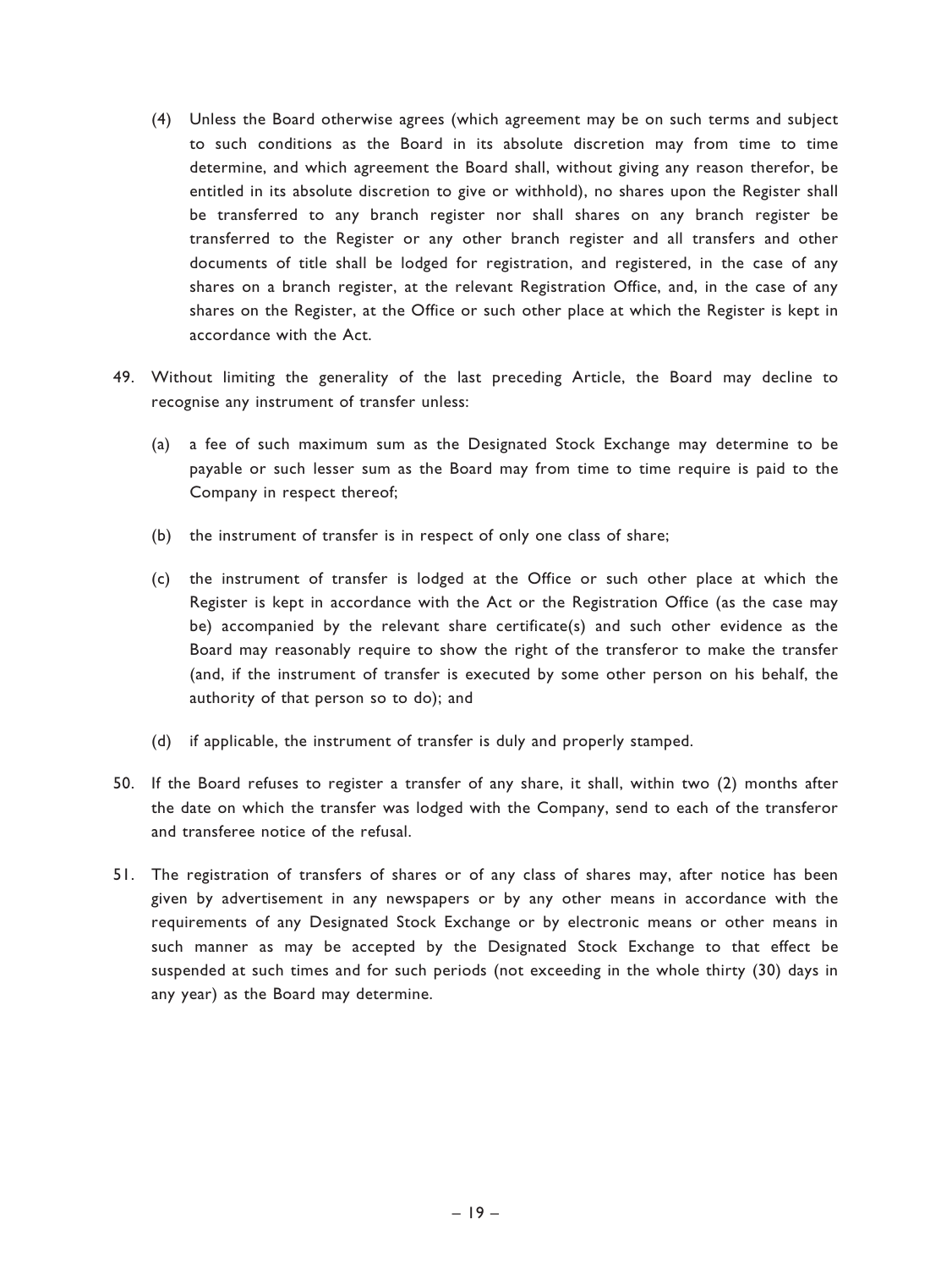(4) Unless the Board otherwise agrees (which agreement may be on such terms and subject to such conditions as the Board in its absolute discretion may from time to time determine, and which agreement the Board shall, without giving any reason therefor, be entitled in its absolute discretion to give or withhold), no shares upon the Register shall be transferred to any branch register nor shall shares on any branch register be transferred to the Register or any other branch register and all transfers and other documents of title shall be lodged for registration, and registered, in the case of any shares on a branch register, at the relevant Registration Office, and, in the case of any shares on the Register, at the Office or such other place at which the Register is kept in accordance with the Act.

49. Without limiting the generality of the last preceding Article, the Board may decline to recognise any instrument of transfer unless:

(a) a fee of such maximum sum as the Designated Stock Exchange may determine to be payable or such lesser sum as the Board may from time to time require is paid to the Company in respect thereof;

(b) the instrument of transfer is in respect of only one class of share;

(c) the instrument of transfer is lodged at the Office or such other place at which the Register is kept in accordance with the Act or the Registration Office (as the case may be) accompanied by the relevant share certificate(s) and such other evidence as the Board may reasonably require to show the right of the transferor to make the transfer (and, if the instrument of transfer is executed by some other person on his behalf, the authority of that person so to do); and

(d) if applicable, the instrument of transfer is duly and properly stamped.

50. If the Board refuses to register a transfer of any share, it shall, within two (2) months after the date on which the transfer was lodged with the Company, send to each of the transferor and transferee notice of the refusal.

51. The registration of transfers of shares or of any class of shares may, after notice has been given by advertisement in any newspapers or by any other means in accordance with the requirements of any Designated Stock Exchange or by electronic means or other means in such manner as may be accepted by the Designated Stock Exchange to that effect be suspended at such times and for such periods (not exceeding in the whole thirty (30) days in any year) as the Board may determine.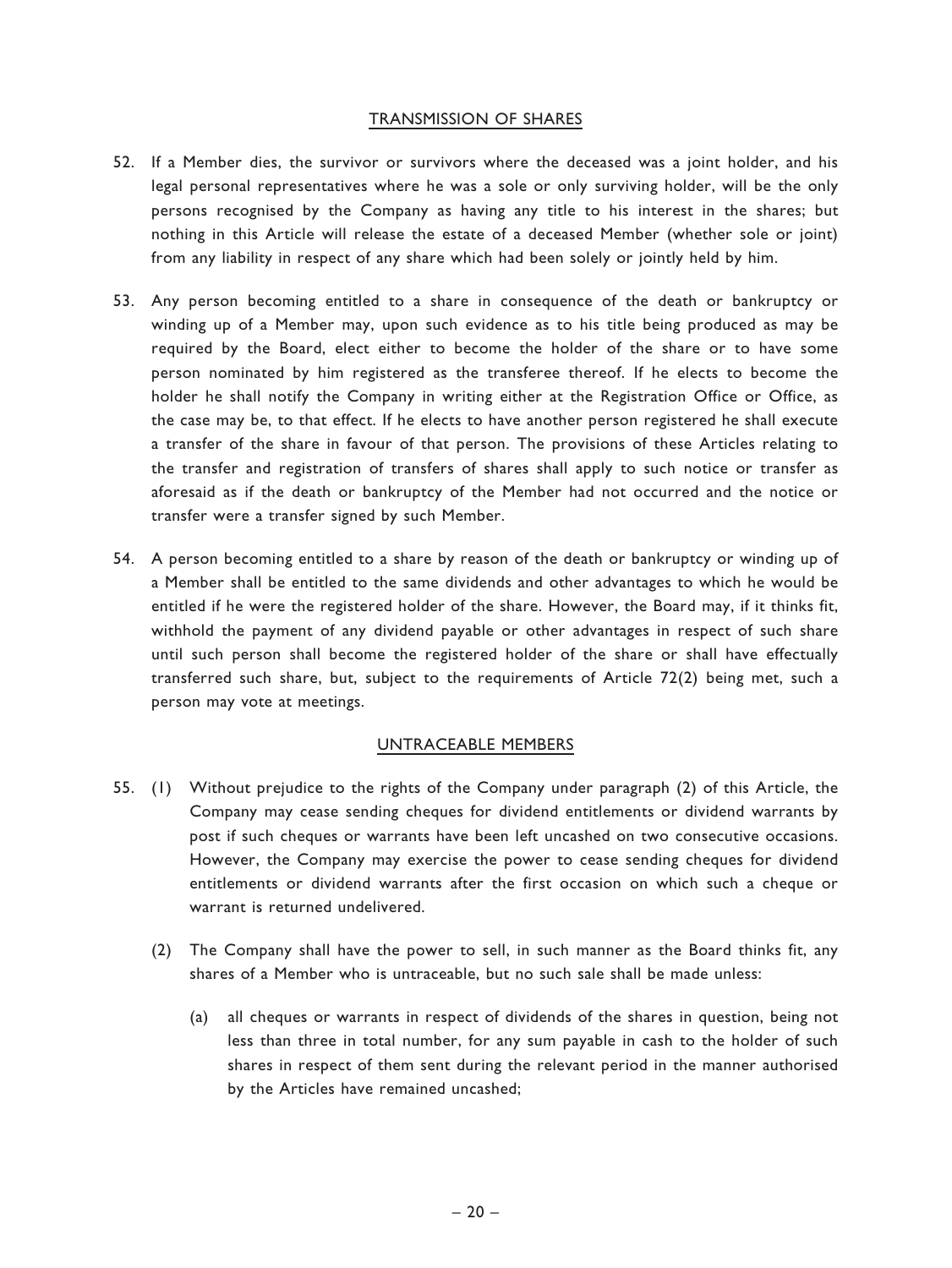## TRANSMISSION OF SHARES

52. If a Member dies, the survivor or survivors where the deceased was a joint holder, and his legal personal representatives where he was a sole or only surviving holder, will be the only persons recognised by the Company as having any title to his interest in the shares; but nothing in this Article will release the estate of a deceased Member (whether sole or joint) from any liability in respect of any share which had been solely or jointly held by him.

53. Any person becoming entitled to a share in consequence of the death or bankruptcy or winding up of a Member may, upon such evidence as to his title being produced as may be required by the Board, elect either to become the holder of the share or to have some person nominated by him registered as the transferee thereof. If he elects to become the holder he shall notify the Company in writing either at the Registration Office or Office, as the case may be, to that effect. If he elects to have another person registered he shall execute a transfer of the share in favour of that person. The provisions of these Articles relating to the transfer and registration of transfers of shares shall apply to such notice or transfer as aforesaid as if the death or bankruptcy of the Member had not occurred and the notice or transfer were a transfer signed by such Member.

54. A person becoming entitled to a share by reason of the death or bankruptcy or winding up of a Member shall be entitled to the same dividends and other advantages to which he would be entitled if he were the registered holder of the share. However, the Board may, if it thinks fit, withhold the payment of any dividend payable or other advantages in respect of such share until such person shall become the registered holder of the share or shall have effectually transferred such share, but, subject to the requirements of Article 72(2) being met, such a person may vote at meetings.

## UNTRACEABLE MEMBERS

55. (1) Without prejudice to the rights of the Company under paragraph (2) of this Article, the Company may cease sending cheques for dividend entitlements or dividend warrants by post if such cheques or warrants have been left uncashed on two consecutive occasions. However, the Company may exercise the power to cease sending cheques for dividend entitlements or dividend warrants after the first occasion on which such a cheque or warrant is returned undelivered.

    (2) The Company shall have the power to sell, in such manner as the Board thinks fit, any shares of a Member who is untraceable, but no such sale shall be made unless:

    (a) all cheques or warrants in respect of dividends of the shares in question, being not less than three in total number, for any sum payable in cash to the holder of such shares in respect of them sent during the relevant period in the manner authorised by the Articles have remained uncashed;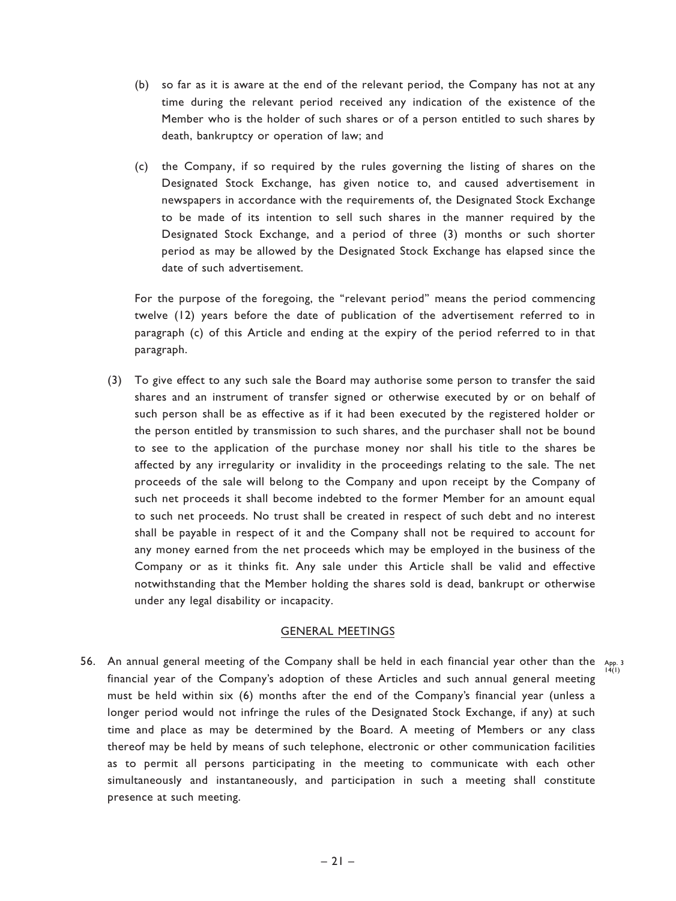(b) so far as it is aware at the end of the relevant period, the Company has not at any time during the relevant period received any indication of the existence of the Member who is the holder of such shares or of a person entitled to such shares by death, bankruptcy or operation of law; and

(c) the Company, if so required by the rules governing the listing of shares on the Designated Stock Exchange, has given notice to, and caused advertisement in newspapers in accordance with the requirements of, the Designated Stock Exchange to be made of its intention to sell such shares in the manner required by the Designated Stock Exchange, and a period of three (3) months or such shorter period as may be allowed by the Designated Stock Exchange has elapsed since the date of such advertisement.

For the purpose of the foregoing, the "relevant period" means the period commencing twelve (12) years before the date of publication of the advertisement referred to in paragraph (c) of this Article and ending at the expiry of the period referred to in that paragraph.

(3) To give effect to any such sale the Board may authorise some person to transfer the said shares and an instrument of transfer signed or otherwise executed by or on behalf of such person shall be as effective as if it had been executed by the registered holder or the person entitled by transmission to such shares, and the purchaser shall not be bound to see to the application of the purchase money nor shall his title to the shares be affected by any irregularity or invalidity in the proceedings relating to the sale. The net proceeds of the sale will belong to the Company and upon receipt by the Company of such net proceeds it shall become indebted to the former Member for an amount equal to such net proceeds. No trust shall be created in respect of such debt and no interest shall be payable in respect of it and the Company shall not be required to account for any money earned from the net proceeds which may be employed in the business of the Company or as it thinks fit. Any sale under this Article shall be valid and effective notwithstanding that the Member holding the shares sold is dead, bankrupt or otherwise under any legal disability or incapacity.

## GENERAL MEETINGS

56. An annual general meeting of the Company shall be held in each financial year other than the financial year of the Company's adoption of these Articles and such annual general meeting must be held within six (6) months after the end of the Company's financial year (unless a longer period would not infringe the rules of the Designated Stock Exchange, if any) at such time and place as may be determined by the Board. A meeting of Members or any class thereof may be held by means of such telephone, electronic or other communication facilities as to permit all persons participating in the meeting to communicate with each other simultaneously and instantaneously, and participation in such a meeting shall constitute presence at such meeting.

App. 3 14(1)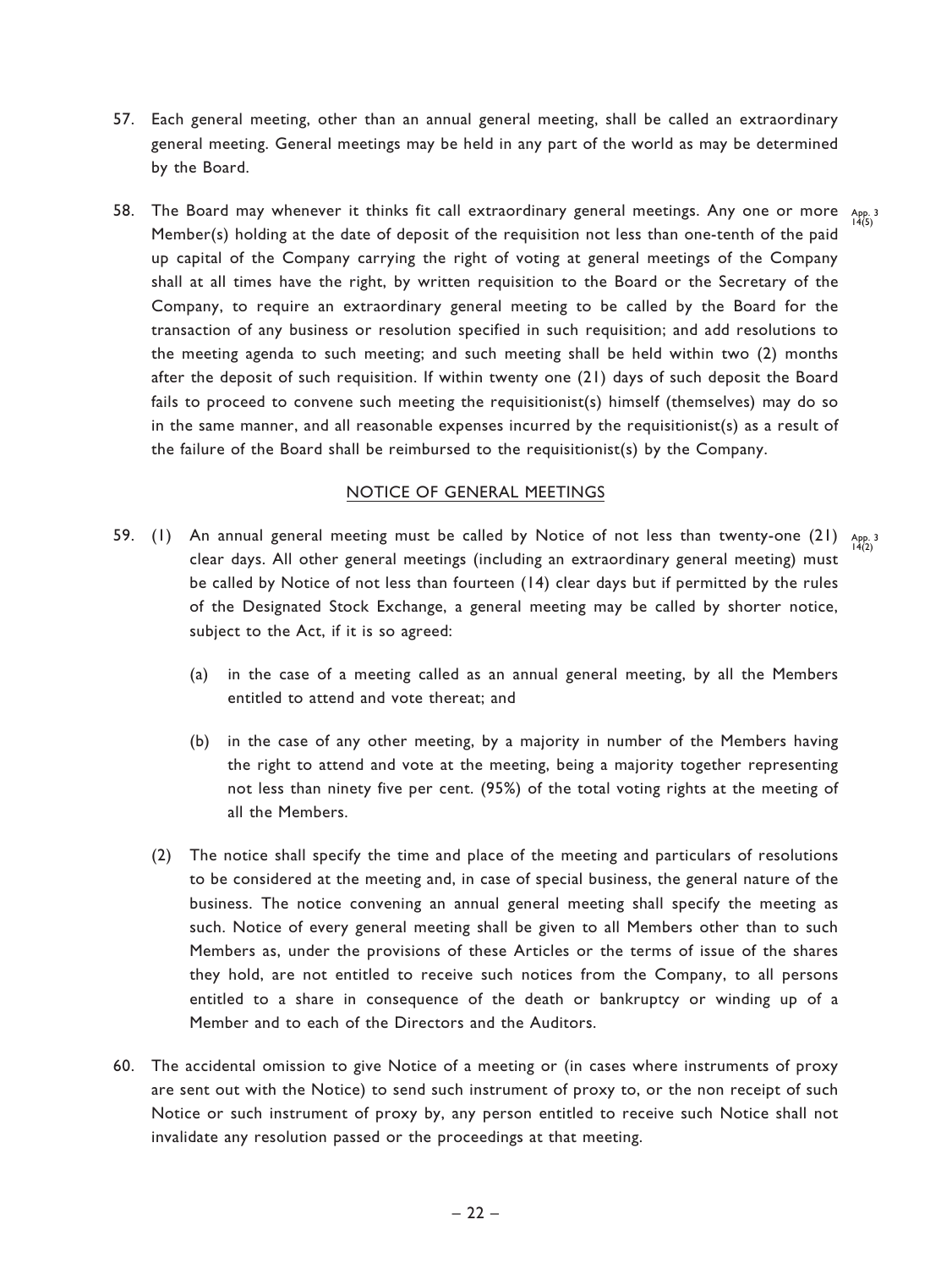57. Each general meeting, other than an annual general meeting, shall be called an extraordinary general meeting. General meetings may be held in any part of the world as may be determined by the Board.

58. The Board may whenever it thinks fit call extraordinary general meetings. Any one or more Member(s) holding at the date of deposit of the requisition not less than one-tenth of the paid up capital of the Company carrying the right of voting at general meetings of the Company shall at all times have the right, by written requisition to the Board or the Secretary of the Company, to require an extraordinary general meeting to be called by the Board for the transaction of any business or resolution specified in such requisition; and add resolutions to the meeting agenda to such meeting; and such meeting shall be held within two (2) months after the deposit of such requisition. If within twenty one (21) days of such deposit the Board fails to proceed to convene such meeting the requisitionist(s) himself (themselves) may do so in the same manner, and all reasonable expenses incurred by the requisitionist(s) as a result of the failure of the Board shall be reimbursed to the requisitionist(s) by the Company. App. 3 14(5)

## NOTICE OF GENERAL MEETINGS

59. (1) An annual general meeting must be called by Notice of not less than twenty-one (21) clear days. All other general meetings (including an extraordinary general meeting) must be called by Notice of not less than fourteen (14) clear days but if permitted by the rules of the Designated Stock Exchange, a general meeting may be called by shorter notice, subject to the Act, if it is so agreed: App. 3 14(2)

    (a) in the case of a meeting called as an annual general meeting, by all the Members entitled to attend and vote thereat; and

    (b) in the case of any other meeting, by a majority in number of the Members having the right to attend and vote at the meeting, being a majority together representing not less than ninety five per cent. (95%) of the total voting rights at the meeting of all the Members.

    (2) The notice shall specify the time and place of the meeting and particulars of resolutions to be considered at the meeting and, in case of special business, the general nature of the business. The notice convening an annual general meeting shall specify the meeting as such. Notice of every general meeting shall be given to all Members other than to such Members as, under the provisions of these Articles or the terms of issue of the shares they hold, are not entitled to receive such notices from the Company, to all persons entitled to a share in consequence of the death or bankruptcy or winding up of a Member and to each of the Directors and the Auditors.

60. The accidental omission to give Notice of a meeting or (in cases where instruments of proxy are sent out with the Notice) to send such instrument of proxy to, or the non receipt of such Notice or such instrument of proxy by, any person entitled to receive such Notice shall not invalidate any resolution passed or the proceedings at that meeting.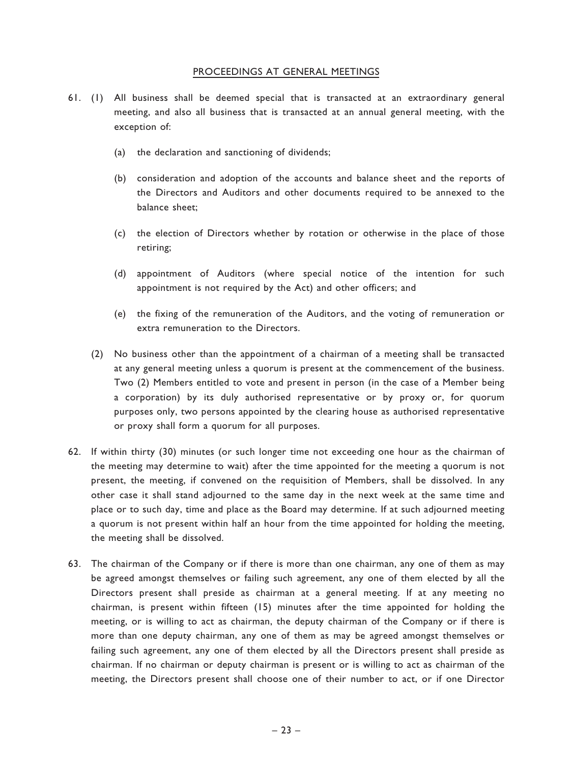## PROCEEDINGS AT GENERAL MEETINGS

61. (1) All business shall be deemed special that is transacted at an extraordinary general meeting, and also all business that is transacted at an annual general meeting, with the exception of:

    (a) the declaration and sanctioning of dividends;

    (b) consideration and adoption of the accounts and balance sheet and the reports of the Directors and Auditors and other documents required to be annexed to the balance sheet;

    (c) the election of Directors whether by rotation or otherwise in the place of those retiring;

    (d) appointment of Auditors (where special notice of the intention for such appointment is not required by the Act) and other officers; and

    (e) the fixing of the remuneration of the Auditors, and the voting of remuneration or extra remuneration to the Directors.

    (2) No business other than the appointment of a chairman of a meeting shall be transacted at any general meeting unless a quorum is present at the commencement of the business. Two (2) Members entitled to vote and present in person (in the case of a Member being a corporation) by its duly authorised representative or by proxy or, for quorum purposes only, two persons appointed by the clearing house as authorised representative or proxy shall form a quorum for all purposes.

62. If within thirty (30) minutes (or such longer time not exceeding one hour as the chairman of the meeting may determine to wait) after the time appointed for the meeting a quorum is not present, the meeting, if convened on the requisition of Members, shall be dissolved. In any other case it shall stand adjourned to the same day in the next week at the same time and place or to such day, time and place as the Board may determine. If at such adjourned meeting a quorum is not present within half an hour from the time appointed for holding the meeting, the meeting shall be dissolved.

63. The chairman of the Company or if there is more than one chairman, any one of them as may be agreed amongst themselves or failing such agreement, any one of them elected by all the Directors present shall preside as chairman at a general meeting. If at any meeting no chairman, is present within fifteen (15) minutes after the time appointed for holding the meeting, or is willing to act as chairman, the deputy chairman of the Company or if there is more than one deputy chairman, any one of them as may be agreed amongst themselves or failing such agreement, any one of them elected by all the Directors present shall preside as chairman. If no chairman or deputy chairman is present or is willing to act as chairman of the meeting, the Directors present shall choose one of their number to act, or if one Director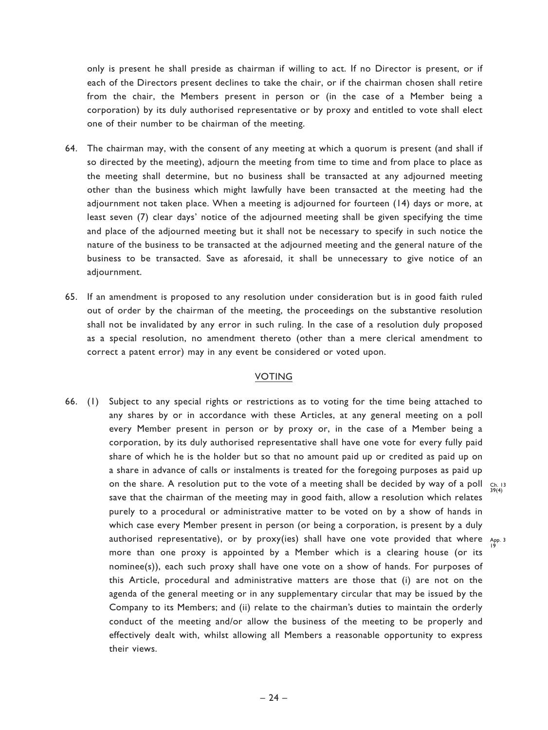only is present he shall preside as chairman if willing to act. If no Director is present, or if each of the Directors present declines to take the chair, or if the chairman chosen shall retire from the chair, the Members present in person or (in the case of a Member being a corporation) by its duly authorised representative or by proxy and entitled to vote shall elect one of their number to be chairman of the meeting.

64. The chairman may, with the consent of any meeting at which a quorum is present (and shall if so directed by the meeting), adjourn the meeting from time to time and from place to place as the meeting shall determine, but no business shall be transacted at any adjourned meeting other than the business which might lawfully have been transacted at the meeting had the adjournment not taken place. When a meeting is adjourned for fourteen (14) days or more, at least seven (7) clear days' notice of the adjourned meeting shall be given specifying the time and place of the adjourned meeting but it shall not be necessary to specify in such notice the nature of the business to be transacted at the adjourned meeting and the general nature of the business to be transacted. Save as aforesaid, it shall be unnecessary to give notice of an adjournment.

65. If an amendment is proposed to any resolution under consideration but is in good faith ruled out of order by the chairman of the meeting, the proceedings on the substantive resolution shall not be invalidated by any error in such ruling. In the case of a resolution duly proposed as a special resolution, no amendment thereto (other than a mere clerical amendment to correct a patent error) may in any event be considered or voted upon.

## VOTING

66. (1) Subject to any special rights or restrictions as to voting for the time being attached to any shares by or in accordance with these Articles, at any general meeting on a poll every Member present in person or by proxy or, in the case of a Member being a corporation, by its duly authorised representative shall have one vote for every fully paid share of which he is the holder but so that no amount paid up or credited as paid up on a share in advance of calls or instalments is treated for the foregoing purposes as paid up on the share. A resolution put to the vote of a meeting shall be decided by way of a poll save that the chairman of the meeting may in good faith, allow a resolution which relates purely to a procedural or administrative matter to be voted on by a show of hands in which case every Member present in person (or being a corporation, is present by a duly authorised representative), or by proxy(ies) shall have one vote provided that where more than one proxy is appointed by a Member which is a clearing house (or its nominee(s)), each such proxy shall have one vote on a show of hands. For purposes of this Article, procedural and administrative matters are those that (i) are not on the agenda of the general meeting or in any supplementary circular that may be issued by the Company to its Members; and (ii) relate to the chairman's duties to maintain the orderly conduct of the meeting and/or allow the business of the meeting to be properly and effectively dealt with, whilst allowing all Members a reasonable opportunity to express their views.

Ch. 13 39(4)

App. 3 19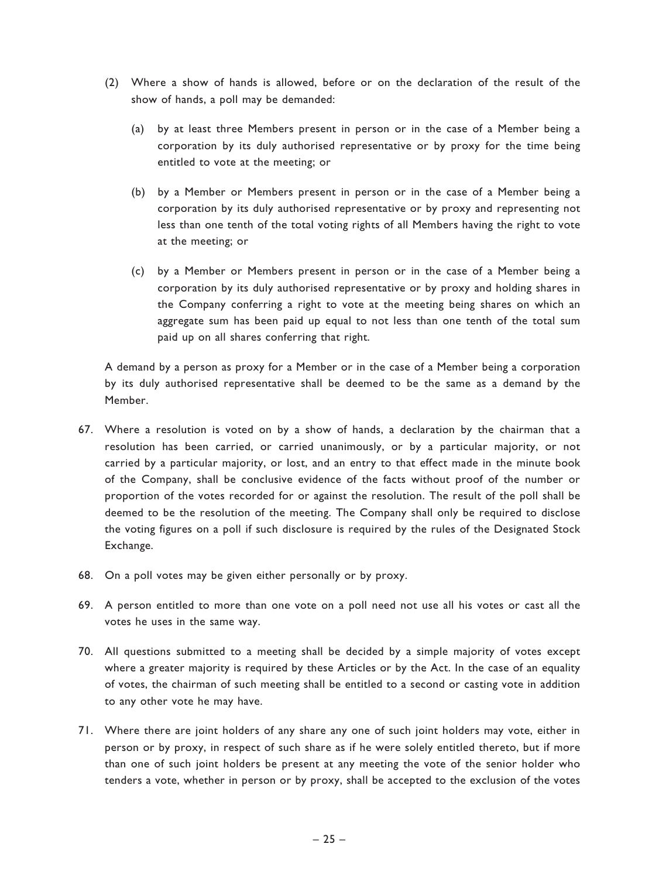(2) Where a show of hands is allowed, before or on the declaration of the result of the show of hands, a poll may be demanded:

   (a) by at least three Members present in person or in the case of a Member being a corporation by its duly authorised representative or by proxy for the time being entitled to vote at the meeting; or

   (b) by a Member or Members present in person or in the case of a Member being a corporation by its duly authorised representative or by proxy and representing not less than one tenth of the total voting rights of all Members having the right to vote at the meeting; or

   (c) by a Member or Members present in person or in the case of a Member being a corporation by its duly authorised representative or by proxy and holding shares in the Company conferring a right to vote at the meeting being shares on which an aggregate sum has been paid up equal to not less than one tenth of the total sum paid up on all shares conferring that right.

A demand by a person as proxy for a Member or in the case of a Member being a corporation by its duly authorised representative shall be deemed to be the same as a demand by the Member.

67. Where a resolution is voted on by a show of hands, a declaration by the chairman that a resolution has been carried, or carried unanimously, or by a particular majority, or not carried by a particular majority, or lost, and an entry to that effect made in the minute book of the Company, shall be conclusive evidence of the facts without proof of the number or proportion of the votes recorded for or against the resolution. The result of the poll shall be deemed to be the resolution of the meeting. The Company shall only be required to disclose the voting figures on a poll if such disclosure is required by the rules of the Designated Stock Exchange.

68. On a poll votes may be given either personally or by proxy.

69. A person entitled to more than one vote on a poll need not use all his votes or cast all the votes he uses in the same way.

70. All questions submitted to a meeting shall be decided by a simple majority of votes except where a greater majority is required by these Articles or by the Act. In the case of an equality of votes, the chairman of such meeting shall be entitled to a second or casting vote in addition to any other vote he may have.

71. Where there are joint holders of any share any one of such joint holders may vote, either in person or by proxy, in respect of such share as if he were solely entitled thereto, but if more than one of such joint holders be present at any meeting the vote of the senior holder who tenders a vote, whether in person or by proxy, shall be accepted to the exclusion of the votes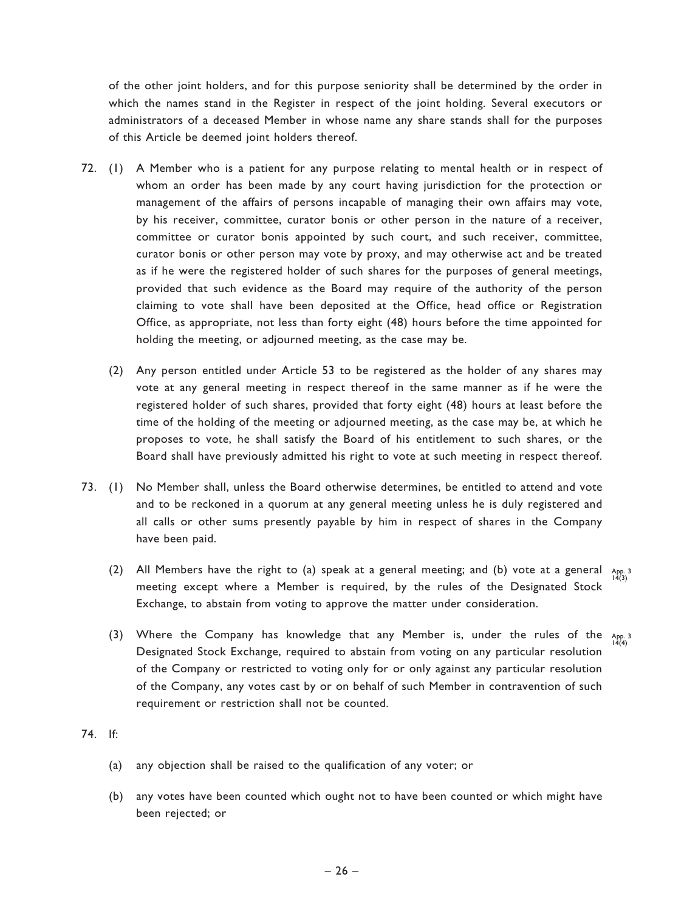of the other joint holders, and for this purpose seniority shall be determined by the order in which the names stand in the Register in respect of the joint holding. Several executors or administrators of a deceased Member in whose name any share stands shall for the purposes of this Article be deemed joint holders thereof.

72. (1) A Member who is a patient for any purpose relating to mental health or in respect of whom an order has been made by any court having jurisdiction for the protection or management of the affairs of persons incapable of managing their own affairs may vote, by his receiver, committee, curator bonis or other person in the nature of a receiver, committee or curator bonis appointed by such court, and such receiver, committee, curator bonis or other person may vote by proxy, and may otherwise act and be treated as if he were the registered holder of such shares for the purposes of general meetings, provided that such evidence as the Board may require of the authority of the person claiming to vote shall have been deposited at the Office, head office or Registration Office, as appropriate, not less than forty eight (48) hours before the time appointed for holding the meeting, or adjourned meeting, as the case may be.

(2) Any person entitled under Article 53 to be registered as the holder of any shares may vote at any general meeting in respect thereof in the same manner as if he were the registered holder of such shares, provided that forty eight (48) hours at least before the time of the holding of the meeting or adjourned meeting, as the case may be, at which he proposes to vote, he shall satisfy the Board of his entitlement to such shares, or the Board shall have previously admitted his right to vote at such meeting in respect thereof.

73. (1) No Member shall, unless the Board otherwise determines, be entitled to attend and vote and to be reckoned in a quorum at any general meeting unless he is duly registered and all calls or other sums presently payable by him in respect of shares in the Company have been paid.

(2) All Members have the right to (a) speak at a general meeting; and (b) vote at a general meeting except where a Member is required, by the rules of the Designated Stock Exchange, to abstain from voting to approve the matter under consideration. App. 3 14(3)

(3) Where the Company has knowledge that any Member is, under the rules of the Designated Stock Exchange, required to abstain from voting on any particular resolution of the Company or restricted to voting only for or only against any particular resolution of the Company, any votes cast by or on behalf of such Member in contravention of such requirement or restriction shall not be counted. App. 3 14(4)

74. If:

(a) any objection shall be raised to the qualification of any voter; or

(b) any votes have been counted which ought not to have been counted or which might have been rejected; or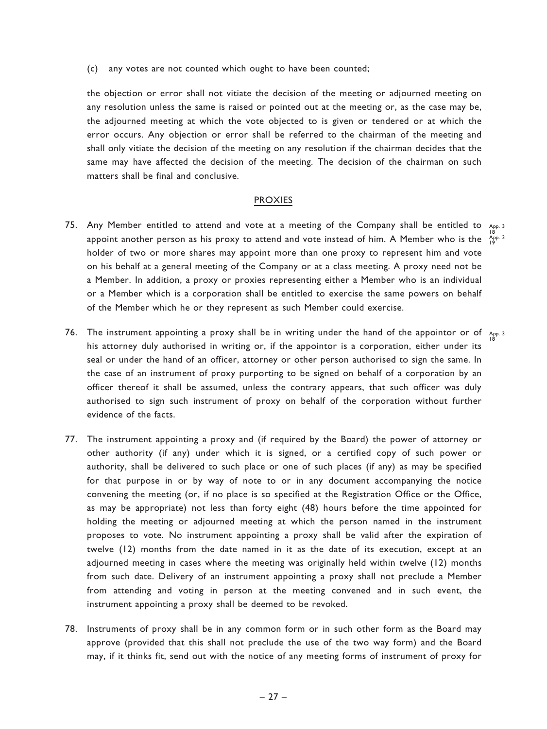(c) any votes are not counted which ought to have been counted;

the objection or error shall not vitiate the decision of the meeting or adjourned meeting on any resolution unless the same is raised or pointed out at the meeting or, as the case may be, the adjourned meeting at which the vote objected to is given or tendered or at which the error occurs. Any objection or error shall be referred to the chairman of the meeting and shall only vitiate the decision of the meeting on any resolution if the chairman decides that the same may have affected the decision of the meeting. The decision of the chairman on such matters shall be final and conclusive.

## PROXIES

75. Any Member entitled to attend and vote at a meeting of the Company shall be entitled to appoint another person as his proxy to attend and vote instead of him. A Member who is the holder of two or more shares may appoint more than one proxy to represent him and vote on his behalf at a general meeting of the Company or at a class meeting. A proxy need not be a Member. In addition, a proxy or proxies representing either a Member who is an individual or a Member which is a corporation shall be entitled to exercise the same powers on behalf of the Member which he or they represent as such Member could exercise. App. 3 18 App. 3 19

76. The instrument appointing a proxy shall be in writing under the hand of the appointor or of his attorney duly authorised in writing or, if the appointor is a corporation, either under its seal or under the hand of an officer, attorney or other person authorised to sign the same. In the case of an instrument of proxy purporting to be signed on behalf of a corporation by an officer thereof it shall be assumed, unless the contrary appears, that such officer was duly authorised to sign such instrument of proxy on behalf of the corporation without further evidence of the facts. App. 3 18

77. The instrument appointing a proxy and (if required by the Board) the power of attorney or other authority (if any) under which it is signed, or a certified copy of such power or authority, shall be delivered to such place or one of such places (if any) as may be specified for that purpose in or by way of note to or in any document accompanying the notice convening the meeting (or, if no place is so specified at the Registration Office or the Office, as may be appropriate) not less than forty eight (48) hours before the time appointed for holding the meeting or adjourned meeting at which the person named in the instrument proposes to vote. No instrument appointing a proxy shall be valid after the expiration of twelve (12) months from the date named in it as the date of its execution, except at an adjourned meeting in cases where the meeting was originally held within twelve (12) months from such date. Delivery of an instrument appointing a proxy shall not preclude a Member from attending and voting in person at the meeting convened and in such event, the instrument appointing a proxy shall be deemed to be revoked.

78. Instruments of proxy shall be in any common form or in such other form as the Board may approve (provided that this shall not preclude the use of the two way form) and the Board may, if it thinks fit, send out with the notice of any meeting forms of instrument of proxy for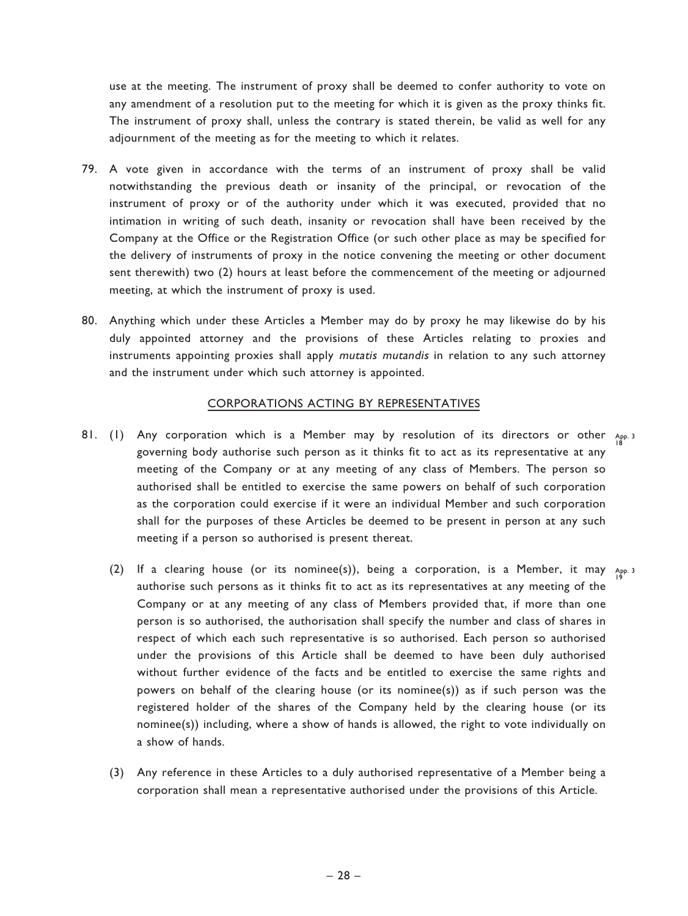use at the meeting. The instrument of proxy shall be deemed to confer authority to vote on any amendment of a resolution put to the meeting for which it is given as the proxy thinks fit. The instrument of proxy shall, unless the contrary is stated therein, be valid as well for any adjournment of the meeting as for the meeting to which it relates.

79. A vote given in accordance with the terms of an instrument of proxy shall be valid notwithstanding the previous death or insanity of the principal, or revocation of the instrument of proxy or of the authority under which it was executed, provided that no intimation in writing of such death, insanity or revocation shall have been received by the Company at the Office or the Registration Office (or such other place as may be specified for the delivery of instruments of proxy in the notice convening the meeting or other document sent therewith) two (2) hours at least before the commencement of the meeting or adjourned meeting, at which the instrument of proxy is used.

80. Anything which under these Articles a Member may do by proxy he may likewise do by his duly appointed attorney and the provisions of these Articles relating to proxies and instruments appointing proxies shall apply *mutatis mutandis* in relation to any such attorney and the instrument under which such attorney is appointed.

## CORPORATIONS ACTING BY REPRESENTATIVES

81. (1) Any corporation which is a Member may by resolution of its directors or other governing body authorise such person as it thinks fit to act as its representative at any meeting of the Company or at any meeting of any class of Members. The person so authorised shall be entitled to exercise the same powers on behalf of such corporation as the corporation could exercise if it were an individual Member and such corporation shall for the purposes of these Articles be deemed to be present in person at any such meeting if a person so authorised is present thereat.

App. 3 18

(2) If a clearing house (or its nominee(s)), being a corporation, is a Member, it may authorise such persons as it thinks fit to act as its representatives at any meeting of the Company or at any meeting of any class of Members provided that, if more than one person is so authorised, the authorisation shall specify the number and class of shares in respect of which each such representative is so authorised. Each person so authorised under the provisions of this Article shall be deemed to have been duly authorised without further evidence of the facts and be entitled to exercise the same rights and powers on behalf of the clearing house (or its nominee(s)) as if such person was the registered holder of the shares of the Company held by the clearing house (or its nominee(s)) including, where a show of hands is allowed, the right to vote individually on a show of hands.

App. 3 19

(3) Any reference in these Articles to a duly authorised representative of a Member being a corporation shall mean a representative authorised under the provisions of this Article.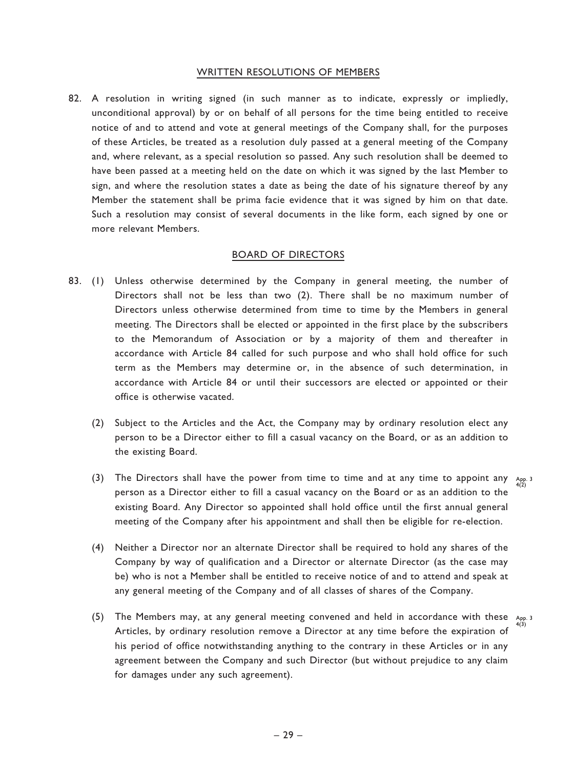## WRITTEN RESOLUTIONS OF MEMBERS

82. A resolution in writing signed (in such manner as to indicate, expressly or impliedly, unconditional approval) by or on behalf of all persons for the time being entitled to receive notice of and to attend and vote at general meetings of the Company shall, for the purposes of these Articles, be treated as a resolution duly passed at a general meeting of the Company and, where relevant, as a special resolution so passed. Any such resolution shall be deemed to have been passed at a meeting held on the date on which it was signed by the last Member to sign, and where the resolution states a date as being the date of his signature thereof by any Member the statement shall be prima facie evidence that it was signed by him on that date. Such a resolution may consist of several documents in the like form, each signed by one or more relevant Members.

## BOARD OF DIRECTORS

83. (1) Unless otherwise determined by the Company in general meeting, the number of Directors shall not be less than two (2). There shall be no maximum number of Directors unless otherwise determined from time to time by the Members in general meeting. The Directors shall be elected or appointed in the first place by the subscribers to the Memorandum of Association or by a majority of them and thereafter in accordance with Article 84 called for such purpose and who shall hold office for such term as the Members may determine or, in the absence of such determination, in accordance with Article 84 or until their successors are elected or appointed or their office is otherwise vacated.

    (2) Subject to the Articles and the Act, the Company may by ordinary resolution elect any person to be a Director either to fill a casual vacancy on the Board, or as an addition to the existing Board.

    (3) The Directors shall have the power from time to time and at any time to appoint any person as a Director either to fill a casual vacancy on the Board or as an addition to the existing Board. Any Director so appointed shall hold office until the first annual general meeting of the Company after his appointment and shall then be eligible for re-election. App. 3 4(2)

    (4) Neither a Director nor an alternate Director shall be required to hold any shares of the Company by way of qualification and a Director or alternate Director (as the case may be) who is not a Member shall be entitled to receive notice of and to attend and speak at any general meeting of the Company and of all classes of shares of the Company.

    (5) The Members may, at any general meeting convened and held in accordance with these Articles, by ordinary resolution remove a Director at any time before the expiration of his period of office notwithstanding anything to the contrary in these Articles or in any agreement between the Company and such Director (but without prejudice to any claim for damages under any such agreement). App. 3 4(3)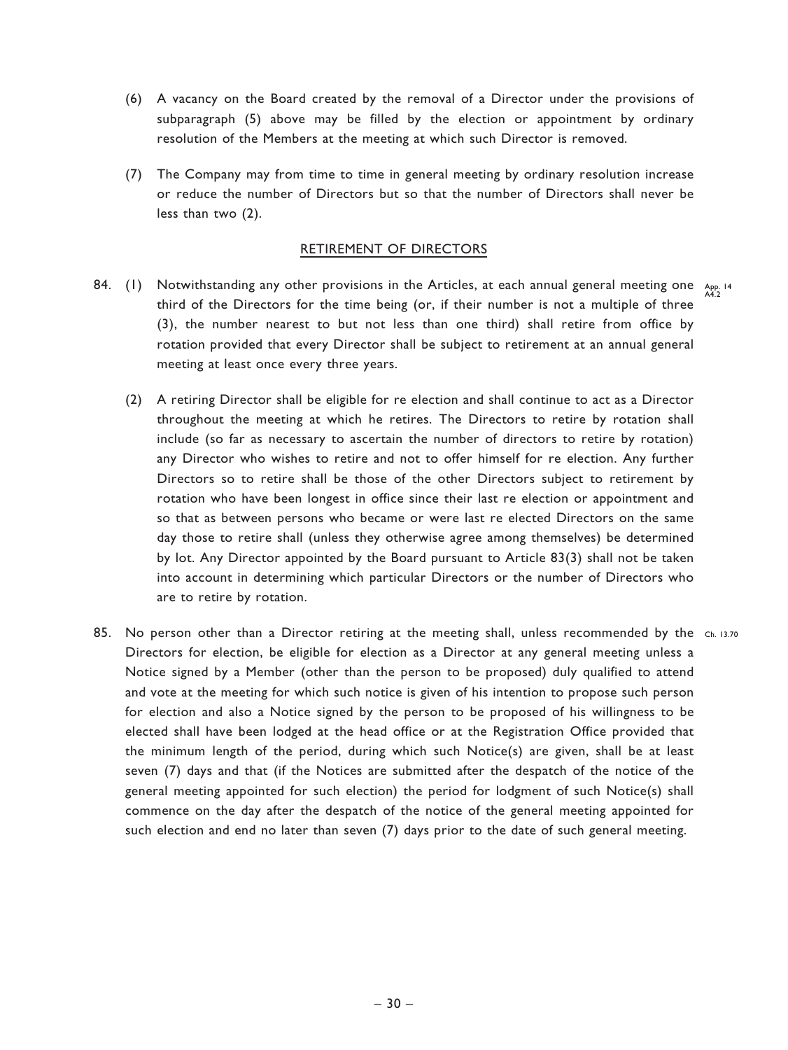(6) A vacancy on the Board created by the removal of a Director under the provisions of subparagraph (5) above may be filled by the election or appointment by ordinary resolution of the Members at the meeting at which such Director is removed.

(7) The Company may from time to time in general meeting by ordinary resolution increase or reduce the number of Directors but so that the number of Directors shall never be less than two (2).

## RETIREMENT OF DIRECTORS

84. (1) Notwithstanding any other provisions in the Articles, at each annual general meeting one third of the Directors for the time being (or, if their number is not a multiple of three (3), the number nearest to but not less than one third) shall retire from office by rotation provided that every Director shall be subject to retirement at an annual general meeting at least once every three years. App. 14 A4.2

(2) A retiring Director shall be eligible for re election and shall continue to act as a Director throughout the meeting at which he retires. The Directors to retire by rotation shall include (so far as necessary to ascertain the number of directors to retire by rotation) any Director who wishes to retire and not to offer himself for re election. Any further Directors so to retire shall be those of the other Directors subject to retirement by rotation who have been longest in office since their last re election or appointment and so that as between persons who became or were last re elected Directors on the same day those to retire shall (unless they otherwise agree among themselves) be determined by lot. Any Director appointed by the Board pursuant to Article 83(3) shall not be taken into account in determining which particular Directors or the number of Directors who are to retire by rotation.

85. No person other than a Director retiring at the meeting shall, unless recommended by the Directors for election, be eligible for election as a Director at any general meeting unless a Notice signed by a Member (other than the person to be proposed) duly qualified to attend and vote at the meeting for which such notice is given of his intention to propose such person for election and also a Notice signed by the person to be proposed of his willingness to be elected shall have been lodged at the head office or at the Registration Office provided that the minimum length of the period, during which such Notice(s) are given, shall be at least seven (7) days and that (if the Notices are submitted after the despatch of the notice of the general meeting appointed for such election) the period for lodgment of such Notice(s) shall commence on the day after the despatch of the notice of the general meeting appointed for such election and end no later than seven (7) days prior to the date of such general meeting. Ch. 13.70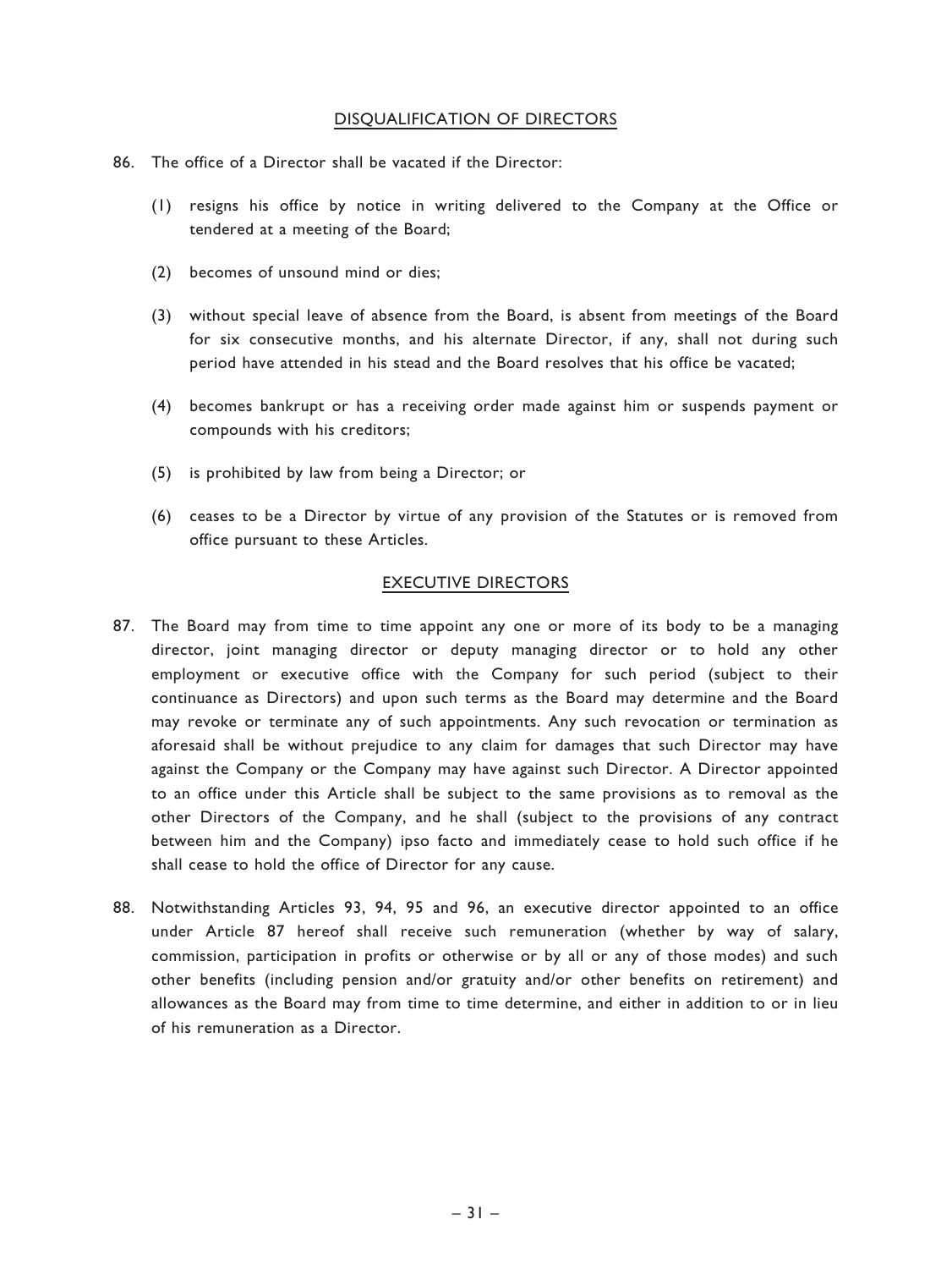## DISQUALIFICATION OF DIRECTORS

86. The office of a Director shall be vacated if the Director:

    (1) resigns his office by notice in writing delivered to the Company at the Office or tendered at a meeting of the Board;

    (2) becomes of unsound mind or dies;

    (3) without special leave of absence from the Board, is absent from meetings of the Board for six consecutive months, and his alternate Director, if any, shall not during such period have attended in his stead and the Board resolves that his office be vacated;

    (4) becomes bankrupt or has a receiving order made against him or suspends payment or compounds with his creditors;

    (5) is prohibited by law from being a Director; or

    (6) ceases to be a Director by virtue of any provision of the Statutes or is removed from office pursuant to these Articles.

## EXECUTIVE DIRECTORS

87. The Board may from time to time appoint any one or more of its body to be a managing director, joint managing director or deputy managing director or to hold any other employment or executive office with the Company for such period (subject to their continuance as Directors) and upon such terms as the Board may determine and the Board may revoke or terminate any of such appointments. Any such revocation or termination as aforesaid shall be without prejudice to any claim for damages that such Director may have against the Company or the Company may have against such Director. A Director appointed to an office under this Article shall be subject to the same provisions as to removal as the other Directors of the Company, and he shall (subject to the provisions of any contract between him and the Company) ipso facto and immediately cease to hold such office if he shall cease to hold the office of Director for any cause.

88. Notwithstanding Articles 93, 94, 95 and 96, an executive director appointed to an office under Article 87 hereof shall receive such remuneration (whether by way of salary, commission, participation in profits or otherwise or by all or any of those modes) and such other benefits (including pension and/or gratuity and/or other benefits on retirement) and allowances as the Board may from time to time determine, and either in addition to or in lieu of his remuneration as a Director.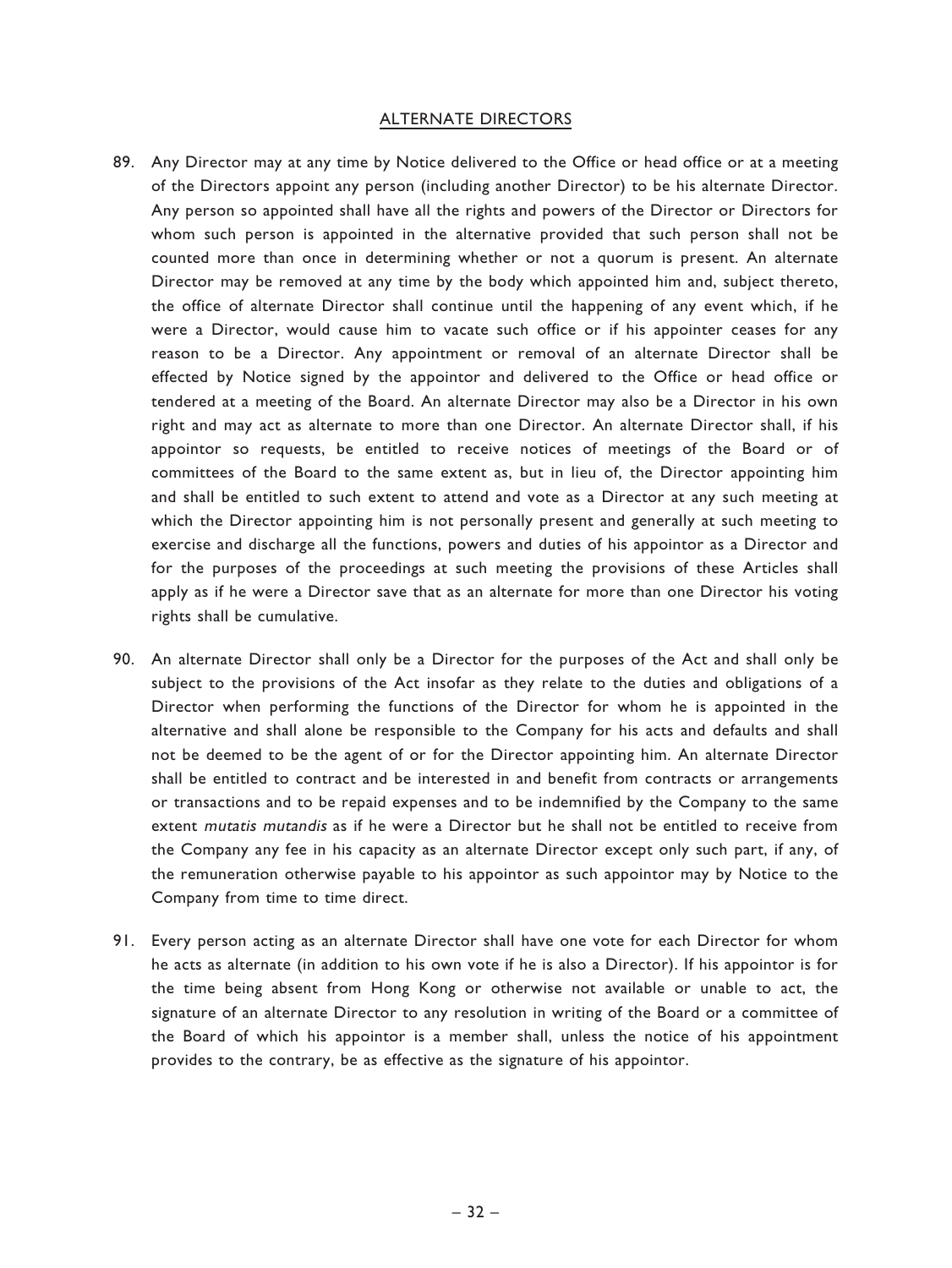## ALTERNATE DIRECTORS

89. Any Director may at any time by Notice delivered to the Office or head office or at a meeting of the Directors appoint any person (including another Director) to be his alternate Director. Any person so appointed shall have all the rights and powers of the Director or Directors for whom such person is appointed in the alternative provided that such person shall not be counted more than once in determining whether or not a quorum is present. An alternate Director may be removed at any time by the body which appointed him and, subject thereto, the office of alternate Director shall continue until the happening of any event which, if he were a Director, would cause him to vacate such office or if his appointer ceases for any reason to be a Director. Any appointment or removal of an alternate Director shall be effected by Notice signed by the appointor and delivered to the Office or head office or tendered at a meeting of the Board. An alternate Director may also be a Director in his own right and may act as alternate to more than one Director. An alternate Director shall, if his appointor so requests, be entitled to receive notices of meetings of the Board or of committees of the Board to the same extent as, but in lieu of, the Director appointing him and shall be entitled to such extent to attend and vote as a Director at any such meeting at which the Director appointing him is not personally present and generally at such meeting to exercise and discharge all the functions, powers and duties of his appointor as a Director and for the purposes of the proceedings at such meeting the provisions of these Articles shall apply as if he were a Director save that as an alternate for more than one Director his voting rights shall be cumulative.

90. An alternate Director shall only be a Director for the purposes of the Act and shall only be subject to the provisions of the Act insofar as they relate to the duties and obligations of a Director when performing the functions of the Director for whom he is appointed in the alternative and shall alone be responsible to the Company for his acts and defaults and shall not be deemed to be the agent of or for the Director appointing him. An alternate Director shall be entitled to contract and be interested in and benefit from contracts or arrangements or transactions and to be repaid expenses and to be indemnified by the Company to the same extent *mutatis mutandis* as if he were a Director but he shall not be entitled to receive from the Company any fee in his capacity as an alternate Director except only such part, if any, of the remuneration otherwise payable to his appointor as such appointor may by Notice to the Company from time to time direct.

91. Every person acting as an alternate Director shall have one vote for each Director for whom he acts as alternate (in addition to his own vote if he is also a Director). If his appointor is for the time being absent from Hong Kong or otherwise not available or unable to act, the signature of an alternate Director to any resolution in writing of the Board or a committee of the Board of which his appointor is a member shall, unless the notice of his appointment provides to the contrary, be as effective as the signature of his appointor.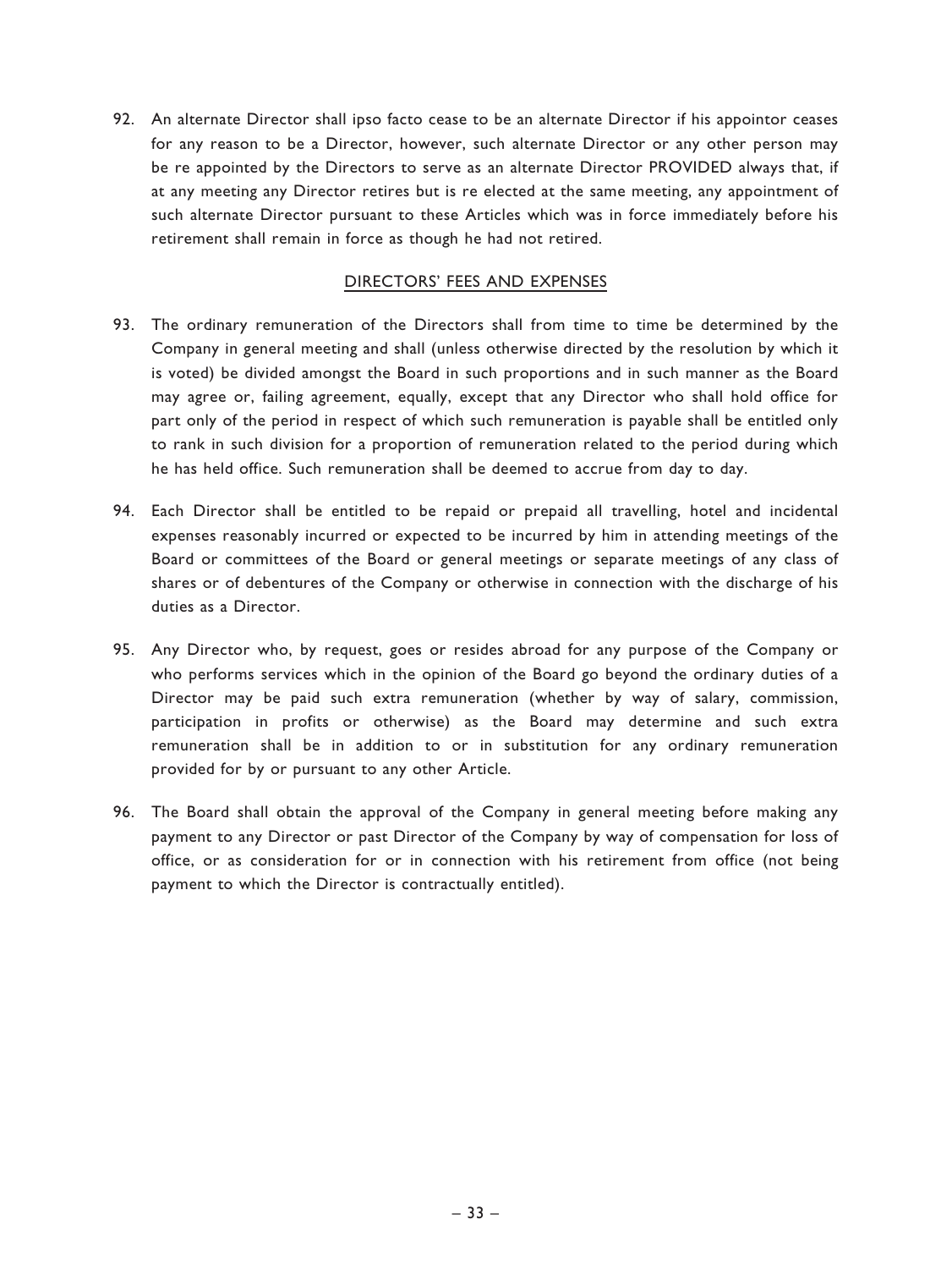92. An alternate Director shall ipso facto cease to be an alternate Director if his appointor ceases for any reason to be a Director, however, such alternate Director or any other person may be re appointed by the Directors to serve as an alternate Director PROVIDED always that, if at any meeting any Director retires but is re elected at the same meeting, any appointment of such alternate Director pursuant to these Articles which was in force immediately before his retirement shall remain in force as though he had not retired.

## DIRECTORS' FEES AND EXPENSES

93. The ordinary remuneration of the Directors shall from time to time be determined by the Company in general meeting and shall (unless otherwise directed by the resolution by which it is voted) be divided amongst the Board in such proportions and in such manner as the Board may agree or, failing agreement, equally, except that any Director who shall hold office for part only of the period in respect of which such remuneration is payable shall be entitled only to rank in such division for a proportion of remuneration related to the period during which he has held office. Such remuneration shall be deemed to accrue from day to day.

94. Each Director shall be entitled to be repaid or prepaid all travelling, hotel and incidental expenses reasonably incurred or expected to be incurred by him in attending meetings of the Board or committees of the Board or general meetings or separate meetings of any class of shares or of debentures of the Company or otherwise in connection with the discharge of his duties as a Director.

95. Any Director who, by request, goes or resides abroad for any purpose of the Company or who performs services which in the opinion of the Board go beyond the ordinary duties of a Director may be paid such extra remuneration (whether by way of salary, commission, participation in profits or otherwise) as the Board may determine and such extra remuneration shall be in addition to or in substitution for any ordinary remuneration provided for by or pursuant to any other Article.

96. The Board shall obtain the approval of the Company in general meeting before making any payment to any Director or past Director of the Company by way of compensation for loss of office, or as consideration for or in connection with his retirement from office (not being payment to which the Director is contractually entitled).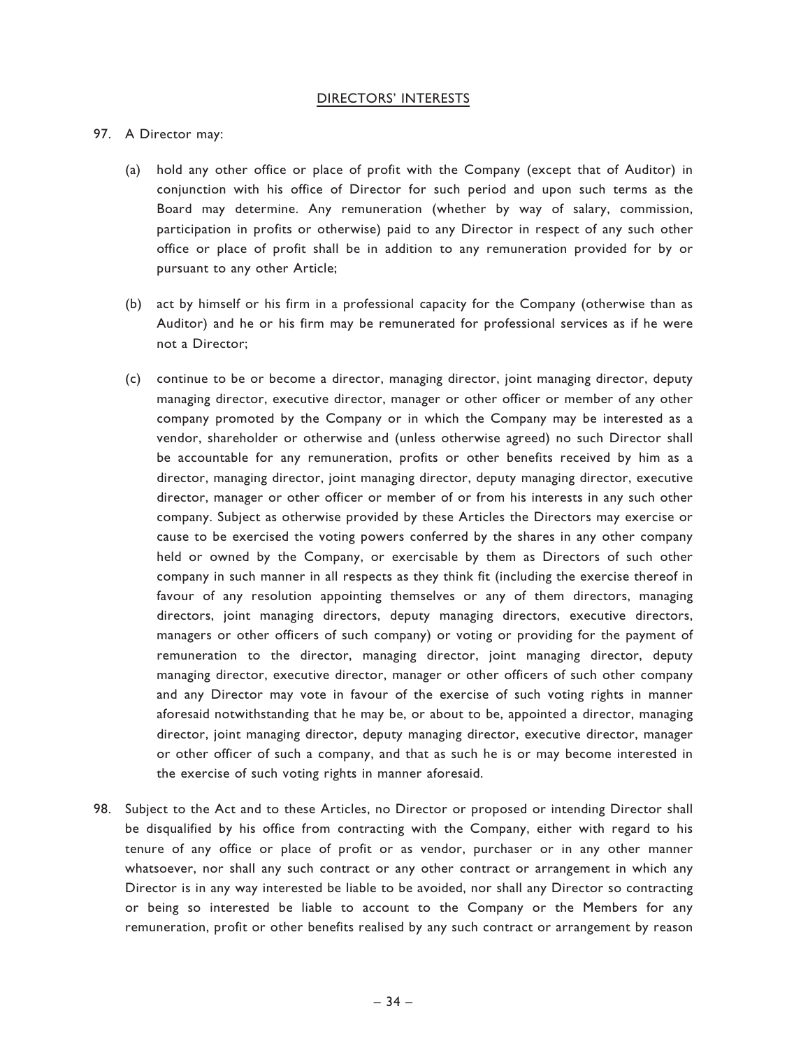## DIRECTORS' INTERESTS

97. A Director may:

    (a) hold any other office or place of profit with the Company (except that of Auditor) in conjunction with his office of Director for such period and upon such terms as the Board may determine. Any remuneration (whether by way of salary, commission, participation in profits or otherwise) paid to any Director in respect of any such other office or place of profit shall be in addition to any remuneration provided for by or pursuant to any other Article;

    (b) act by himself or his firm in a professional capacity for the Company (otherwise than as Auditor) and he or his firm may be remunerated for professional services as if he were not a Director;

    (c) continue to be or become a director, managing director, joint managing director, deputy managing director, executive director, manager or other officer or member of any other company promoted by the Company or in which the Company may be interested as a vendor, shareholder or otherwise and (unless otherwise agreed) no such Director shall be accountable for any remuneration, profits or other benefits received by him as a director, managing director, joint managing director, deputy managing director, executive director, manager or other officer or member of or from his interests in any such other company. Subject as otherwise provided by these Articles the Directors may exercise or cause to be exercised the voting powers conferred by the shares in any other company held or owned by the Company, or exercisable by them as Directors of such other company in such manner in all respects as they think fit (including the exercise thereof in favour of any resolution appointing themselves or any of them directors, managing directors, joint managing directors, deputy managing directors, executive directors, managers or other officers of such company) or voting or providing for the payment of remuneration to the director, managing director, joint managing director, deputy managing director, executive director, manager or other officers of such other company and any Director may vote in favour of the exercise of such voting rights in manner aforesaid notwithstanding that he may be, or about to be, appointed a director, managing director, joint managing director, deputy managing director, executive director, manager or other officer of such a company, and that as such he is or may become interested in the exercise of such voting rights in manner aforesaid.

98. Subject to the Act and to these Articles, no Director or proposed or intending Director shall be disqualified by his office from contracting with the Company, either with regard to his tenure of any office or place of profit or as vendor, purchaser or in any other manner whatsoever, nor shall any such contract or any other contract or arrangement in which any Director is in any way interested be liable to be avoided, nor shall any Director so contracting or being so interested be liable to account to the Company or the Members for any remuneration, profit or other benefits realised by any such contract or arrangement by reason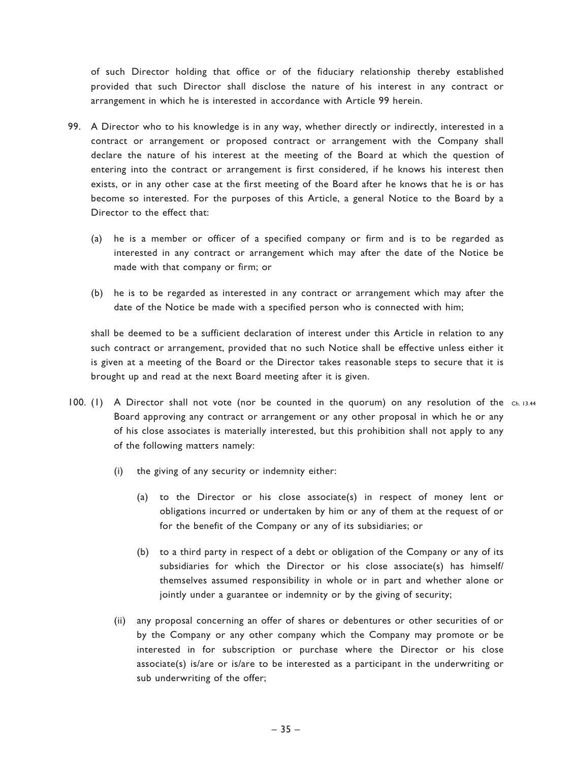of such Director holding that office or of the fiduciary relationship thereby established provided that such Director shall disclose the nature of his interest in any contract or arrangement in which he is interested in accordance with Article 99 herein.

99. A Director who to his knowledge is in any way, whether directly or indirectly, interested in a contract or arrangement or proposed contract or arrangement with the Company shall declare the nature of his interest at the meeting of the Board at which the question of entering into the contract or arrangement is first considered, if he knows his interest then exists, or in any other case at the first meeting of the Board after he knows that he is or has become so interested. For the purposes of this Article, a general Notice to the Board by a Director to the effect that:

    (a) he is a member or officer of a specified company or firm and is to be regarded as interested in any contract or arrangement which may after the date of the Notice be made with that company or firm; or

    (b) he is to be regarded as interested in any contract or arrangement which may after the date of the Notice be made with a specified person who is connected with him;

    shall be deemed to be a sufficient declaration of interest under this Article in relation to any such contract or arrangement, provided that no such Notice shall be effective unless either it is given at a meeting of the Board or the Director takes reasonable steps to secure that it is brought up and read at the next Board meeting after it is given.

100. (1) A Director shall not vote (nor be counted in the quorum) on any resolution of the Board approving any contract or arrangement or any other proposal in which he or any of his close associates is materially interested, but this prohibition shall not apply to any of the following matters namely: Ch. 13.44

    (i) the giving of any security or indemnity either:

        (a) to the Director or his close associate(s) in respect of money lent or obligations incurred or undertaken by him or any of them at the request of or for the benefit of the Company or any of its subsidiaries; or

        (b) to a third party in respect of a debt or obligation of the Company or any of its subsidiaries for which the Director or his close associate(s) has himself/themselves assumed responsibility in whole or in part and whether alone or jointly under a guarantee or indemnity or by the giving of security;

    (ii) any proposal concerning an offer of shares or debentures or other securities of or by the Company or any other company which the Company may promote or be interested in for subscription or purchase where the Director or his close associate(s) is/are or is/are to be interested as a participant in the underwriting or sub underwriting of the offer;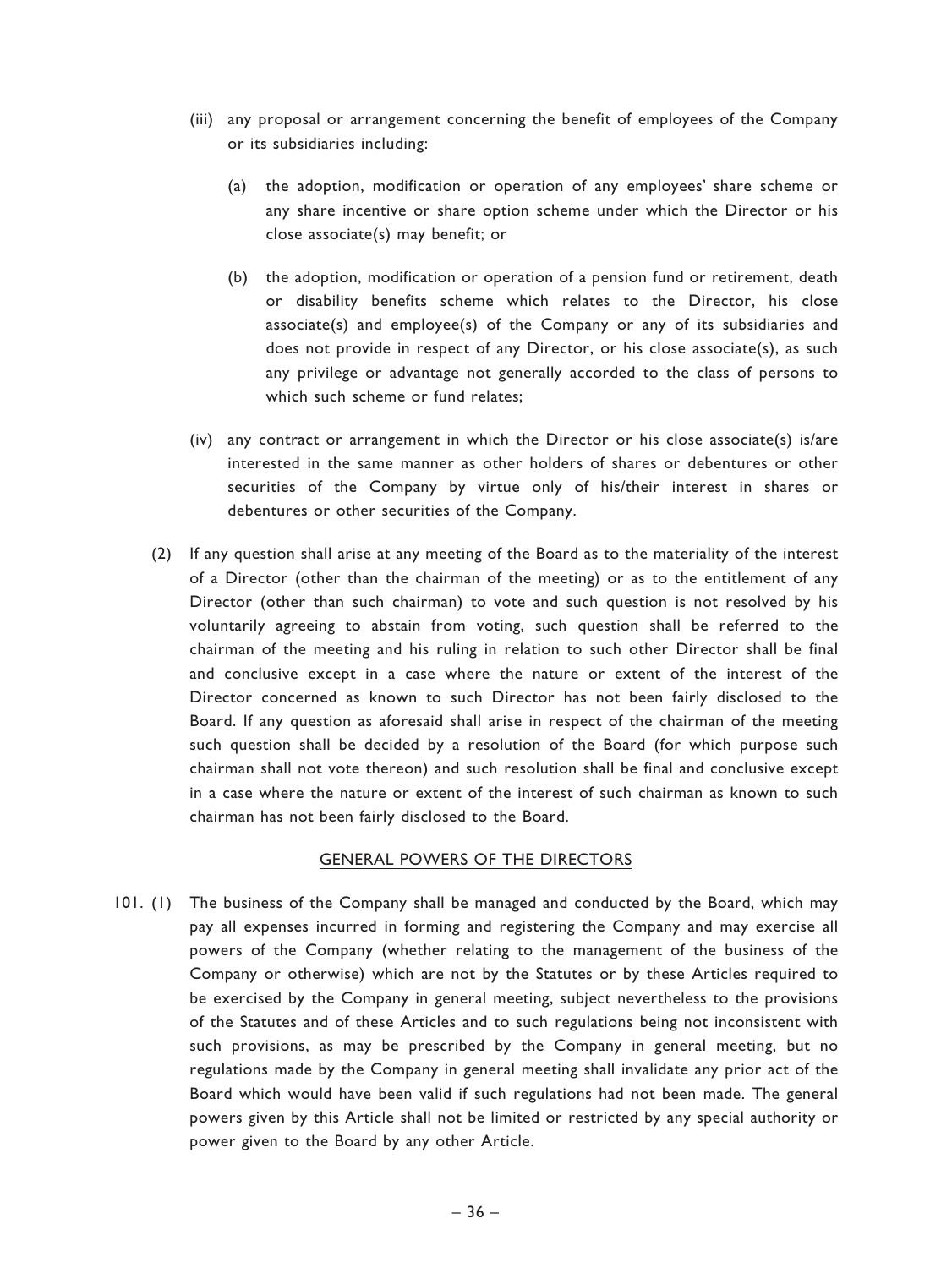(iii) any proposal or arrangement concerning the benefit of employees of the Company or its subsidiaries including:

(a) the adoption, modification or operation of any employees' share scheme or any share incentive or share option scheme under which the Director or his close associate(s) may benefit; or

(b) the adoption, modification or operation of a pension fund or retirement, death or disability benefits scheme which relates to the Director, his close associate(s) and employee(s) of the Company or any of its subsidiaries and does not provide in respect of any Director, or his close associate(s), as such any privilege or advantage not generally accorded to the class of persons to which such scheme or fund relates;

(iv) any contract or arrangement in which the Director or his close associate(s) is/are interested in the same manner as other holders of shares or debentures or other securities of the Company by virtue only of his/their interest in shares or debentures or other securities of the Company.

(2) If any question shall arise at any meeting of the Board as to the materiality of the interest of a Director (other than the chairman of the meeting) or as to the entitlement of any Director (other than such chairman) to vote and such question is not resolved by his voluntarily agreeing to abstain from voting, such question shall be referred to the chairman of the meeting and his ruling in relation to such other Director shall be final and conclusive except in a case where the nature or extent of the interest of the Director concerned as known to such Director has not been fairly disclosed to the Board. If any question as aforesaid shall arise in respect of the chairman of the meeting such question shall be decided by a resolution of the Board (for which purpose such chairman shall not vote thereon) and such resolution shall be final and conclusive except in a case where the nature or extent of the interest of such chairman as known to such chairman has not been fairly disclosed to the Board.

## GENERAL POWERS OF THE DIRECTORS

101. (1) The business of the Company shall be managed and conducted by the Board, which may pay all expenses incurred in forming and registering the Company and may exercise all powers of the Company (whether relating to the management of the business of the Company or otherwise) which are not by the Statutes or by these Articles required to be exercised by the Company in general meeting, subject nevertheless to the provisions of the Statutes and of these Articles and to such regulations being not inconsistent with such provisions, as may be prescribed by the Company in general meeting, but no regulations made by the Company in general meeting shall invalidate any prior act of the Board which would have been valid if such regulations had not been made. The general powers given by this Article shall not be limited or restricted by any special authority or power given to the Board by any other Article.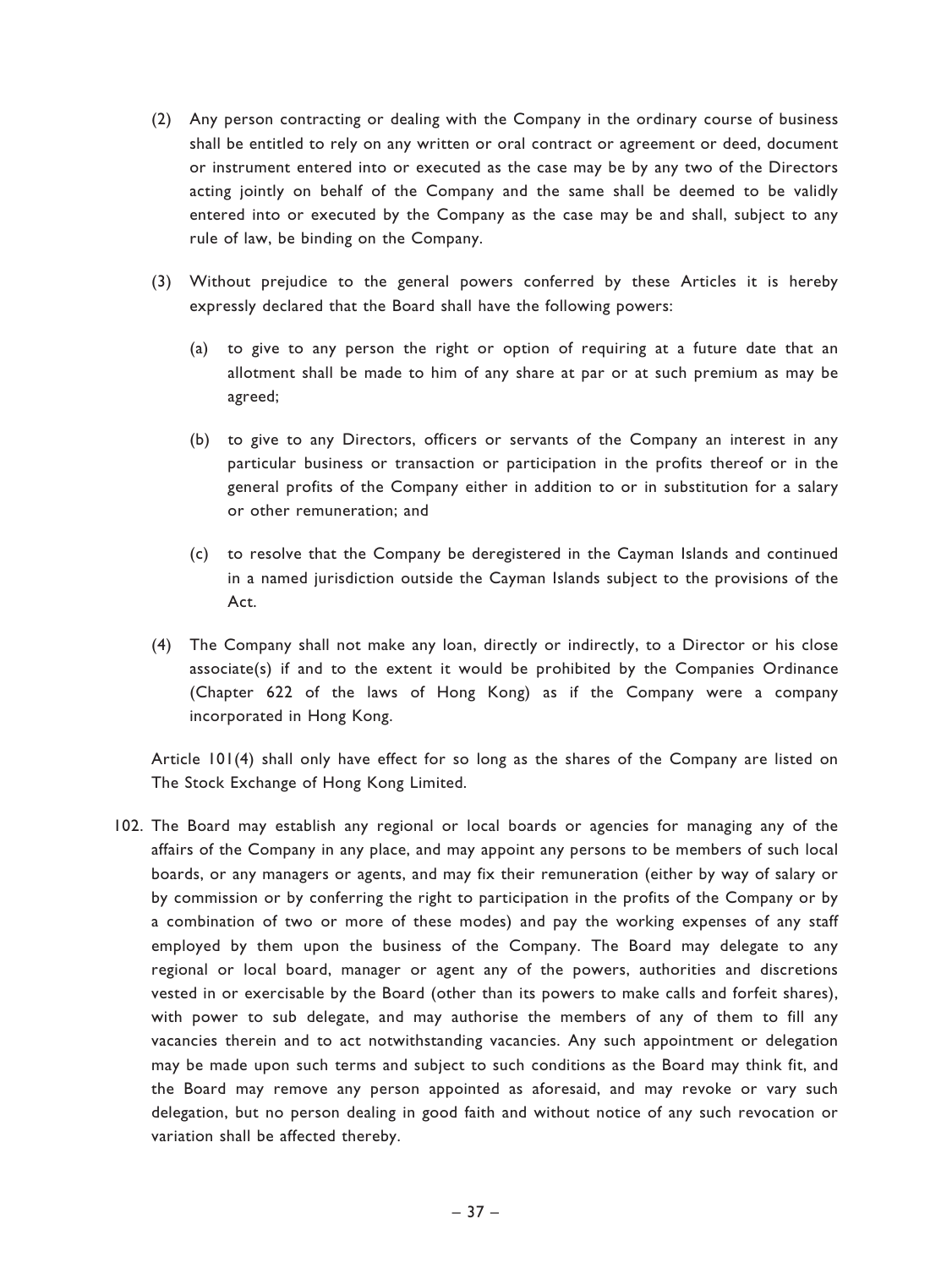(2) Any person contracting or dealing with the Company in the ordinary course of business shall be entitled to rely on any written or oral contract or agreement or deed, document or instrument entered into or executed as the case may be by any two of the Directors acting jointly on behalf of the Company and the same shall be deemed to be validly entered into or executed by the Company as the case may be and shall, subject to any rule of law, be binding on the Company.

(3) Without prejudice to the general powers conferred by these Articles it is hereby expressly declared that the Board shall have the following powers:

(a) to give to any person the right or option of requiring at a future date that an allotment shall be made to him of any share at par or at such premium as may be agreed;

(b) to give to any Directors, officers or servants of the Company an interest in any particular business or transaction or participation in the profits thereof or in the general profits of the Company either in addition to or in substitution for a salary or other remuneration; and

(c) to resolve that the Company be deregistered in the Cayman Islands and continued in a named jurisdiction outside the Cayman Islands subject to the provisions of the Act.

(4) The Company shall not make any loan, directly or indirectly, to a Director or his close associate(s) if and to the extent it would be prohibited by the Companies Ordinance (Chapter 622 of the laws of Hong Kong) as if the Company were a company incorporated in Hong Kong.

Article 101(4) shall only have effect for so long as the shares of the Company are listed on The Stock Exchange of Hong Kong Limited.

102. The Board may establish any regional or local boards or agencies for managing any of the affairs of the Company in any place, and may appoint any persons to be members of such local boards, or any managers or agents, and may fix their remuneration (either by way of salary or by commission or by conferring the right to participation in the profits of the Company or by a combination of two or more of these modes) and pay the working expenses of any staff employed by them upon the business of the Company. The Board may delegate to any regional or local board, manager or agent any of the powers, authorities and discretions vested in or exercisable by the Board (other than its powers to make calls and forfeit shares), with power to sub delegate, and may authorise the members of any of them to fill any vacancies therein and to act notwithstanding vacancies. Any such appointment or delegation may be made upon such terms and subject to such conditions as the Board may think fit, and the Board may remove any person appointed as aforesaid, and may revoke or vary such delegation, but no person dealing in good faith and without notice of any such revocation or variation shall be affected thereby.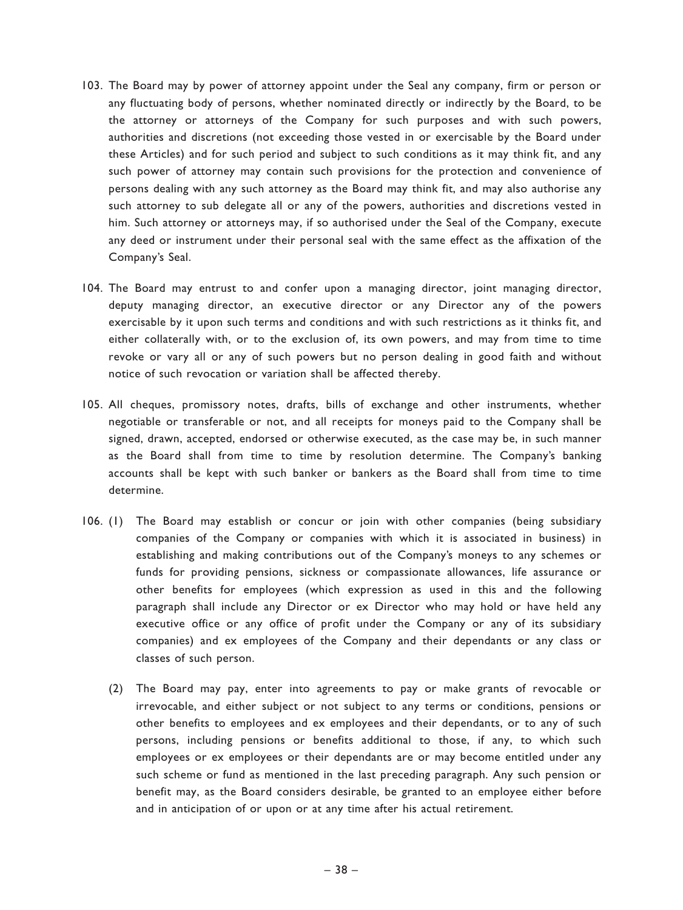103. The Board may by power of attorney appoint under the Seal any company, firm or person or any fluctuating body of persons, whether nominated directly or indirectly by the Board, to be the attorney or attorneys of the Company for such purposes and with such powers, authorities and discretions (not exceeding those vested in or exercisable by the Board under these Articles) and for such period and subject to such conditions as it may think fit, and any such power of attorney may contain such provisions for the protection and convenience of persons dealing with any such attorney as the Board may think fit, and may also authorise any such attorney to sub delegate all or any of the powers, authorities and discretions vested in him. Such attorney or attorneys may, if so authorised under the Seal of the Company, execute any deed or instrument under their personal seal with the same effect as the affixation of the Company's Seal.

104. The Board may entrust to and confer upon a managing director, joint managing director, deputy managing director, an executive director or any Director any of the powers exercisable by it upon such terms and conditions and with such restrictions as it thinks fit, and either collaterally with, or to the exclusion of, its own powers, and may from time to time revoke or vary all or any of such powers but no person dealing in good faith and without notice of such revocation or variation shall be affected thereby.

105. All cheques, promissory notes, drafts, bills of exchange and other instruments, whether negotiable or transferable or not, and all receipts for moneys paid to the Company shall be signed, drawn, accepted, endorsed or otherwise executed, as the case may be, in such manner as the Board shall from time to time by resolution determine. The Company's banking accounts shall be kept with such banker or bankers as the Board shall from time to time determine.

106. (1) The Board may establish or concur or join with other companies (being subsidiary companies of the Company or companies with which it is associated in business) in establishing and making contributions out of the Company's moneys to any schemes or funds for providing pensions, sickness or compassionate allowances, life assurance or other benefits for employees (which expression as used in this and the following paragraph shall include any Director or ex Director who may hold or have held any executive office or any office of profit under the Company or any of its subsidiary companies) and ex employees of the Company and their dependants or any class or classes of such person.

(2) The Board may pay, enter into agreements to pay or make grants of revocable or irrevocable, and either subject or not subject to any terms or conditions, pensions or other benefits to employees and ex employees and their dependants, or to any of such persons, including pensions or benefits additional to those, if any, to which such employees or ex employees or their dependants are or may become entitled under any such scheme or fund as mentioned in the last preceding paragraph. Any such pension or benefit may, as the Board considers desirable, be granted to an employee either before and in anticipation of or upon or at any time after his actual retirement.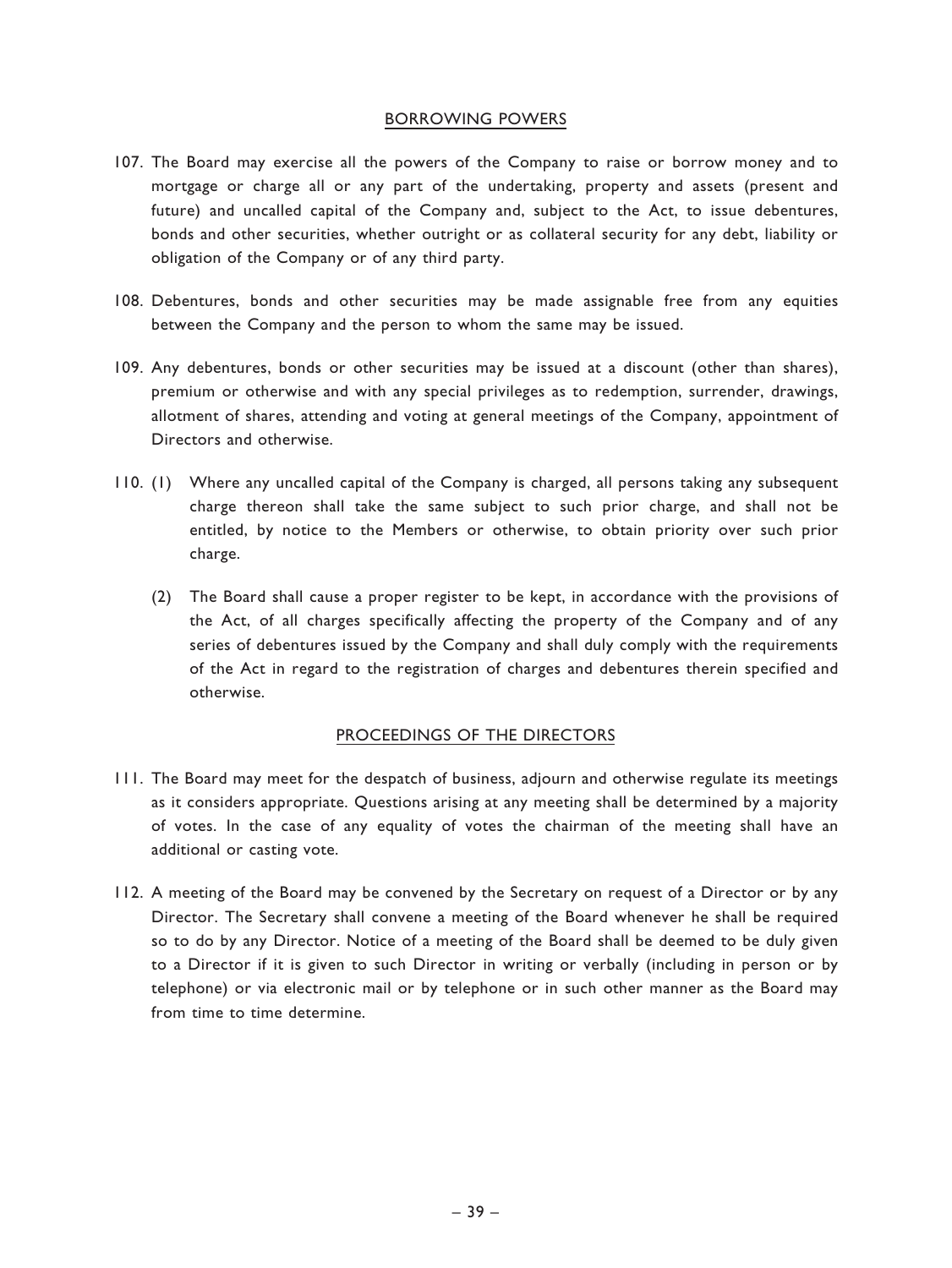## BORROWING POWERS

107. The Board may exercise all the powers of the Company to raise or borrow money and to mortgage or charge all or any part of the undertaking, property and assets (present and future) and uncalled capital of the Company and, subject to the Act, to issue debentures, bonds and other securities, whether outright or as collateral security for any debt, liability or obligation of the Company or of any third party.

108. Debentures, bonds and other securities may be made assignable free from any equities between the Company and the person to whom the same may be issued.

109. Any debentures, bonds or other securities may be issued at a discount (other than shares), premium or otherwise and with any special privileges as to redemption, surrender, drawings, allotment of shares, attending and voting at general meetings of the Company, appointment of Directors and otherwise.

110. (1) Where any uncalled capital of the Company is charged, all persons taking any subsequent charge thereon shall take the same subject to such prior charge, and shall not be entitled, by notice to the Members or otherwise, to obtain priority over such prior charge.

(2) The Board shall cause a proper register to be kept, in accordance with the provisions of the Act, of all charges specifically affecting the property of the Company and of any series of debentures issued by the Company and shall duly comply with the requirements of the Act in regard to the registration of charges and debentures therein specified and otherwise.

## PROCEEDINGS OF THE DIRECTORS

111. The Board may meet for the despatch of business, adjourn and otherwise regulate its meetings as it considers appropriate. Questions arising at any meeting shall be determined by a majority of votes. In the case of any equality of votes the chairman of the meeting shall have an additional or casting vote.

112. A meeting of the Board may be convened by the Secretary on request of a Director or by any Director. The Secretary shall convene a meeting of the Board whenever he shall be required so to do by any Director. Notice of a meeting of the Board shall be deemed to be duly given to a Director if it is given to such Director in writing or verbally (including in person or by telephone) or via electronic mail or by telephone or in such other manner as the Board may from time to time determine.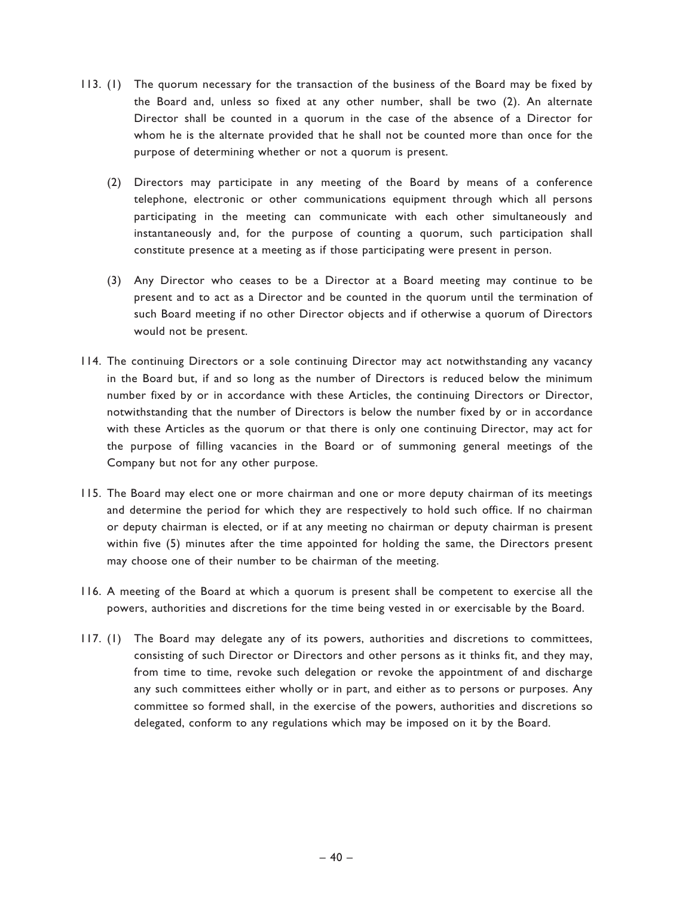113. (1) The quorum necessary for the transaction of the business of the Board may be fixed by the Board and, unless so fixed at any other number, shall be two (2). An alternate Director shall be counted in a quorum in the case of the absence of a Director for whom he is the alternate provided that he shall not be counted more than once for the purpose of determining whether or not a quorum is present.

(2) Directors may participate in any meeting of the Board by means of a conference telephone, electronic or other communications equipment through which all persons participating in the meeting can communicate with each other simultaneously and instantaneously and, for the purpose of counting a quorum, such participation shall constitute presence at a meeting as if those participating were present in person.

(3) Any Director who ceases to be a Director at a Board meeting may continue to be present and to act as a Director and be counted in the quorum until the termination of such Board meeting if no other Director objects and if otherwise a quorum of Directors would not be present.

114. The continuing Directors or a sole continuing Director may act notwithstanding any vacancy in the Board but, if and so long as the number of Directors is reduced below the minimum number fixed by or in accordance with these Articles, the continuing Directors or Director, notwithstanding that the number of Directors is below the number fixed by or in accordance with these Articles as the quorum or that there is only one continuing Director, may act for the purpose of filling vacancies in the Board or of summoning general meetings of the Company but not for any other purpose.

115. The Board may elect one or more chairman and one or more deputy chairman of its meetings and determine the period for which they are respectively to hold such office. If no chairman or deputy chairman is elected, or if at any meeting no chairman or deputy chairman is present within five (5) minutes after the time appointed for holding the same, the Directors present may choose one of their number to be chairman of the meeting.

116. A meeting of the Board at which a quorum is present shall be competent to exercise all the powers, authorities and discretions for the time being vested in or exercisable by the Board.

117. (1) The Board may delegate any of its powers, authorities and discretions to committees, consisting of such Director or Directors and other persons as it thinks fit, and they may, from time to time, revoke such delegation or revoke the appointment of and discharge any such committees either wholly or in part, and either as to persons or purposes. Any committee so formed shall, in the exercise of the powers, authorities and discretions so delegated, conform to any regulations which may be imposed on it by the Board.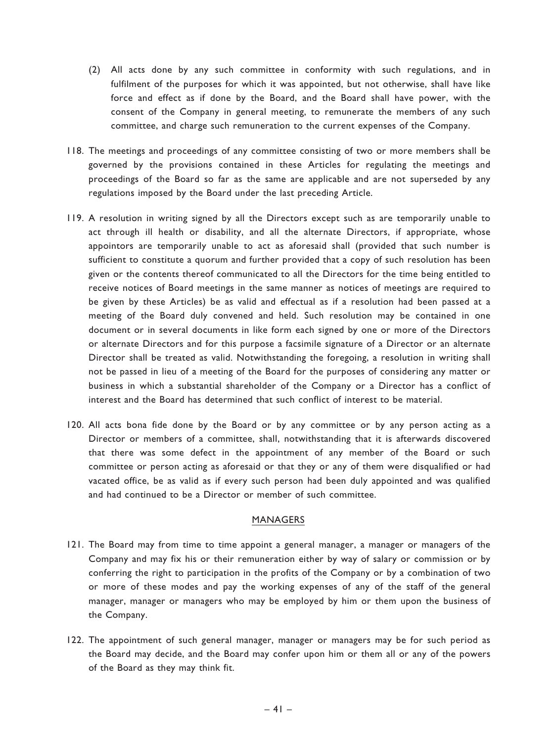(2) All acts done by any such committee in conformity with such regulations, and in fulfilment of the purposes for which it was appointed, but not otherwise, shall have like force and effect as if done by the Board, and the Board shall have power, with the consent of the Company in general meeting, to remunerate the members of any such committee, and charge such remuneration to the current expenses of the Company.

118. The meetings and proceedings of any committee consisting of two or more members shall be governed by the provisions contained in these Articles for regulating the meetings and proceedings of the Board so far as the same are applicable and are not superseded by any regulations imposed by the Board under the last preceding Article.

119. A resolution in writing signed by all the Directors except such as are temporarily unable to act through ill health or disability, and all the alternate Directors, if appropriate, whose appointors are temporarily unable to act as aforesaid shall (provided that such number is sufficient to constitute a quorum and further provided that a copy of such resolution has been given or the contents thereof communicated to all the Directors for the time being entitled to receive notices of Board meetings in the same manner as notices of meetings are required to be given by these Articles) be as valid and effectual as if a resolution had been passed at a meeting of the Board duly convened and held. Such resolution may be contained in one document or in several documents in like form each signed by one or more of the Directors or alternate Directors and for this purpose a facsimile signature of a Director or an alternate Director shall be treated as valid. Notwithstanding the foregoing, a resolution in writing shall not be passed in lieu of a meeting of the Board for the purposes of considering any matter or business in which a substantial shareholder of the Company or a Director has a conflict of interest and the Board has determined that such conflict of interest to be material.

120. All acts bona fide done by the Board or by any committee or by any person acting as a Director or members of a committee, shall, notwithstanding that it is afterwards discovered that there was some defect in the appointment of any member of the Board or such committee or person acting as aforesaid or that they or any of them were disqualified or had vacated office, be as valid as if every such person had been duly appointed and was qualified and had continued to be a Director or member of such committee.

## MANAGERS

121. The Board may from time to time appoint a general manager, a manager or managers of the Company and may fix his or their remuneration either by way of salary or commission or by conferring the right to participation in the profits of the Company or by a combination of two or more of these modes and pay the working expenses of any of the staff of the general manager, manager or managers who may be employed by him or them upon the business of the Company.

122. The appointment of such general manager, manager or managers may be for such period as the Board may decide, and the Board may confer upon him or them all or any of the powers of the Board as they may think fit.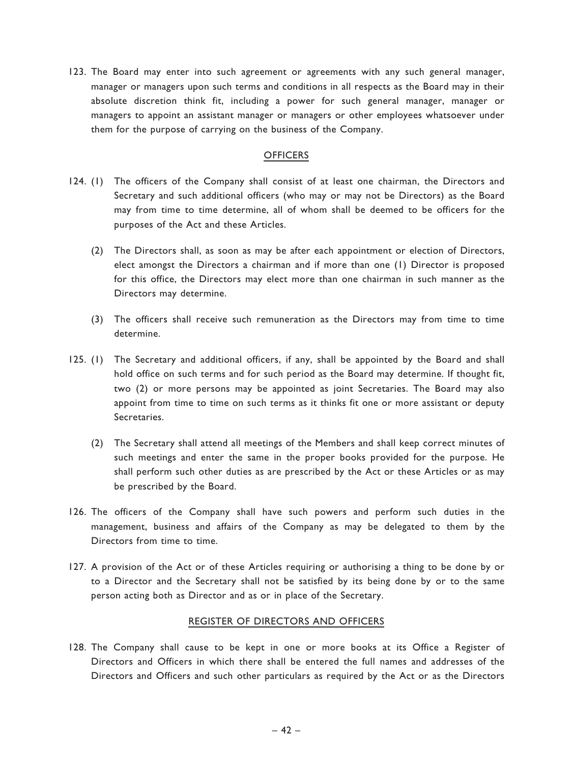123. The Board may enter into such agreement or agreements with any such general manager, manager or managers upon such terms and conditions in all respects as the Board may in their absolute discretion think fit, including a power for such general manager, manager or managers to appoint an assistant manager or managers or other employees whatsoever under them for the purpose of carrying on the business of the Company.

## OFFICERS

124. (1) The officers of the Company shall consist of at least one chairman, the Directors and Secretary and such additional officers (who may or may not be Directors) as the Board may from time to time determine, all of whom shall be deemed to be officers for the purposes of the Act and these Articles.

(2) The Directors shall, as soon as may be after each appointment or election of Directors, elect amongst the Directors a chairman and if more than one (1) Director is proposed for this office, the Directors may elect more than one chairman in such manner as the Directors may determine.

(3) The officers shall receive such remuneration as the Directors may from time to time determine.

125. (1) The Secretary and additional officers, if any, shall be appointed by the Board and shall hold office on such terms and for such period as the Board may determine. If thought fit, two (2) or more persons may be appointed as joint Secretaries. The Board may also appoint from time to time on such terms as it thinks fit one or more assistant or deputy Secretaries.

(2) The Secretary shall attend all meetings of the Members and shall keep correct minutes of such meetings and enter the same in the proper books provided for the purpose. He shall perform such other duties as are prescribed by the Act or these Articles or as may be prescribed by the Board.

126. The officers of the Company shall have such powers and perform such duties in the management, business and affairs of the Company as may be delegated to them by the Directors from time to time.

127. A provision of the Act or of these Articles requiring or authorising a thing to be done by or to a Director and the Secretary shall not be satisfied by its being done by or to the same person acting both as Director and as or in place of the Secretary.

## REGISTER OF DIRECTORS AND OFFICERS

128. The Company shall cause to be kept in one or more books at its Office a Register of Directors and Officers in which there shall be entered the full names and addresses of the Directors and Officers and such other particulars as required by the Act or as the Directors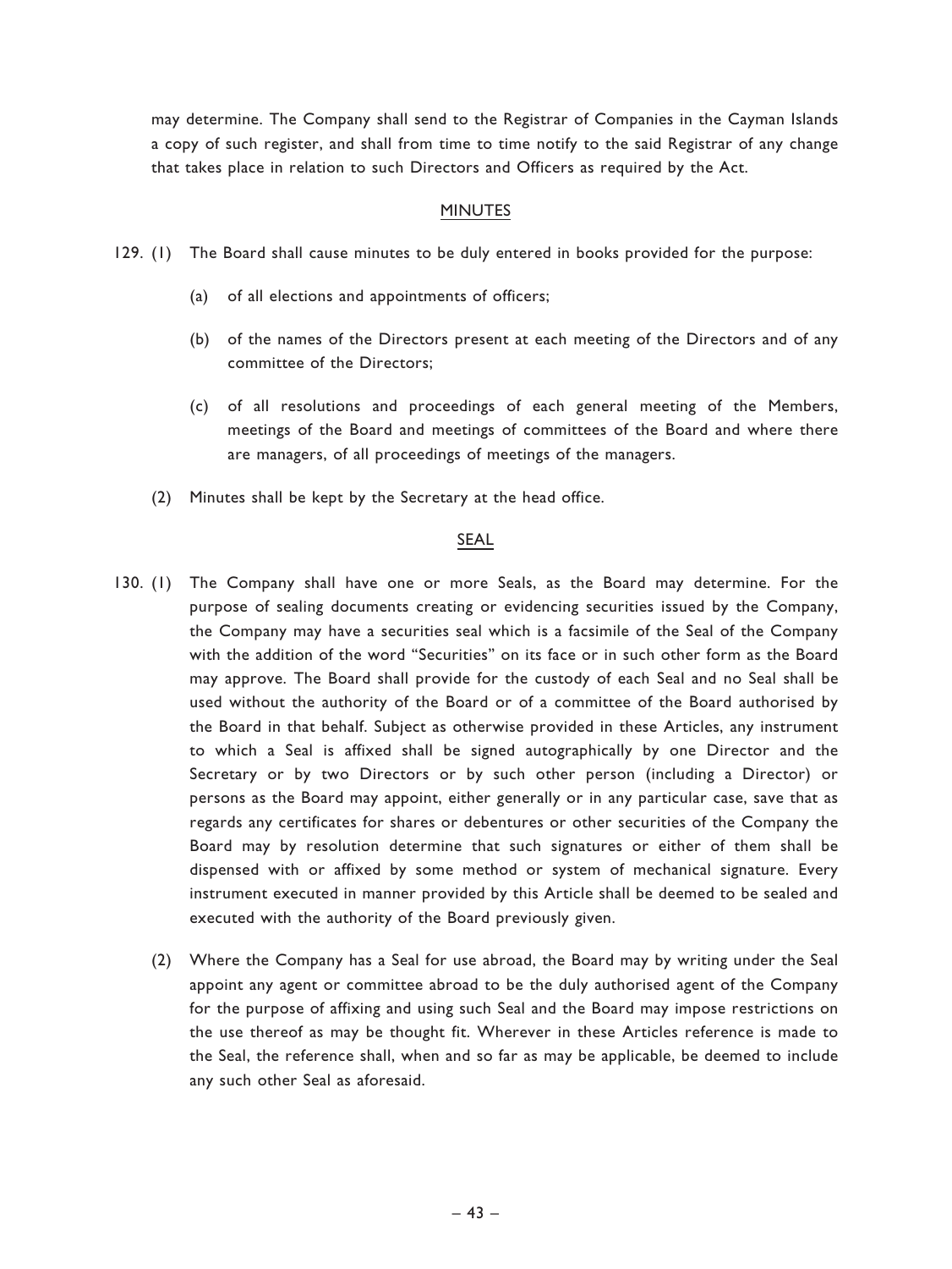may determine. The Company shall send to the Registrar of Companies in the Cayman Islands a copy of such register, and shall from time to time notify to the said Registrar of any change that takes place in relation to such Directors and Officers as required by the Act.

## MINUTES

129. (1) The Board shall cause minutes to be duly entered in books provided for the purpose:

   (a) of all elections and appointments of officers;

   (b) of the names of the Directors present at each meeting of the Directors and of any committee of the Directors;

   (c) of all resolutions and proceedings of each general meeting of the Members, meetings of the Board and meetings of committees of the Board and where there are managers, of all proceedings of meetings of the managers.

(2) Minutes shall be kept by the Secretary at the head office.

## SEAL

130. (1) The Company shall have one or more Seals, as the Board may determine. For the purpose of sealing documents creating or evidencing securities issued by the Company, the Company may have a securities seal which is a facsimile of the Seal of the Company with the addition of the word "Securities" on its face or in such other form as the Board may approve. The Board shall provide for the custody of each Seal and no Seal shall be used without the authority of the Board or of a committee of the Board authorised by the Board in that behalf. Subject as otherwise provided in these Articles, any instrument to which a Seal is affixed shall be signed autographically by one Director and the Secretary or by two Directors or by such other person (including a Director) or persons as the Board may appoint, either generally or in any particular case, save that as regards any certificates for shares or debentures or other securities of the Company the Board may by resolution determine that such signatures or either of them shall be dispensed with or affixed by some method or system of mechanical signature. Every instrument executed in manner provided by this Article shall be deemed to be sealed and executed with the authority of the Board previously given.

(2) Where the Company has a Seal for use abroad, the Board may by writing under the Seal appoint any agent or committee abroad to be the duly authorised agent of the Company for the purpose of affixing and using such Seal and the Board may impose restrictions on the use thereof as may be thought fit. Wherever in these Articles reference is made to the Seal, the reference shall, when and so far as may be applicable, be deemed to include any such other Seal as aforesaid.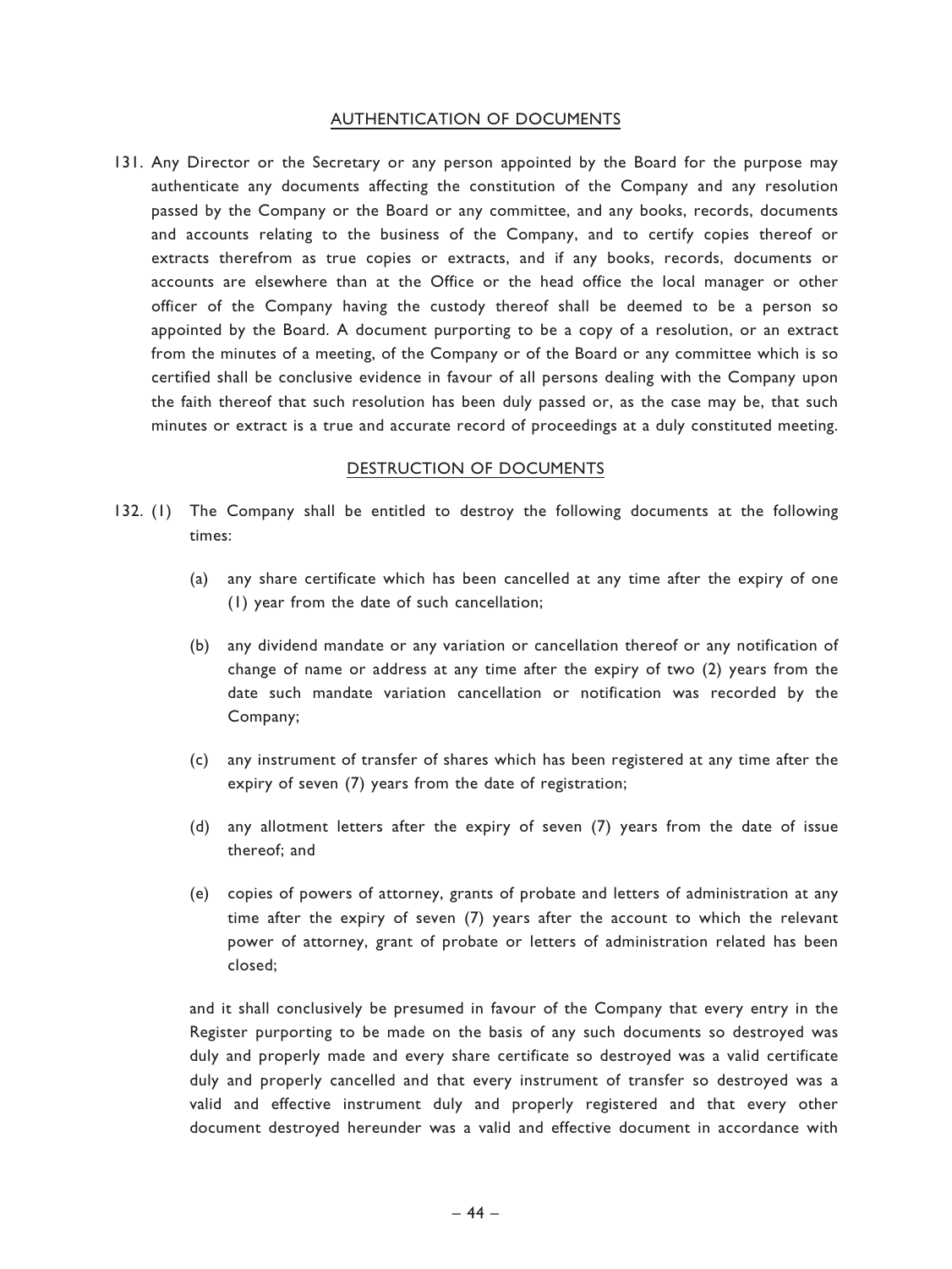## AUTHENTICATION OF DOCUMENTS

131. Any Director or the Secretary or any person appointed by the Board for the purpose may authenticate any documents affecting the constitution of the Company and any resolution passed by the Company or the Board or any committee, and any books, records, documents and accounts relating to the business of the Company, and to certify copies thereof or extracts therefrom as true copies or extracts, and if any books, records, documents or accounts are elsewhere than at the Office or the head office the local manager or other officer of the Company having the custody thereof shall be deemed to be a person so appointed by the Board. A document purporting to be a copy of a resolution, or an extract from the minutes of a meeting, of the Company or of the Board or any committee which is so certified shall be conclusive evidence in favour of all persons dealing with the Company upon the faith thereof that such resolution has been duly passed or, as the case may be, that such minutes or extract is a true and accurate record of proceedings at a duly constituted meeting.

## DESTRUCTION OF DOCUMENTS

132. (1) The Company shall be entitled to destroy the following documents at the following times:

   (a) any share certificate which has been cancelled at any time after the expiry of one (1) year from the date of such cancellation;

   (b) any dividend mandate or any variation or cancellation thereof or any notification of change of name or address at any time after the expiry of two (2) years from the date such mandate variation cancellation or notification was recorded by the Company;

   (c) any instrument of transfer of shares which has been registered at any time after the expiry of seven (7) years from the date of registration;

   (d) any allotment letters after the expiry of seven (7) years from the date of issue thereof; and

   (e) copies of powers of attorney, grants of probate and letters of administration at any time after the expiry of seven (7) years after the account to which the relevant power of attorney, grant of probate or letters of administration related has been closed;

   and it shall conclusively be presumed in favour of the Company that every entry in the Register purporting to be made on the basis of any such documents so destroyed was duly and properly made and every share certificate so destroyed was a valid certificate duly and properly cancelled and that every instrument of transfer so destroyed was a valid and effective instrument duly and properly registered and that every other document destroyed hereunder was a valid and effective document in accordance with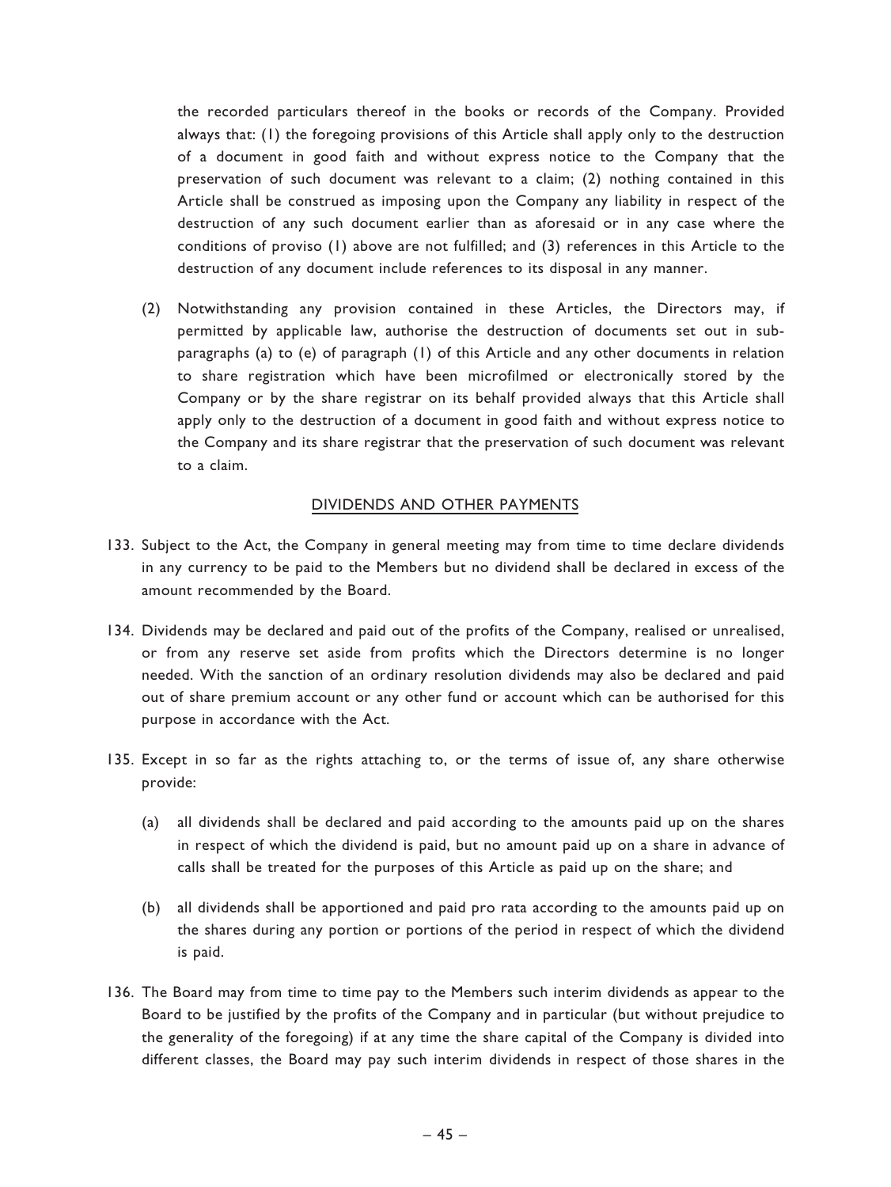the recorded particulars thereof in the books or records of the Company. Provided always that: (1) the foregoing provisions of this Article shall apply only to the destruction of a document in good faith and without express notice to the Company that the preservation of such document was relevant to a claim; (2) nothing contained in this Article shall be construed as imposing upon the Company any liability in respect of the destruction of any such document earlier than as aforesaid or in any case where the conditions of proviso (1) above are not fulfilled; and (3) references in this Article to the destruction of any document include references to its disposal in any manner.

(2) Notwithstanding any provision contained in these Articles, the Directors may, if permitted by applicable law, authorise the destruction of documents set out in sub-paragraphs (a) to (e) of paragraph (1) of this Article and any other documents in relation to share registration which have been microfilmed or electronically stored by the Company or by the share registrar on its behalf provided always that this Article shall apply only to the destruction of a document in good faith and without express notice to the Company and its share registrar that the preservation of such document was relevant to a claim.

## DIVIDENDS AND OTHER PAYMENTS

133. Subject to the Act, the Company in general meeting may from time to time declare dividends in any currency to be paid to the Members but no dividend shall be declared in excess of the amount recommended by the Board.

134. Dividends may be declared and paid out of the profits of the Company, realised or unrealised, or from any reserve set aside from profits which the Directors determine is no longer needed. With the sanction of an ordinary resolution dividends may also be declared and paid out of share premium account or any other fund or account which can be authorised for this purpose in accordance with the Act.

135. Except in so far as the rights attaching to, or the terms of issue of, any share otherwise provide:

   (a) all dividends shall be declared and paid according to the amounts paid up on the shares in respect of which the dividend is paid, but no amount paid up on a share in advance of calls shall be treated for the purposes of this Article as paid up on the share; and

   (b) all dividends shall be apportioned and paid pro rata according to the amounts paid up on the shares during any portion or portions of the period in respect of which the dividend is paid.

136. The Board may from time to time pay to the Members such interim dividends as appear to the Board to be justified by the profits of the Company and in particular (but without prejudice to the generality of the foregoing) if at any time the share capital of the Company is divided into different classes, the Board may pay such interim dividends in respect of those shares in the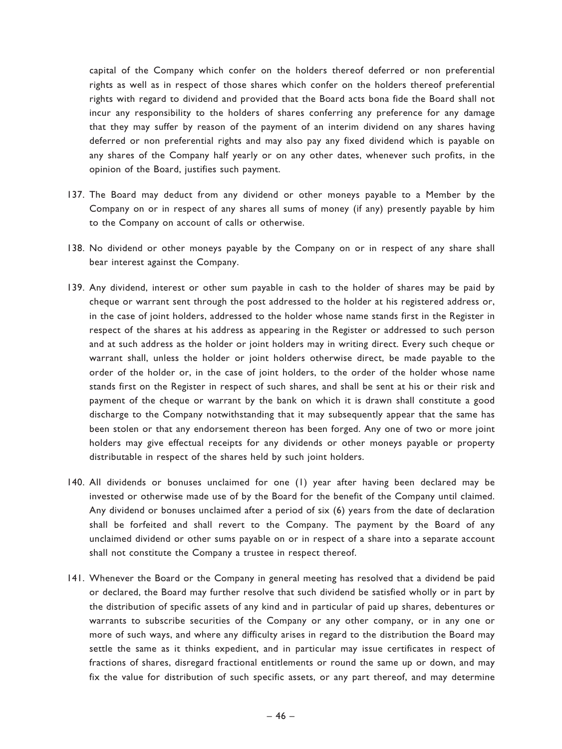capital of the Company which confer on the holders thereof deferred or non preferential rights as well as in respect of those shares which confer on the holders thereof preferential rights with regard to dividend and provided that the Board acts bona fide the Board shall not incur any responsibility to the holders of shares conferring any preference for any damage that they may suffer by reason of the payment of an interim dividend on any shares having deferred or non preferential rights and may also pay any fixed dividend which is payable on any shares of the Company half yearly or on any other dates, whenever such profits, in the opinion of the Board, justifies such payment.

137. The Board may deduct from any dividend or other moneys payable to a Member by the Company on or in respect of any shares all sums of money (if any) presently payable by him to the Company on account of calls or otherwise.

138. No dividend or other moneys payable by the Company on or in respect of any share shall bear interest against the Company.

139. Any dividend, interest or other sum payable in cash to the holder of shares may be paid by cheque or warrant sent through the post addressed to the holder at his registered address or, in the case of joint holders, addressed to the holder whose name stands first in the Register in respect of the shares at his address as appearing in the Register or addressed to such person and at such address as the holder or joint holders may in writing direct. Every such cheque or warrant shall, unless the holder or joint holders otherwise direct, be made payable to the order of the holder or, in the case of joint holders, to the order of the holder whose name stands first on the Register in respect of such shares, and shall be sent at his or their risk and payment of the cheque or warrant by the bank on which it is drawn shall constitute a good discharge to the Company notwithstanding that it may subsequently appear that the same has been stolen or that any endorsement thereon has been forged. Any one of two or more joint holders may give effectual receipts for any dividends or other moneys payable or property distributable in respect of the shares held by such joint holders.

140. All dividends or bonuses unclaimed for one (1) year after having been declared may be invested or otherwise made use of by the Board for the benefit of the Company until claimed. Any dividend or bonuses unclaimed after a period of six (6) years from the date of declaration shall be forfeited and shall revert to the Company. The payment by the Board of any unclaimed dividend or other sums payable on or in respect of a share into a separate account shall not constitute the Company a trustee in respect thereof.

141. Whenever the Board or the Company in general meeting has resolved that a dividend be paid or declared, the Board may further resolve that such dividend be satisfied wholly or in part by the distribution of specific assets of any kind and in particular of paid up shares, debentures or warrants to subscribe securities of the Company or any other company, or in any one or more of such ways, and where any difficulty arises in regard to the distribution the Board may settle the same as it thinks expedient, and in particular may issue certificates in respect of fractions of shares, disregard fractional entitlements or round the same up or down, and may fix the value for distribution of such specific assets, or any part thereof, and may determine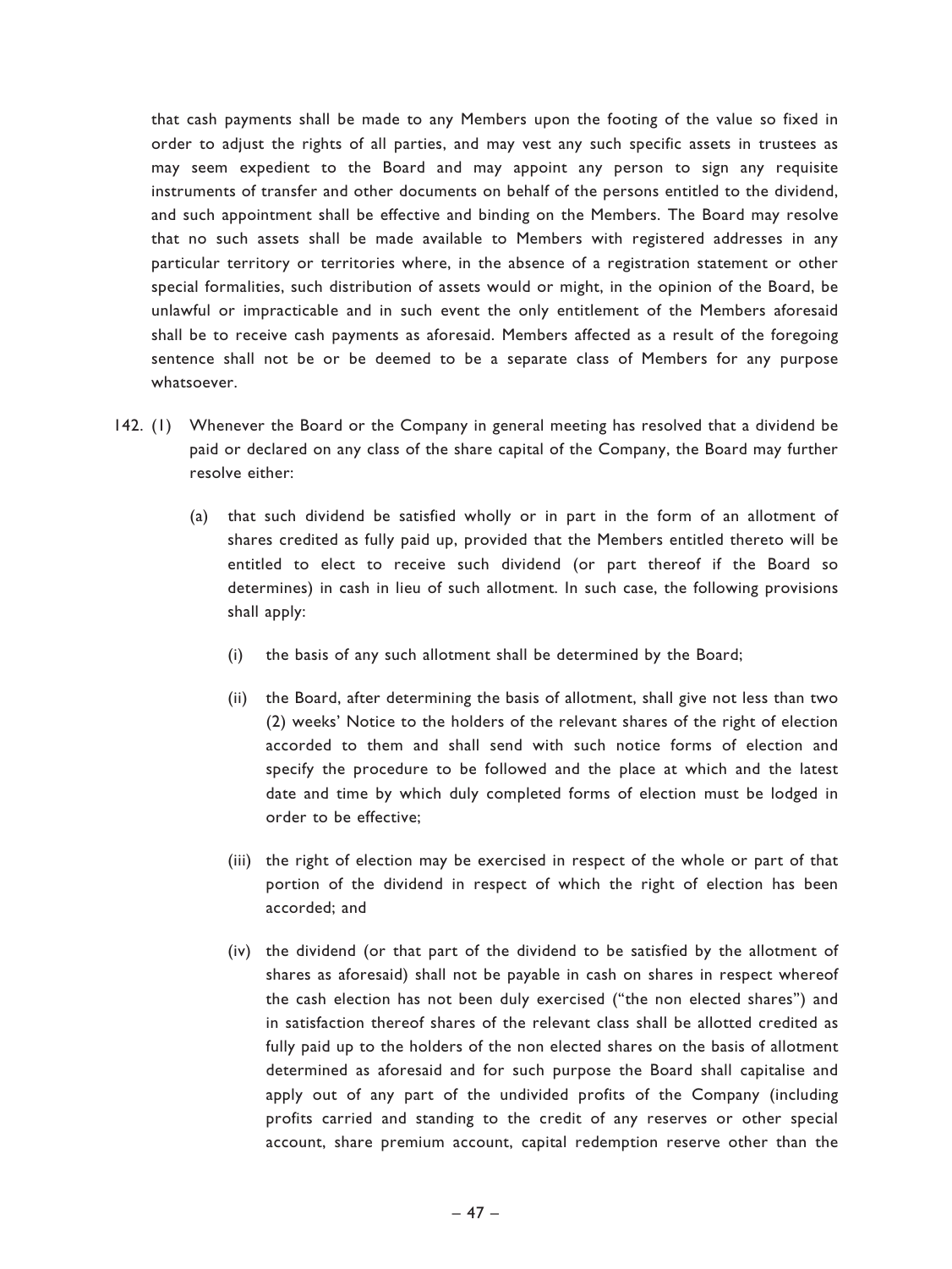that cash payments shall be made to any Members upon the footing of the value so fixed in order to adjust the rights of all parties, and may vest any such specific assets in trustees as may seem expedient to the Board and may appoint any person to sign any requisite instruments of transfer and other documents on behalf of the persons entitled to the dividend, and such appointment shall be effective and binding on the Members. The Board may resolve that no such assets shall be made available to Members with registered addresses in any particular territory or territories where, in the absence of a registration statement or other special formalities, such distribution of assets would or might, in the opinion of the Board, be unlawful or impracticable and in such event the only entitlement of the Members aforesaid shall be to receive cash payments as aforesaid. Members affected as a result of the foregoing sentence shall not be or be deemed to be a separate class of Members for any purpose whatsoever.

142. (1) Whenever the Board or the Company in general meeting has resolved that a dividend be paid or declared on any class of the share capital of the Company, the Board may further resolve either:

(a) that such dividend be satisfied wholly or in part in the form of an allotment of shares credited as fully paid up, provided that the Members entitled thereto will be entitled to elect to receive such dividend (or part thereof if the Board so determines) in cash in lieu of such allotment. In such case, the following provisions shall apply:

(i) the basis of any such allotment shall be determined by the Board;

(ii) the Board, after determining the basis of allotment, shall give not less than two (2) weeks' Notice to the holders of the relevant shares of the right of election accorded to them and shall send with such notice forms of election and specify the procedure to be followed and the place at which and the latest date and time by which duly completed forms of election must be lodged in order to be effective;

(iii) the right of election may be exercised in respect of the whole or part of that portion of the dividend in respect of which the right of election has been accorded; and

(iv) the dividend (or that part of the dividend to be satisfied by the allotment of shares as aforesaid) shall not be payable in cash on shares in respect whereof the cash election has not been duly exercised ("the non elected shares") and in satisfaction thereof shares of the relevant class shall be allotted credited as fully paid up to the holders of the non elected shares on the basis of allotment determined as aforesaid and for such purpose the Board shall capitalise and apply out of any part of the undivided profits of the Company (including profits carried and standing to the credit of any reserves or other special account, share premium account, capital redemption reserve other than the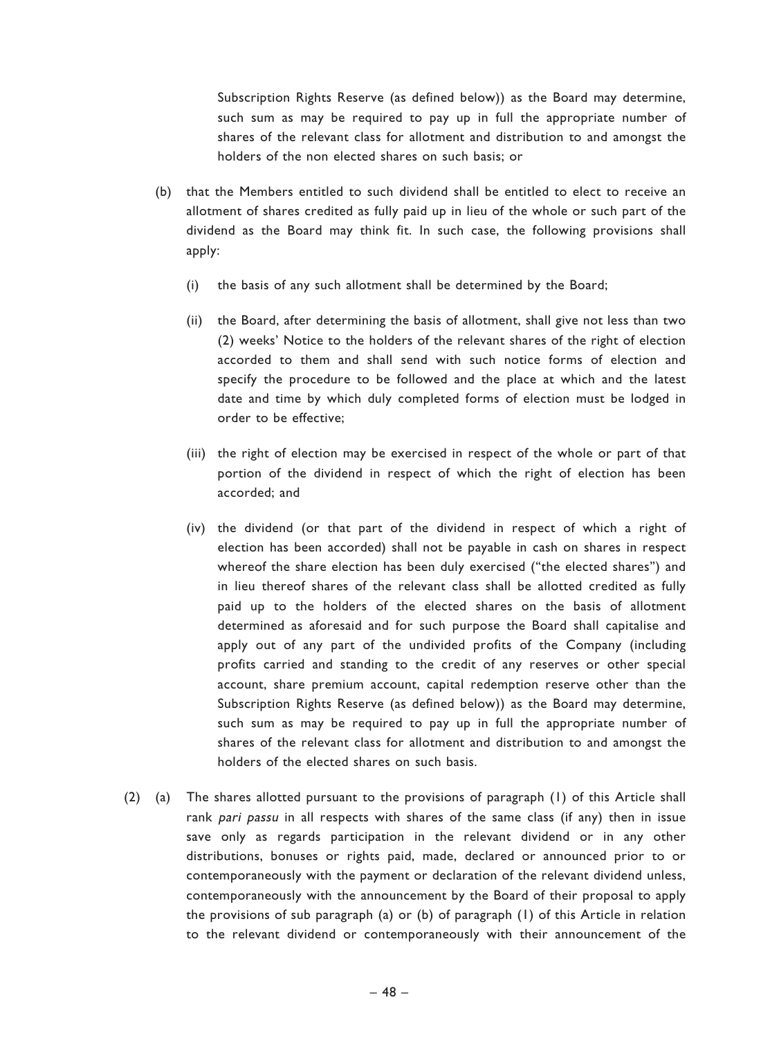Subscription Rights Reserve (as defined below)) as the Board may determine, such sum as may be required to pay up in full the appropriate number of shares of the relevant class for allotment and distribution to and amongst the holders of the non elected shares on such basis; or

(b) that the Members entitled to such dividend shall be entitled to elect to receive an allotment of shares credited as fully paid up in lieu of the whole or such part of the dividend as the Board may think fit. In such case, the following provisions shall apply:

(i) the basis of any such allotment shall be determined by the Board;

(ii) the Board, after determining the basis of allotment, shall give not less than two (2) weeks' Notice to the holders of the relevant shares of the right of election accorded to them and shall send with such notice forms of election and specify the procedure to be followed and the place at which and the latest date and time by which duly completed forms of election must be lodged in order to be effective;

(iii) the right of election may be exercised in respect of the whole or part of that portion of the dividend in respect of which the right of election has been accorded; and

(iv) the dividend (or that part of the dividend in respect of which a right of election has been accorded) shall not be payable in cash on shares in respect whereof the share election has been duly exercised ("the elected shares") and in lieu thereof shares of the relevant class shall be allotted credited as fully paid up to the holders of the elected shares on the basis of allotment determined as aforesaid and for such purpose the Board shall capitalise and apply out of any part of the undivided profits of the Company (including profits carried and standing to the credit of any reserves or other special account, share premium account, capital redemption reserve other than the Subscription Rights Reserve (as defined below)) as the Board may determine, such sum as may be required to pay up in full the appropriate number of shares of the relevant class for allotment and distribution to and amongst the holders of the elected shares on such basis.

(2) (a) The shares allotted pursuant to the provisions of paragraph (1) of this Article shall rank *pari passu* in all respects with shares of the same class (if any) then in issue save only as regards participation in the relevant dividend or in any other distributions, bonuses or rights paid, made, declared or announced prior to or contemporaneously with the payment or declaration of the relevant dividend unless, contemporaneously with the announcement by the Board of their proposal to apply the provisions of sub paragraph (a) or (b) of paragraph (1) of this Article in relation to the relevant dividend or contemporaneously with their announcement of the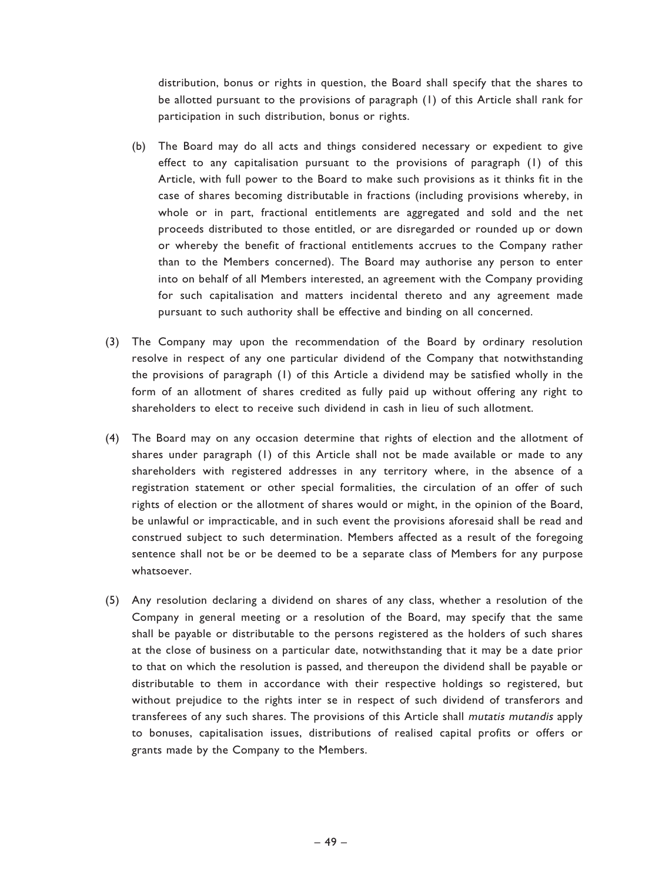distribution, bonus or rights in question, the Board shall specify that the shares to be allotted pursuant to the provisions of paragraph (1) of this Article shall rank for participation in such distribution, bonus or rights.

(b) The Board may do all acts and things considered necessary or expedient to give effect to any capitalisation pursuant to the provisions of paragraph (1) of this Article, with full power to the Board to make such provisions as it thinks fit in the case of shares becoming distributable in fractions (including provisions whereby, in whole or in part, fractional entitlements are aggregated and sold and the net proceeds distributed to those entitled, or are disregarded or rounded up or down or whereby the benefit of fractional entitlements accrues to the Company rather than to the Members concerned). The Board may authorise any person to enter into on behalf of all Members interested, an agreement with the Company providing for such capitalisation and matters incidental thereto and any agreement made pursuant to such authority shall be effective and binding on all concerned.

(3) The Company may upon the recommendation of the Board by ordinary resolution resolve in respect of any one particular dividend of the Company that notwithstanding the provisions of paragraph (1) of this Article a dividend may be satisfied wholly in the form of an allotment of shares credited as fully paid up without offering any right to shareholders to elect to receive such dividend in cash in lieu of such allotment.

(4) The Board may on any occasion determine that rights of election and the allotment of shares under paragraph (1) of this Article shall not be made available or made to any shareholders with registered addresses in any territory where, in the absence of a registration statement or other special formalities, the circulation of an offer of such rights of election or the allotment of shares would or might, in the opinion of the Board, be unlawful or impracticable, and in such event the provisions aforesaid shall be read and construed subject to such determination. Members affected as a result of the foregoing sentence shall not be or be deemed to be a separate class of Members for any purpose whatsoever.

(5) Any resolution declaring a dividend on shares of any class, whether a resolution of the Company in general meeting or a resolution of the Board, may specify that the same shall be payable or distributable to the persons registered as the holders of such shares at the close of business on a particular date, notwithstanding that it may be a date prior to that on which the resolution is passed, and thereupon the dividend shall be payable or distributable to them in accordance with their respective holdings so registered, but without prejudice to the rights inter se in respect of such dividend of transferors and transferees of any such shares. The provisions of this Article shall *mutatis mutandis* apply to bonuses, capitalisation issues, distributions of realised capital profits or offers or grants made by the Company to the Members.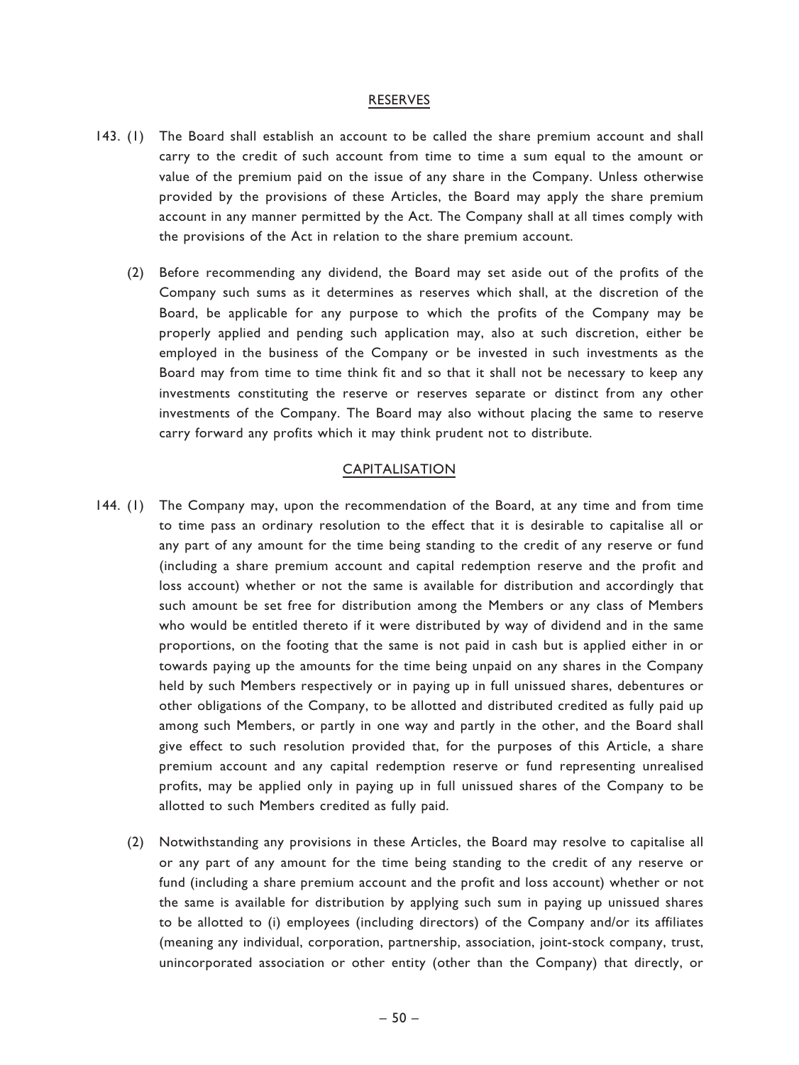## RESERVES

143. (1) The Board shall establish an account to be called the share premium account and shall carry to the credit of such account from time to time a sum equal to the amount or value of the premium paid on the issue of any share in the Company. Unless otherwise provided by the provisions of these Articles, the Board may apply the share premium account in any manner permitted by the Act. The Company shall at all times comply with the provisions of the Act in relation to the share premium account.

(2) Before recommending any dividend, the Board may set aside out of the profits of the Company such sums as it determines as reserves which shall, at the discretion of the Board, be applicable for any purpose to which the profits of the Company may be properly applied and pending such application may, also at such discretion, either be employed in the business of the Company or be invested in such investments as the Board may from time to time think fit and so that it shall not be necessary to keep any investments constituting the reserve or reserves separate or distinct from any other investments of the Company. The Board may also without placing the same to reserve carry forward any profits which it may think prudent not to distribute.

## CAPITALISATION

144. (1) The Company may, upon the recommendation of the Board, at any time and from time to time pass an ordinary resolution to the effect that it is desirable to capitalise all or any part of any amount for the time being standing to the credit of any reserve or fund (including a share premium account and capital redemption reserve and the profit and loss account) whether or not the same is available for distribution and accordingly that such amount be set free for distribution among the Members or any class of Members who would be entitled thereto if it were distributed by way of dividend and in the same proportions, on the footing that the same is not paid in cash but is applied either in or towards paying up the amounts for the time being unpaid on any shares in the Company held by such Members respectively or in paying up in full unissued shares, debentures or other obligations of the Company, to be allotted and distributed credited as fully paid up among such Members, or partly in one way and partly in the other, and the Board shall give effect to such resolution provided that, for the purposes of this Article, a share premium account and any capital redemption reserve or fund representing unrealised profits, may be applied only in paying up in full unissued shares of the Company to be allotted to such Members credited as fully paid.

(2) Notwithstanding any provisions in these Articles, the Board may resolve to capitalise all or any part of any amount for the time being standing to the credit of any reserve or fund (including a share premium account and the profit and loss account) whether or not the same is available for distribution by applying such sum in paying up unissued shares to be allotted to (i) employees (including directors) of the Company and/or its affiliates (meaning any individual, corporation, partnership, association, joint-stock company, trust, unincorporated association or other entity (other than the Company) that directly, or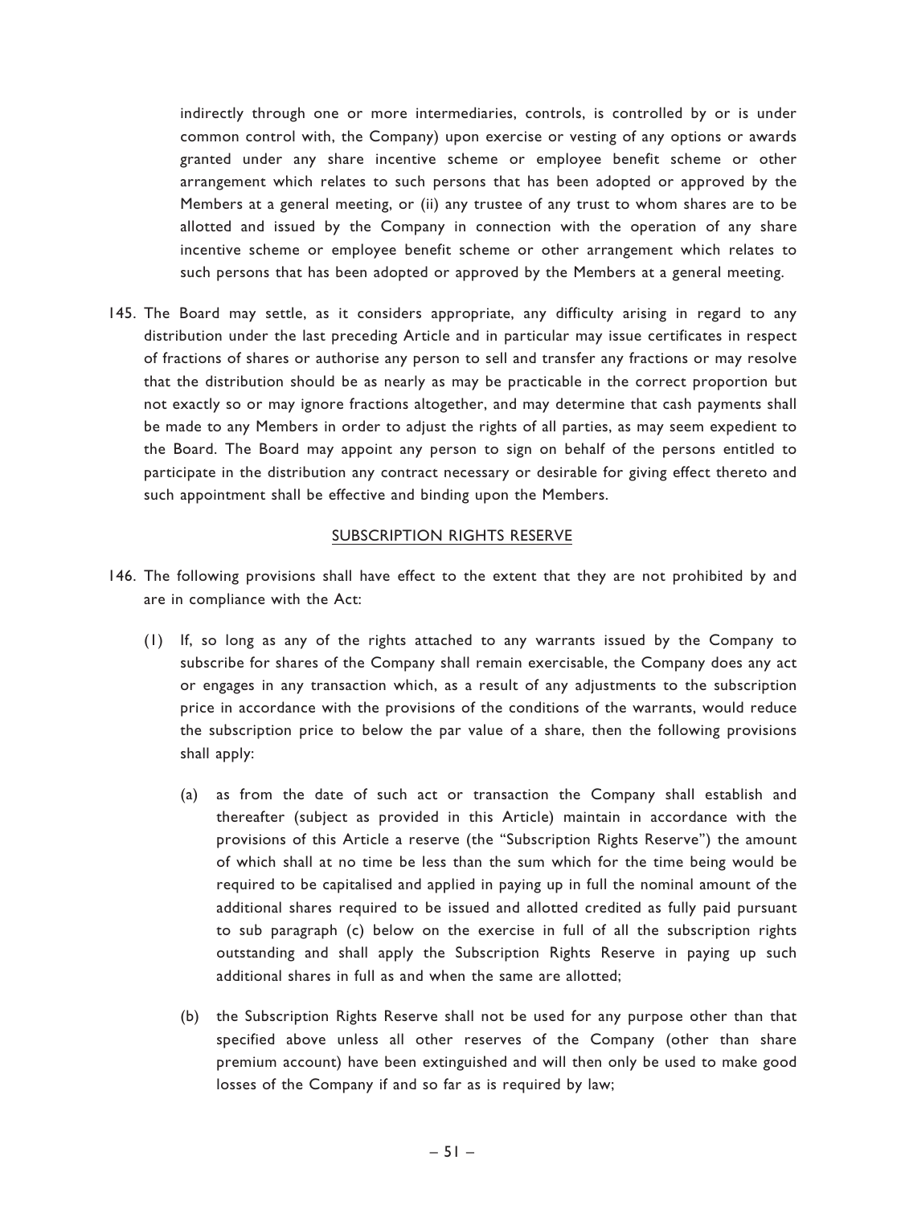indirectly through one or more intermediaries, controls, is controlled by or is under common control with, the Company) upon exercise or vesting of any options or awards granted under any share incentive scheme or employee benefit scheme or other arrangement which relates to such persons that has been adopted or approved by the Members at a general meeting, or (ii) any trustee of any trust to whom shares are to be allotted and issued by the Company in connection with the operation of any share incentive scheme or employee benefit scheme or other arrangement which relates to such persons that has been adopted or approved by the Members at a general meeting.

145. The Board may settle, as it considers appropriate, any difficulty arising in regard to any distribution under the last preceding Article and in particular may issue certificates in respect of fractions of shares or authorise any person to sell and transfer any fractions or may resolve that the distribution should be as nearly as may be practicable in the correct proportion but not exactly so or may ignore fractions altogether, and may determine that cash payments shall be made to any Members in order to adjust the rights of all parties, as may seem expedient to the Board. The Board may appoint any person to sign on behalf of the persons entitled to participate in the distribution any contract necessary or desirable for giving effect thereto and such appointment shall be effective and binding upon the Members.

## SUBSCRIPTION RIGHTS RESERVE

146. The following provisions shall have effect to the extent that they are not prohibited by and are in compliance with the Act:

    (1) If, so long as any of the rights attached to any warrants issued by the Company to subscribe for shares of the Company shall remain exercisable, the Company does any act or engages in any transaction which, as a result of any adjustments to the subscription price in accordance with the provisions of the conditions of the warrants, would reduce the subscription price to below the par value of a share, then the following provisions shall apply:

        (a) as from the date of such act or transaction the Company shall establish and thereafter (subject as provided in this Article) maintain in accordance with the provisions of this Article a reserve (the "Subscription Rights Reserve") the amount of which shall at no time be less than the sum which for the time being would be required to be capitalised and applied in paying up in full the nominal amount of the additional shares required to be issued and allotted credited as fully paid pursuant to sub paragraph (c) below on the exercise in full of all the subscription rights outstanding and shall apply the Subscription Rights Reserve in paying up such additional shares in full as and when the same are allotted;

        (b) the Subscription Rights Reserve shall not be used for any purpose other than that specified above unless all other reserves of the Company (other than share premium account) have been extinguished and will then only be used to make good losses of the Company if and so far as is required by law;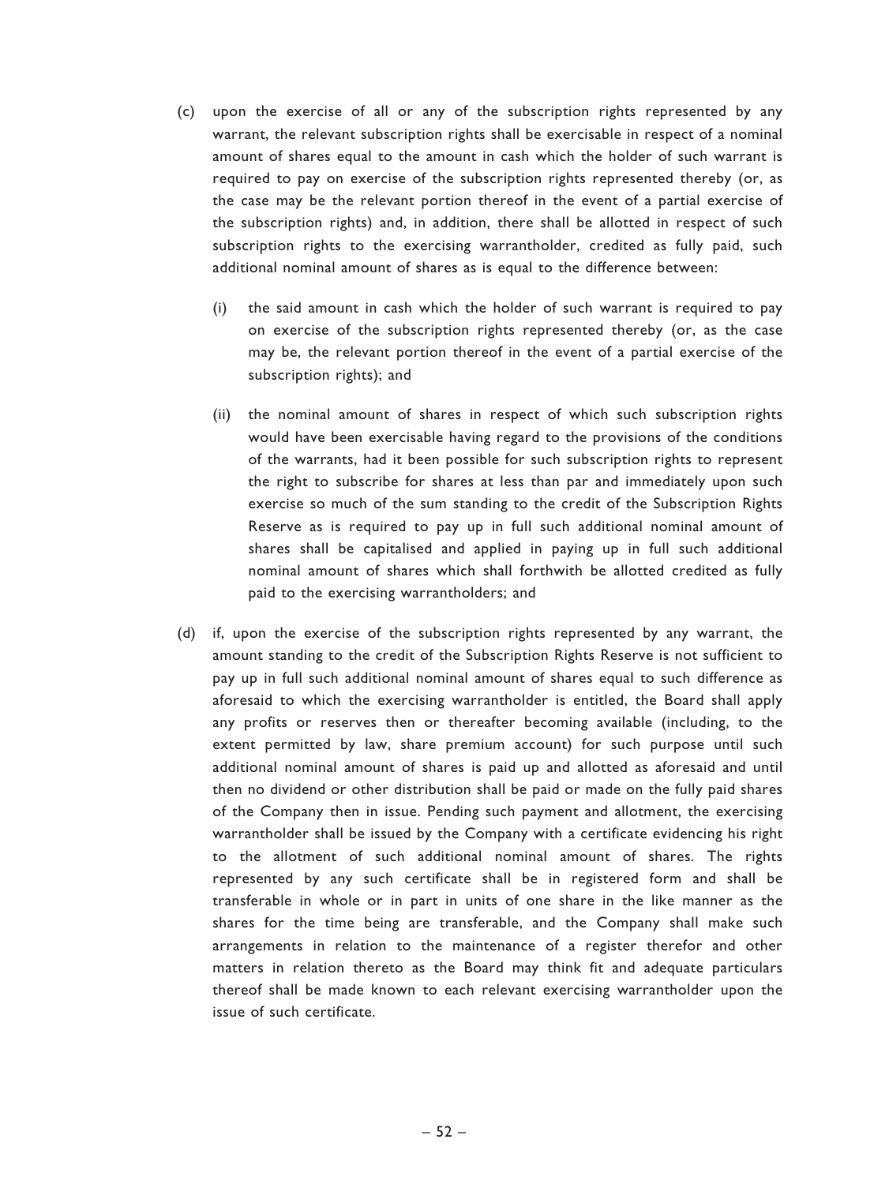(c) upon the exercise of all or any of the subscription rights represented by any warrant, the relevant subscription rights shall be exercisable in respect of a nominal amount of shares equal to the amount in cash which the holder of such warrant is required to pay on exercise of the subscription rights represented thereby (or, as the case may be the relevant portion thereof in the event of a partial exercise of the subscription rights) and, in addition, there shall be allotted in respect of such subscription rights to the exercising warrantholder, credited as fully paid, such additional nominal amount of shares as is equal to the difference between:

   (i) the said amount in cash which the holder of such warrant is required to pay on exercise of the subscription rights represented thereby (or, as the case may be, the relevant portion thereof in the event of a partial exercise of the subscription rights); and

   (ii) the nominal amount of shares in respect of which such subscription rights would have been exercisable having regard to the provisions of the conditions of the warrants, had it been possible for such subscription rights to represent the right to subscribe for shares at less than par and immediately upon such exercise so much of the sum standing to the credit of the Subscription Rights Reserve as is required to pay up in full such additional nominal amount of shares shall be capitalised and applied in paying up in full such additional nominal amount of shares which shall forthwith be allotted credited as fully paid to the exercising warrantholders; and

(d) if, upon the exercise of the subscription rights represented by any warrant, the amount standing to the credit of the Subscription Rights Reserve is not sufficient to pay up in full such additional nominal amount of shares equal to such difference as aforesaid to which the exercising warrantholder is entitled, the Board shall apply any profits or reserves then or thereafter becoming available (including, to the extent permitted by law, share premium account) for such purpose until such additional nominal amount of shares is paid up and allotted as aforesaid and until then no dividend or other distribution shall be paid or made on the fully paid shares of the Company then in issue. Pending such payment and allotment, the exercising warrantholder shall be issued by the Company with a certificate evidencing his right to the allotment of such additional nominal amount of shares. The rights represented by any such certificate shall be in registered form and shall be transferable in whole or in part in units of one share in the like manner as the shares for the time being are transferable, and the Company shall make such arrangements in relation to the maintenance of a register therefor and other matters in relation thereto as the Board may think fit and adequate particulars thereof shall be made known to each relevant exercising warrantholder upon the issue of such certificate.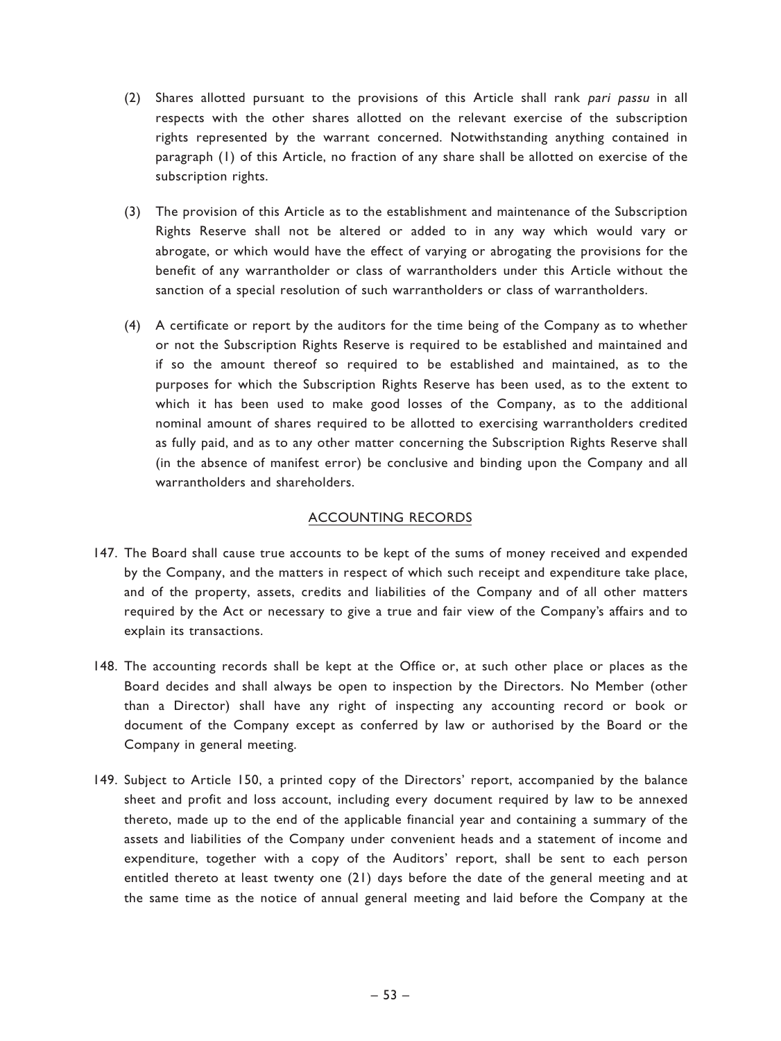(2) Shares allotted pursuant to the provisions of this Article shall rank *pari passu* in all respects with the other shares allotted on the relevant exercise of the subscription rights represented by the warrant concerned. Notwithstanding anything contained in paragraph (1) of this Article, no fraction of any share shall be allotted on exercise of the subscription rights.

(3) The provision of this Article as to the establishment and maintenance of the Subscription Rights Reserve shall not be altered or added to in any way which would vary or abrogate, or which would have the effect of varying or abrogating the provisions for the benefit of any warrantholder or class of warrantholders under this Article without the sanction of a special resolution of such warrantholders or class of warrantholders.

(4) A certificate or report by the auditors for the time being of the Company as to whether or not the Subscription Rights Reserve is required to be established and maintained and if so the amount thereof so required to be established and maintained, as to the purposes for which the Subscription Rights Reserve has been used, as to the extent to which it has been used to make good losses of the Company, as to the additional nominal amount of shares required to be allotted to exercising warrantholders credited as fully paid, and as to any other matter concerning the Subscription Rights Reserve shall (in the absence of manifest error) be conclusive and binding upon the Company and all warrantholders and shareholders.

## ACCOUNTING RECORDS

147. The Board shall cause true accounts to be kept of the sums of money received and expended by the Company, and the matters in respect of which such receipt and expenditure take place, and of the property, assets, credits and liabilities of the Company and of all other matters required by the Act or necessary to give a true and fair view of the Company's affairs and to explain its transactions.

148. The accounting records shall be kept at the Office or, at such other place or places as the Board decides and shall always be open to inspection by the Directors. No Member (other than a Director) shall have any right of inspecting any accounting record or book or document of the Company except as conferred by law or authorised by the Board or the Company in general meeting.

149. Subject to Article 150, a printed copy of the Directors' report, accompanied by the balance sheet and profit and loss account, including every document required by law to be annexed thereto, made up to the end of the applicable financial year and containing a summary of the assets and liabilities of the Company under convenient heads and a statement of income and expenditure, together with a copy of the Auditors' report, shall be sent to each person entitled thereto at least twenty one (21) days before the date of the general meeting and at the same time as the notice of annual general meeting and laid before the Company at the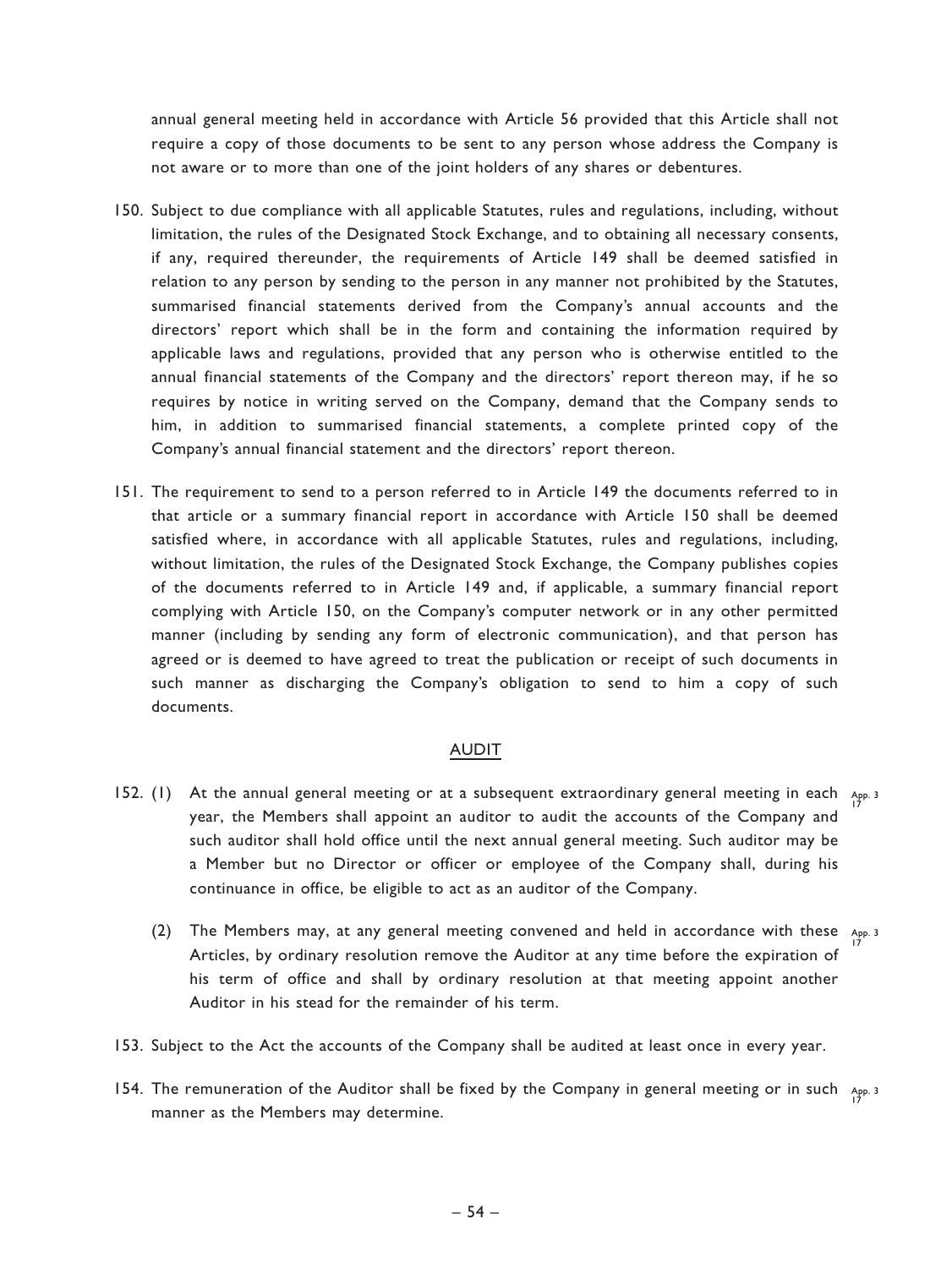annual general meeting held in accordance with Article 56 provided that this Article shall not require a copy of those documents to be sent to any person whose address the Company is not aware or to more than one of the joint holders of any shares or debentures.

150. Subject to due compliance with all applicable Statutes, rules and regulations, including, without limitation, the rules of the Designated Stock Exchange, and to obtaining all necessary consents, if any, required thereunder, the requirements of Article 149 shall be deemed satisfied in relation to any person by sending to the person in any manner not prohibited by the Statutes, summarised financial statements derived from the Company's annual accounts and the directors' report which shall be in the form and containing the information required by applicable laws and regulations, provided that any person who is otherwise entitled to the annual financial statements of the Company and the directors' report thereon may, if he so requires by notice in writing served on the Company, demand that the Company sends to him, in addition to summarised financial statements, a complete printed copy of the Company's annual financial statement and the directors' report thereon.

151. The requirement to send to a person referred to in Article 149 the documents referred to in that article or a summary financial report in accordance with Article 150 shall be deemed satisfied where, in accordance with all applicable Statutes, rules and regulations, including, without limitation, the rules of the Designated Stock Exchange, the Company publishes copies of the documents referred to in Article 149 and, if applicable, a summary financial report complying with Article 150, on the Company's computer network or in any other permitted manner (including by sending any form of electronic communication), and that person has agreed or is deemed to have agreed to treat the publication or receipt of such documents in such manner as discharging the Company's obligation to send to him a copy of such documents.

## AUDIT

152. (1) At the annual general meeting or at a subsequent extraordinary general meeting in each year, the Members shall appoint an auditor to audit the accounts of the Company and such auditor shall hold office until the next annual general meeting. Such auditor may be a Member but no Director or officer or employee of the Company shall, during his continuance in office, be eligible to act as an auditor of the Company. App. 3 17

(2) The Members may, at any general meeting convened and held in accordance with these Articles, by ordinary resolution remove the Auditor at any time before the expiration of his term of office and shall by ordinary resolution at that meeting appoint another Auditor in his stead for the remainder of his term. App. 3 17

153. Subject to the Act the accounts of the Company shall be audited at least once in every year.

154. The remuneration of the Auditor shall be fixed by the Company in general meeting or in such manner as the Members may determine. App. 3 17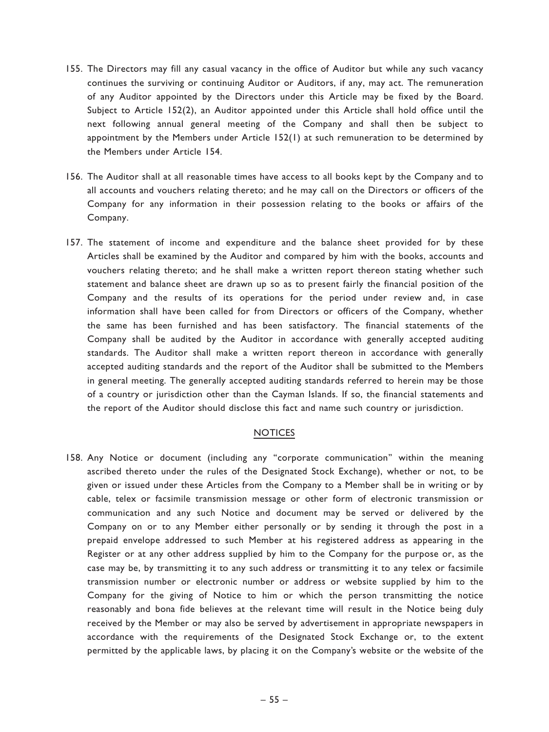155. The Directors may fill any casual vacancy in the office of Auditor but while any such vacancy continues the surviving or continuing Auditor or Auditors, if any, may act. The remuneration of any Auditor appointed by the Directors under this Article may be fixed by the Board. Subject to Article 152(2), an Auditor appointed under this Article shall hold office until the next following annual general meeting of the Company and shall then be subject to appointment by the Members under Article 152(1) at such remuneration to be determined by the Members under Article 154.

156. The Auditor shall at all reasonable times have access to all books kept by the Company and to all accounts and vouchers relating thereto; and he may call on the Directors or officers of the Company for any information in their possession relating to the books or affairs of the Company.

157. The statement of income and expenditure and the balance sheet provided for by these Articles shall be examined by the Auditor and compared by him with the books, accounts and vouchers relating thereto; and he shall make a written report thereon stating whether such statement and balance sheet are drawn up so as to present fairly the financial position of the Company and the results of its operations for the period under review and, in case information shall have been called for from Directors or officers of the Company, whether the same has been furnished and has been satisfactory. The financial statements of the Company shall be audited by the Auditor in accordance with generally accepted auditing standards. The Auditor shall make a written report thereon in accordance with generally accepted auditing standards and the report of the Auditor shall be submitted to the Members in general meeting. The generally accepted auditing standards referred to herein may be those of a country or jurisdiction other than the Cayman Islands. If so, the financial statements and the report of the Auditor should disclose this fact and name such country or jurisdiction.

## NOTICES

158. Any Notice or document (including any "corporate communication" within the meaning ascribed thereto under the rules of the Designated Stock Exchange), whether or not, to be given or issued under these Articles from the Company to a Member shall be in writing or by cable, telex or facsimile transmission message or other form of electronic transmission or communication and any such Notice and document may be served or delivered by the Company on or to any Member either personally or by sending it through the post in a prepaid envelope addressed to such Member at his registered address as appearing in the Register or at any other address supplied by him to the Company for the purpose or, as the case may be, by transmitting it to any such address or transmitting it to any telex or facsimile transmission number or electronic number or address or website supplied by him to the Company for the giving of Notice to him or which the person transmitting the notice reasonably and bona fide believes at the relevant time will result in the Notice being duly received by the Member or may also be served by advertisement in appropriate newspapers in accordance with the requirements of the Designated Stock Exchange or, to the extent permitted by the applicable laws, by placing it on the Company's website or the website of the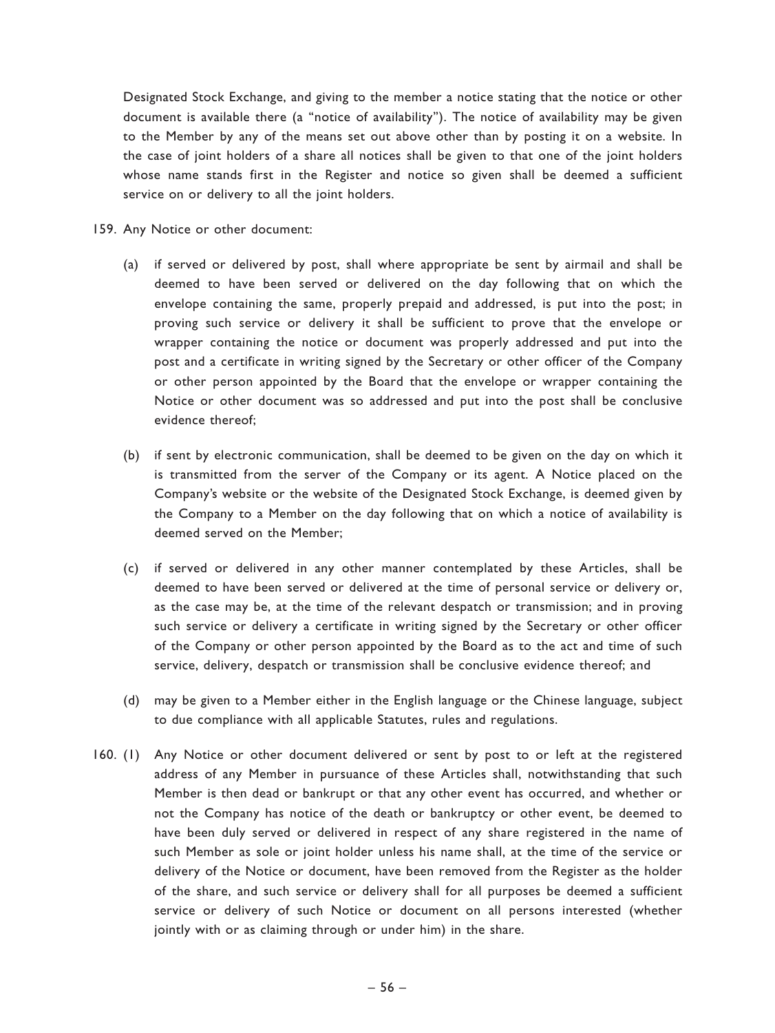Designated Stock Exchange, and giving to the member a notice stating that the notice or other document is available there (a "notice of availability"). The notice of availability may be given to the Member by any of the means set out above other than by posting it on a website. In the case of joint holders of a share all notices shall be given to that one of the joint holders whose name stands first in the Register and notice so given shall be deemed a sufficient service on or delivery to all the joint holders.

159. Any Notice or other document:

   (a) if served or delivered by post, shall where appropriate be sent by airmail and shall be deemed to have been served or delivered on the day following that on which the envelope containing the same, properly prepaid and addressed, is put into the post; in proving such service or delivery it shall be sufficient to prove that the envelope or wrapper containing the notice or document was properly addressed and put into the post and a certificate in writing signed by the Secretary or other officer of the Company or other person appointed by the Board that the envelope or wrapper containing the Notice or other document was so addressed and put into the post shall be conclusive evidence thereof;

   (b) if sent by electronic communication, shall be deemed to be given on the day on which it is transmitted from the server of the Company or its agent. A Notice placed on the Company's website or the website of the Designated Stock Exchange, is deemed given by the Company to a Member on the day following that on which a notice of availability is deemed served on the Member;

   (c) if served or delivered in any other manner contemplated by these Articles, shall be deemed to have been served or delivered at the time of personal service or delivery or, as the case may be, at the time of the relevant despatch or transmission; and in proving such service or delivery a certificate in writing signed by the Secretary or other officer of the Company or other person appointed by the Board as to the act and time of such service, delivery, despatch or transmission shall be conclusive evidence thereof; and

   (d) may be given to a Member either in the English language or the Chinese language, subject to due compliance with all applicable Statutes, rules and regulations.

160. (1) Any Notice or other document delivered or sent by post to or left at the registered address of any Member in pursuance of these Articles shall, notwithstanding that such Member is then dead or bankrupt or that any other event has occurred, and whether or not the Company has notice of the death or bankruptcy or other event, be deemed to have been duly served or delivered in respect of any share registered in the name of such Member as sole or joint holder unless his name shall, at the time of the service or delivery of the Notice or document, have been removed from the Register as the holder of the share, and such service or delivery shall for all purposes be deemed a sufficient service or delivery of such Notice or document on all persons interested (whether jointly with or as claiming through or under him) in the share.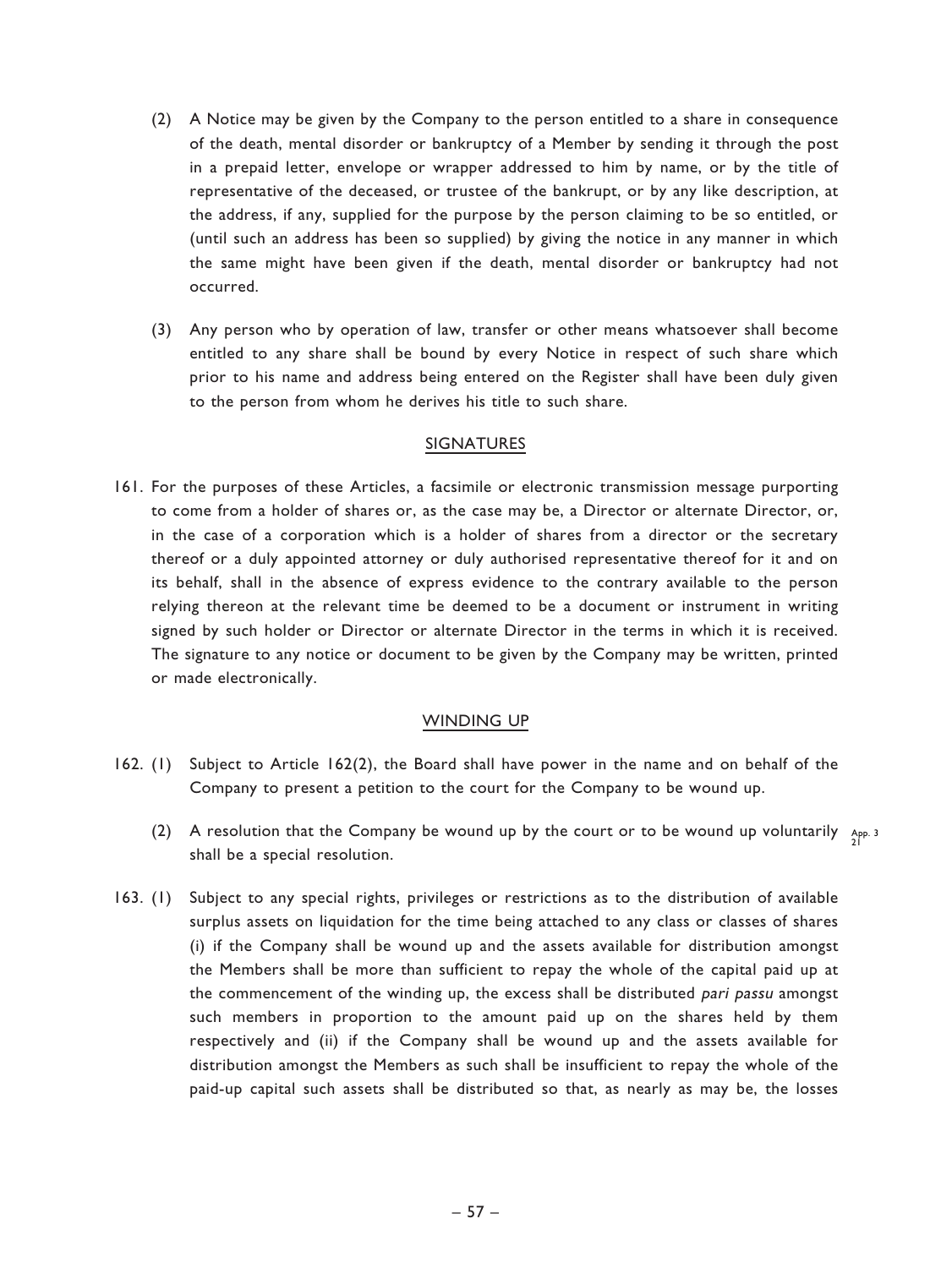(2) A Notice may be given by the Company to the person entitled to a share in consequence of the death, mental disorder or bankruptcy of a Member by sending it through the post in a prepaid letter, envelope or wrapper addressed to him by name, or by the title of representative of the deceased, or trustee of the bankrupt, or by any like description, at the address, if any, supplied for the purpose by the person claiming to be so entitled, or (until such an address has been so supplied) by giving the notice in any manner in which the same might have been given if the death, mental disorder or bankruptcy had not occurred.

(3) Any person who by operation of law, transfer or other means whatsoever shall become entitled to any share shall be bound by every Notice in respect of such share which prior to his name and address being entered on the Register shall have been duly given to the person from whom he derives his title to such share.

## SIGNATURES

161. For the purposes of these Articles, a facsimile or electronic transmission message purporting to come from a holder of shares or, as the case may be, a Director or alternate Director, or, in the case of a corporation which is a holder of shares from a director or the secretary thereof or a duly appointed attorney or duly authorised representative thereof for it and on its behalf, shall in the absence of express evidence to the contrary available to the person relying thereon at the relevant time be deemed to be a document or instrument in writing signed by such holder or Director or alternate Director in the terms in which it is received. The signature to any notice or document to be given by the Company may be written, printed or made electronically.

## WINDING UP

162. (1) Subject to Article 162(2), the Board shall have power in the name and on behalf of the Company to present a petition to the court for the Company to be wound up.

(2) A resolution that the Company be wound up by the court or to be wound up voluntarily shall be a special resolution. App. 3 21

163. (1) Subject to any special rights, privileges or restrictions as to the distribution of available surplus assets on liquidation for the time being attached to any class or classes of shares (i) if the Company shall be wound up and the assets available for distribution amongst the Members shall be more than sufficient to repay the whole of the capital paid up at the commencement of the winding up, the excess shall be distributed *pari passu* amongst such members in proportion to the amount paid up on the shares held by them respectively and (ii) if the Company shall be wound up and the assets available for distribution amongst the Members as such shall be insufficient to repay the whole of the paid-up capital such assets shall be distributed so that, as nearly as may be, the losses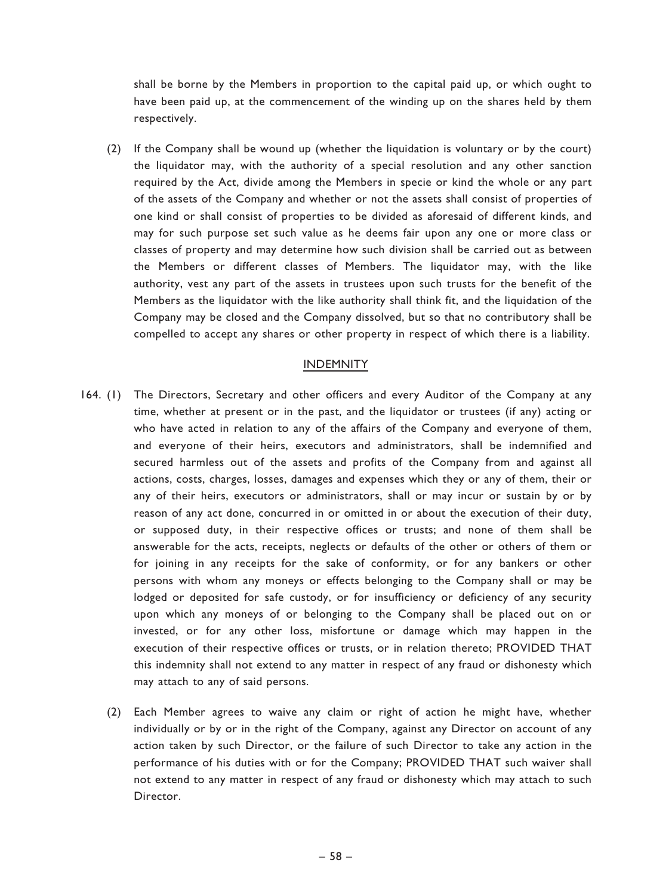shall be borne by the Members in proportion to the capital paid up, or which ought to have been paid up, at the commencement of the winding up on the shares held by them respectively.

(2) If the Company shall be wound up (whether the liquidation is voluntary or by the court) the liquidator may, with the authority of a special resolution and any other sanction required by the Act, divide among the Members in specie or kind the whole or any part of the assets of the Company and whether or not the assets shall consist of properties of one kind or shall consist of properties to be divided as aforesaid of different kinds, and may for such purpose set such value as he deems fair upon any one or more class or classes of property and may determine how such division shall be carried out as between the Members or different classes of Members. The liquidator may, with the like authority, vest any part of the assets in trustees upon such trusts for the benefit of the Members as the liquidator with the like authority shall think fit, and the liquidation of the Company may be closed and the Company dissolved, but so that no contributory shall be compelled to accept any shares or other property in respect of which there is a liability.

## INDEMNITY

164. (1) The Directors, Secretary and other officers and every Auditor of the Company at any time, whether at present or in the past, and the liquidator or trustees (if any) acting or who have acted in relation to any of the affairs of the Company and everyone of them, and everyone of their heirs, executors and administrators, shall be indemnified and secured harmless out of the assets and profits of the Company from and against all actions, costs, charges, losses, damages and expenses which they or any of them, their or any of their heirs, executors or administrators, shall or may incur or sustain by or by reason of any act done, concurred in or omitted in or about the execution of their duty, or supposed duty, in their respective offices or trusts; and none of them shall be answerable for the acts, receipts, neglects or defaults of the other or others of them or for joining in any receipts for the sake of conformity, or for any bankers or other persons with whom any moneys or effects belonging to the Company shall or may be lodged or deposited for safe custody, or for insufficiency or deficiency of any security upon which any moneys of or belonging to the Company shall be placed out on or invested, or for any other loss, misfortune or damage which may happen in the execution of their respective offices or trusts, or in relation thereto; PROVIDED THAT this indemnity shall not extend to any matter in respect of any fraud or dishonesty which may attach to any of said persons.

(2) Each Member agrees to waive any claim or right of action he might have, whether individually or by or in the right of the Company, against any Director on account of any action taken by such Director, or the failure of such Director to take any action in the performance of his duties with or for the Company; PROVIDED THAT such waiver shall not extend to any matter in respect of any fraud or dishonesty which may attach to such Director.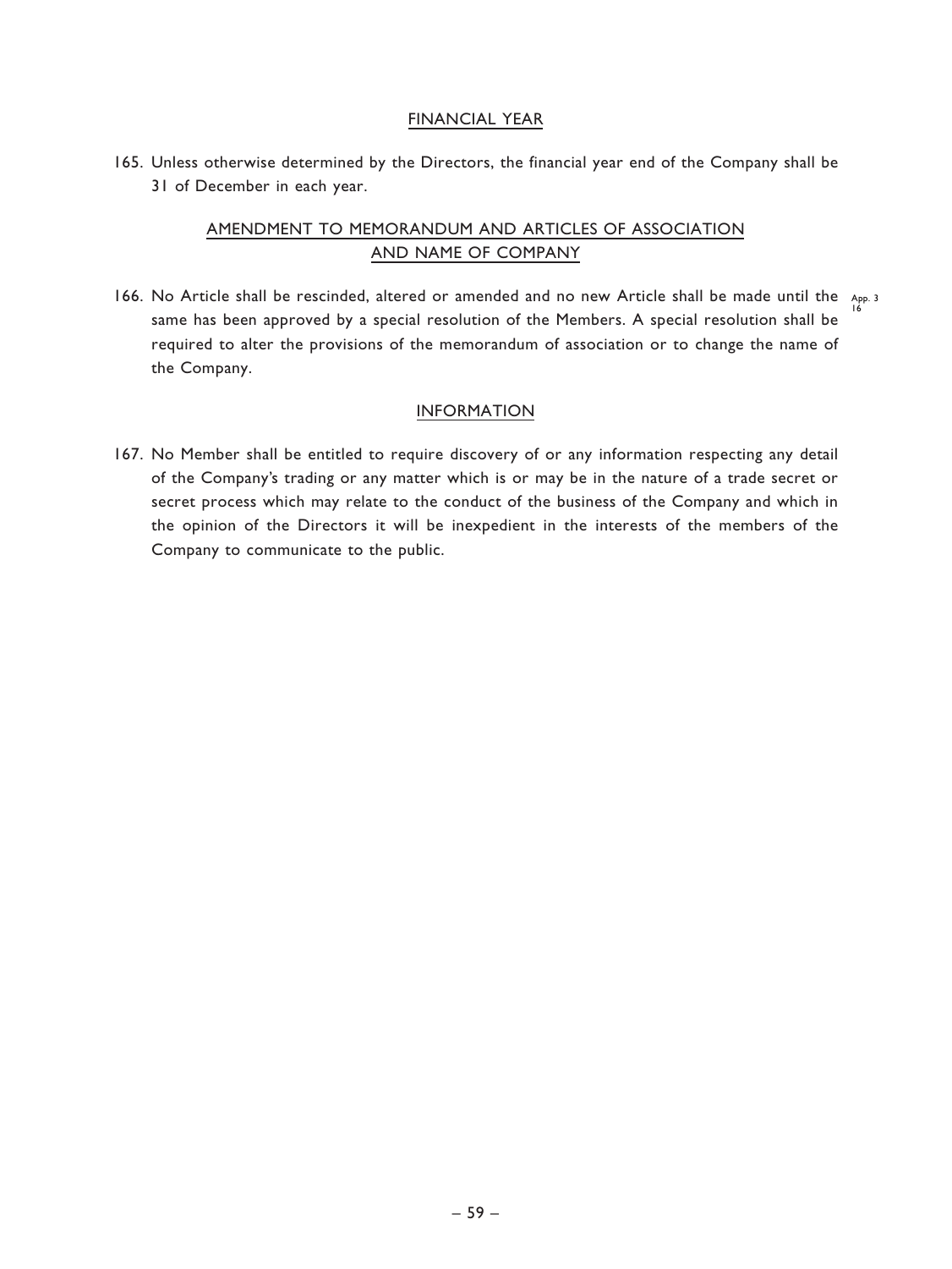## FINANCIAL YEAR

165. Unless otherwise determined by the Directors, the financial year end of the Company shall be 31 of December in each year.

## AMENDMENT TO MEMORANDUM AND ARTICLES OF ASSOCIATION AND NAME OF COMPANY

166. No Article shall be rescinded, altered or amended and no new Article shall be made until the same has been approved by a special resolution of the Members. A special resolution shall be required to alter the provisions of the memorandum of association or to change the name of the Company.

App. 3 16

## INFORMATION

167. No Member shall be entitled to require discovery of or any information respecting any detail of the Company's trading or any matter which is or may be in the nature of a trade secret or secret process which may relate to the conduct of the business of the Company and which in the opinion of the Directors it will be inexpedient in the interests of the members of the Company to communicate to the public.